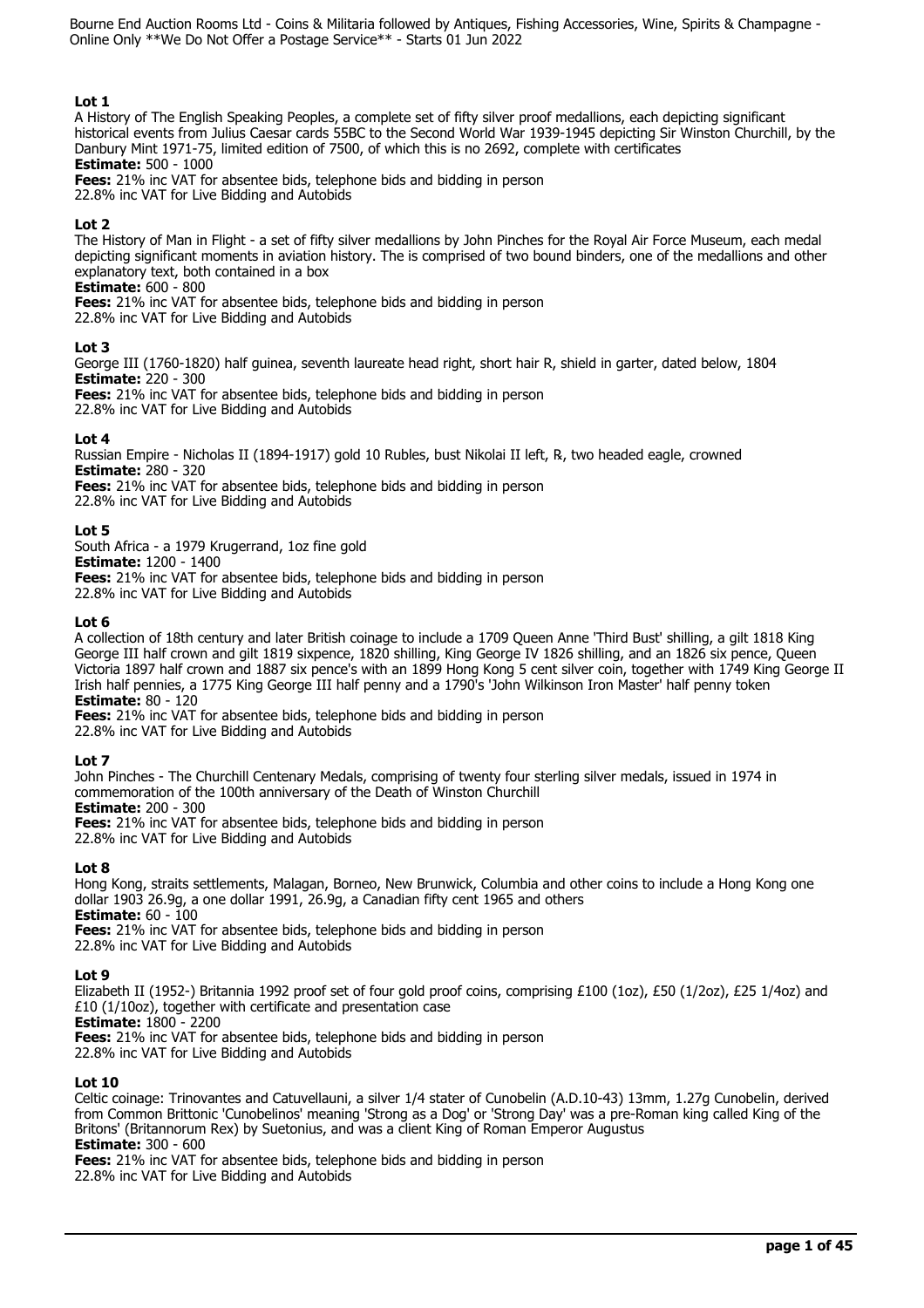Bourne End Auction Rooms Ltd - Coins & Militaria followed by Antiques, Fishing Accessories, Wine, Spirits & Champagne - Online Only **We Do Not Offer a Postage Service** - Starts 01 Jun 2022

**Lot 1**
A History of The English Speaking Peoples, a complete set of fifty silver proof medallions, each depicting significant historical events from Julius Caesar cards 55BC to the Second World War 1939-1945 depicting Sir Winston Churchill, by the Danbury Mint 1971-75, limited edition of 7500, of which this is no 2692, complete with certificates
**Estimate:** 500 - 1000
**Fees:** 21% inc VAT for absentee bids, telephone bids and bidding in person
22.8% inc VAT for Live Bidding and Autobids

**Lot 2**
The History of Man in Flight - a set of fifty silver medallions by John Pinches for the Royal Air Force Museum, each medal depicting significant moments in aviation history. The is comprised of two bound binders, one of the medallions and other explanatory text, both contained in a box
**Estimate:** 600 - 800
**Fees:** 21% inc VAT for absentee bids, telephone bids and bidding in person
22.8% inc VAT for Live Bidding and Autobids

**Lot 3**
George III (1760-1820) half guinea, seventh laureate head right, short hair R, shield in garter, dated below, 1804
**Estimate:** 220 - 300
**Fees:** 21% inc VAT for absentee bids, telephone bids and bidding in person
22.8% inc VAT for Live Bidding and Autobids

**Lot 4**
Russian Empire - Nicholas II (1894-1917) gold 10 Rubles, bust Nikolai II left, R, two headed eagle, crowned
**Estimate:** 280 - 320
**Fees:** 21% inc VAT for absentee bids, telephone bids and bidding in person
22.8% inc VAT for Live Bidding and Autobids

**Lot 5**
South Africa - a 1979 Krugerrand, 1oz fine gold
**Estimate:** 1200 - 1400
**Fees:** 21% inc VAT for absentee bids, telephone bids and bidding in person
22.8% inc VAT for Live Bidding and Autobids

**Lot 6**
A collection of 18th century and later British coinage to include a 1709 Queen Anne 'Third Bust' shilling, a gilt 1818 King George III half crown and gilt 1819 sixpence, 1820 shilling, King George IV 1826 shilling, and an 1826 six pence, Queen Victoria 1897 half crown and 1887 six pence's with an 1899 Hong Kong 5 cent silver coin, together with 1749 King George II Irish half pennies, a 1775 King George III half penny and a 1790's 'John Wilkinson Iron Master' half penny token
**Estimate:** 80 - 120
**Fees:** 21% inc VAT for absentee bids, telephone bids and bidding in person
22.8% inc VAT for Live Bidding and Autobids

**Lot 7**
John Pinches - The Churchill Centenary Medals, comprising of twenty four sterling silver medals, issued in 1974 in commemoration of the 100th anniversary of the Death of Winston Churchill
**Estimate:** 200 - 300
**Fees:** 21% inc VAT for absentee bids, telephone bids and bidding in person
22.8% inc VAT for Live Bidding and Autobids

**Lot 8**
Hong Kong, straits settlements, Malagan, Borneo, New Brunwick, Columbia and other coins to include a Hong Kong one dollar 1903 26.9g, a one dollar 1991, 26.9g, a Canadian fifty cent 1965 and others
**Estimate:** 60 - 100
**Fees:** 21% inc VAT for absentee bids, telephone bids and bidding in person
22.8% inc VAT for Live Bidding and Autobids

**Lot 9**
Elizabeth II (1952-) Britannia 1992 proof set of four gold proof coins, comprising £100 (1oz), £50 (1/2oz), £25 1/4oz) and £10 (1/10oz), together with certificate and presentation case
**Estimate:** 1800 - 2200
**Fees:** 21% inc VAT for absentee bids, telephone bids and bidding in person
22.8% inc VAT for Live Bidding and Autobids

**Lot 10**
Celtic coinage: Trinovantes and Catuvellauni, a silver 1/4 stater of Cunobelin (A.D.10-43) 13mm, 1.27g Cunobelin, derived from Common Brittonic 'Cunobelinos' meaning 'Strong as a Dog' or 'Strong Day' was a pre-Roman king called King of the Britons' (Britannorum Rex) by Suetonius, and was a client King of Roman Emperor Augustus
**Estimate:** 300 - 600
**Fees:** 21% inc VAT for absentee bids, telephone bids and bidding in person
22.8% inc VAT for Live Bidding and Autobids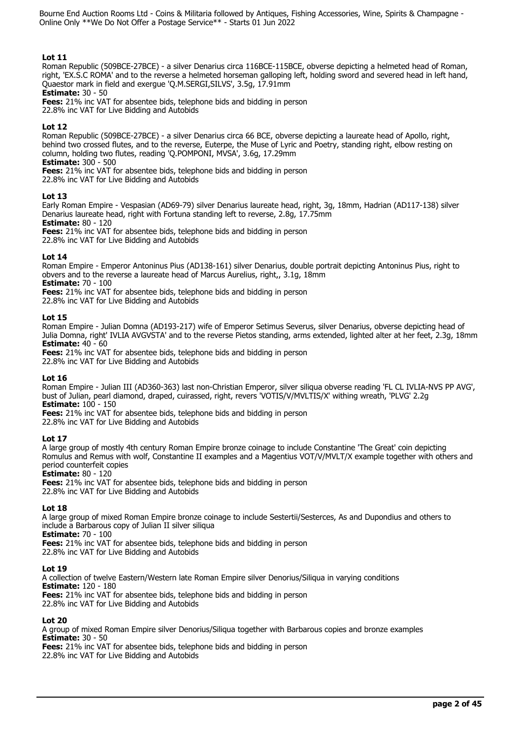**Lot 11**
Roman Republic (509BCE-27BCE) - a silver Denarius circa 116BCE-115BCE, obverse depicting a helmeted head of Roman, right, 'EX.S.C ROMA' and to the reverse a helmeted horseman galloping left, holding sword and severed head in left hand, Quaestor mark in field and exergue 'Q.M.SERGI,SILVS', 3.5g, 17.91mm
**Estimate:** 30 - 50
**Fees:** 21% inc VAT for absentee bids, telephone bids and bidding in person
22.8% inc VAT for Live Bidding and Autobids

**Lot 12**
Roman Republic (509BCE-27BCE) - a silver Denarius circa 66 BCE, obverse depicting a laureate head of Apollo, right, behind two crossed flutes, and to the reverse, Euterpe, the Muse of Lyric and Poetry, standing right, elbow resting on column, holding two flutes, reading 'Q.POMPONI, MVSA', 3.6g, 17.29mm
**Estimate:** 300 - 500
**Fees:** 21% inc VAT for absentee bids, telephone bids and bidding in person
22.8% inc VAT for Live Bidding and Autobids

**Lot 13**
Early Roman Empire - Vespasian (AD69-79) silver Denarius laureate head, right, 3g, 18mm, Hadrian (AD117-138) silver Denarius laureate head, right with Fortuna standing left to reverse, 2.8g, 17.75mm
**Estimate:** 80 - 120
**Fees:** 21% inc VAT for absentee bids, telephone bids and bidding in person
22.8% inc VAT for Live Bidding and Autobids

**Lot 14**
Roman Empire - Emperor Antoninus Pius (AD138-161) silver Denarius, double portrait depicting Antoninus Pius, right to obvers and to the reverse a laureate head of Marcus Aurelius, right,, 3.1g, 18mm
**Estimate:** 70 - 100
**Fees:** 21% inc VAT for absentee bids, telephone bids and bidding in person
22.8% inc VAT for Live Bidding and Autobids

**Lot 15**
Roman Empire - Julian Domna (AD193-217) wife of Emperor Setimus Severus, silver Denarius, obverse depicting head of Julia Domna, right' IVLIA AVGVSTA' and to the reverse Pietos standing, arms extended, lighted alter at her feet, 2.3g, 18mm
**Estimate:** 40 - 60
**Fees:** 21% inc VAT for absentee bids, telephone bids and bidding in person
22.8% inc VAT for Live Bidding and Autobids

**Lot 16**
Roman Empire - Julian III (AD360-363) last non-Christian Emperor, silver siliqua obverse reading 'FL CL IVLIA-NVS PP AVG', bust of Julian, pearl diamond, draped, cuirassed, right, revers 'VOTIS/V/MVLTIS/X' withing wreath, 'PLVG' 2.2g
**Estimate:** 100 - 150
**Fees:** 21% inc VAT for absentee bids, telephone bids and bidding in person
22.8% inc VAT for Live Bidding and Autobids

**Lot 17**
A large group of mostly 4th century Roman Empire bronze coinage to include Constantine 'The Great' coin depicting Romulus and Remus with wolf, Constantine II examples and a Magentius VOT/V/MVLT/X example together with others and period counterfeit copies
**Estimate:** 80 - 120
**Fees:** 21% inc VAT for absentee bids, telephone bids and bidding in person
22.8% inc VAT for Live Bidding and Autobids

**Lot 18**
A large group of mixed Roman Empire bronze coinage to include Sestertii/Sesterces, As and Dupondius and others to include a Barbarous copy of Julian II silver siliqua
**Estimate:** 70 - 100
**Fees:** 21% inc VAT for absentee bids, telephone bids and bidding in person
22.8% inc VAT for Live Bidding and Autobids

**Lot 19**
A collection of twelve Eastern/Western late Roman Empire silver Denorius/Siliqua in varying conditions
**Estimate:** 120 - 180
**Fees:** 21% inc VAT for absentee bids, telephone bids and bidding in person
22.8% inc VAT for Live Bidding and Autobids

**Lot 20**
A group of mixed Roman Empire silver Denorius/Siliqua together with Barbarous copies and bronze examples
**Estimate:** 30 - 50
**Fees:** 21% inc VAT for absentee bids, telephone bids and bidding in person
22.8% inc VAT for Live Bidding and Autobids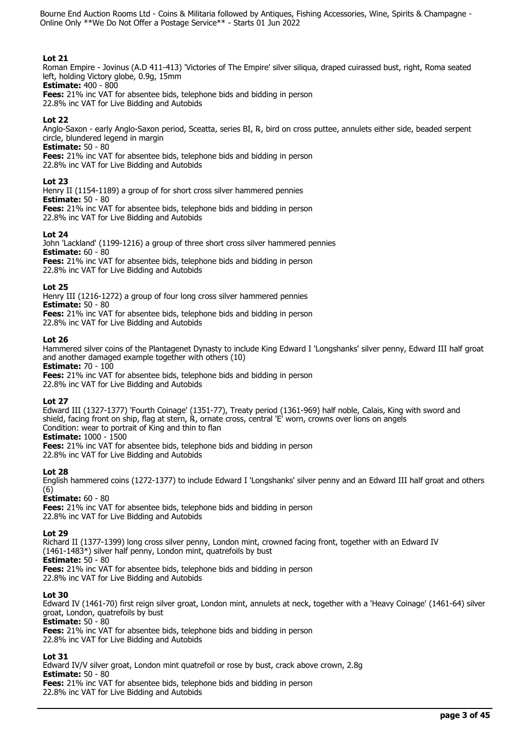**Lot 21**
Roman Empire - Jovinus (A.D 411-413) 'Victories of The Empire' silver siliqua, draped cuirassed bust, right, Roma seated left, holding Victory globe, 0.9g, 15mm
**Estimate:** 400 - 800
**Fees:** 21% inc VAT for absentee bids, telephone bids and bidding in person
22.8% inc VAT for Live Bidding and Autobids

**Lot 22**
Anglo-Saxon - early Anglo-Saxon period, Sceatta, series BI, ℞, bird on cross puttee, annulets either side, beaded serpent circle, blundered legend in margin
**Estimate:** 50 - 80
**Fees:** 21% inc VAT for absentee bids, telephone bids and bidding in person
22.8% inc VAT for Live Bidding and Autobids

**Lot 23**
Henry II (1154-1189) a group of for short cross silver hammered pennies
**Estimate:** 50 - 80
**Fees:** 21% inc VAT for absentee bids, telephone bids and bidding in person
22.8% inc VAT for Live Bidding and Autobids

**Lot 24**
John 'Lackland' (1199-1216) a group of three short cross silver hammered pennies
**Estimate:** 60 - 80
**Fees:** 21% inc VAT for absentee bids, telephone bids and bidding in person
22.8% inc VAT for Live Bidding and Autobids

**Lot 25**
Henry III (1216-1272) a group of four long cross silver hammered pennies
**Estimate:** 50 - 80
**Fees:** 21% inc VAT for absentee bids, telephone bids and bidding in person
22.8% inc VAT for Live Bidding and Autobids

**Lot 26**
Hammered silver coins of the Plantagenet Dynasty to include King Edward I 'Longshanks' silver penny, Edward III half groat and another damaged example together with others (10)
**Estimate:** 70 - 100
**Fees:** 21% inc VAT for absentee bids, telephone bids and bidding in person
22.8% inc VAT for Live Bidding and Autobids

**Lot 27**
Edward III (1327-1377) 'Fourth Coinage' (1351-77), Treaty period (1361-969) half noble, Calais, King with sword and shield, facing front on ship, flag at stern, ℞, ornate cross, central 'E' worn, crowns over lions on angels
Condition: wear to portrait of King and thin to flan
**Estimate:** 1000 - 1500
**Fees:** 21% inc VAT for absentee bids, telephone bids and bidding in person
22.8% inc VAT for Live Bidding and Autobids

**Lot 28**
English hammered coins (1272-1377) to include Edward I 'Longshanks' silver penny and an Edward III half groat and others (6)
**Estimate:** 60 - 80
**Fees:** 21% inc VAT for absentee bids, telephone bids and bidding in person
22.8% inc VAT for Live Bidding and Autobids

**Lot 29**
Richard II (1377-1399) long cross silver penny, London mint, crowned facing front, together with an Edward IV (1461-1483*) silver half penny, London mint, quatrefoils by bust
**Estimate:** 50 - 80
**Fees:** 21% inc VAT for absentee bids, telephone bids and bidding in person
22.8% inc VAT for Live Bidding and Autobids

**Lot 30**
Edward IV (1461-70) first reign silver groat, London mint, annulets at neck, together with a 'Heavy Coinage' (1461-64) silver groat, London, quatrefoils by bust
**Estimate:** 50 - 80
**Fees:** 21% inc VAT for absentee bids, telephone bids and bidding in person
22.8% inc VAT for Live Bidding and Autobids

**Lot 31**
Edward IV/V silver groat, London mint quatrefoil or rose by bust, crack above crown, 2.8g
**Estimate:** 50 - 80
**Fees:** 21% inc VAT for absentee bids, telephone bids and bidding in person
22.8% inc VAT for Live Bidding and Autobids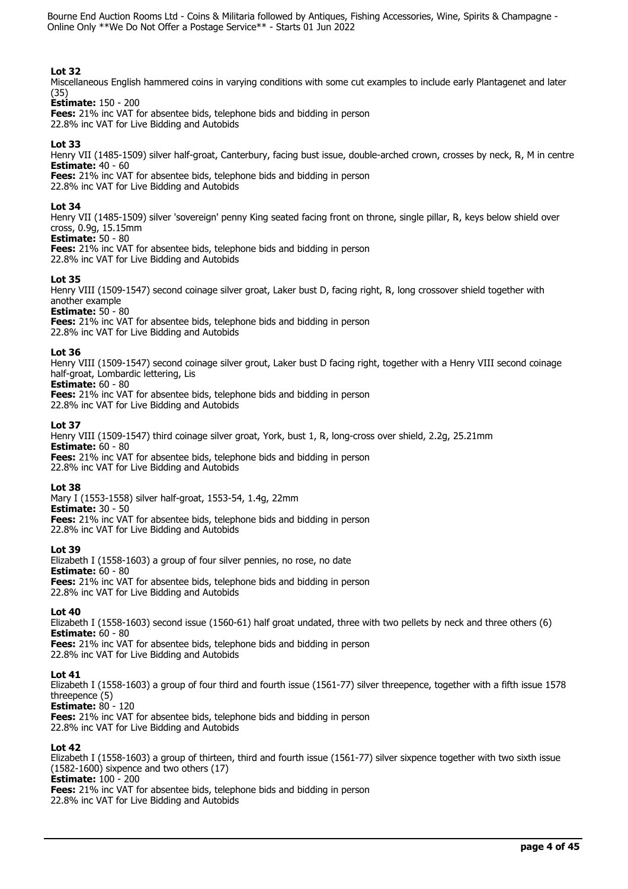**Lot 32**
Miscellaneous English hammered coins in varying conditions with some cut examples to include early Plantagenet and later (35)
**Estimate:** 150 - 200
**Fees:** 21% inc VAT for absentee bids, telephone bids and bidding in person
22.8% inc VAT for Live Bidding and Autobids

**Lot 33**
Henry VII (1485-1509) silver half-groat, Canterbury, facing bust issue, double-arched crown, crosses by neck, R, M in centre
**Estimate:** 40 - 60
**Fees:** 21% inc VAT for absentee bids, telephone bids and bidding in person
22.8% inc VAT for Live Bidding and Autobids

**Lot 34**
Henry VII (1485-1509) silver 'sovereign' penny King seated facing front on throne, single pillar, R, keys below shield over cross, 0.9g, 15.15mm
**Estimate:** 50 - 80
**Fees:** 21% inc VAT for absentee bids, telephone bids and bidding in person
22.8% inc VAT for Live Bidding and Autobids

**Lot 35**
Henry VIII (1509-1547) second coinage silver groat, Laker bust D, facing right, R, long crossover shield together with another example
**Estimate:** 50 - 80
**Fees:** 21% inc VAT for absentee bids, telephone bids and bidding in person
22.8% inc VAT for Live Bidding and Autobids

**Lot 36**
Henry VIII (1509-1547) second coinage silver grout, Laker bust D facing right, together with a Henry VIII second coinage half-groat, Lombardic lettering, Lis
**Estimate:** 60 - 80
**Fees:** 21% inc VAT for absentee bids, telephone bids and bidding in person
22.8% inc VAT for Live Bidding and Autobids

**Lot 37**
Henry VIII (1509-1547) third coinage silver groat, York, bust 1, R, long-cross over shield, 2.2g, 25.21mm
**Estimate:** 60 - 80
**Fees:** 21% inc VAT for absentee bids, telephone bids and bidding in person
22.8% inc VAT for Live Bidding and Autobids

**Lot 38**
Mary I (1553-1558) silver half-groat, 1553-54, 1.4g, 22mm
**Estimate:** 30 - 50
**Fees:** 21% inc VAT for absentee bids, telephone bids and bidding in person
22.8% inc VAT for Live Bidding and Autobids

**Lot 39**
Elizabeth I (1558-1603) a group of four silver pennies, no rose, no date
**Estimate:** 60 - 80
**Fees:** 21% inc VAT for absentee bids, telephone bids and bidding in person
22.8% inc VAT for Live Bidding and Autobids

**Lot 40**
Elizabeth I (1558-1603) second issue (1560-61) half groat undated, three with two pellets by neck and three others (6)
**Estimate:** 60 - 80
**Fees:** 21% inc VAT for absentee bids, telephone bids and bidding in person
22.8% inc VAT for Live Bidding and Autobids

**Lot 41**
Elizabeth I (1558-1603) a group of four third and fourth issue (1561-77) silver threepence, together with a fifth issue 1578 threepence (5)
**Estimate:** 80 - 120
**Fees:** 21% inc VAT for absentee bids, telephone bids and bidding in person
22.8% inc VAT for Live Bidding and Autobids

**Lot 42**
Elizabeth I (1558-1603) a group of thirteen, third and fourth issue (1561-77) silver sixpence together with two sixth issue (1582-1600) sixpence and two others (17)
**Estimate:** 100 - 200
**Fees:** 21% inc VAT for absentee bids, telephone bids and bidding in person
22.8% inc VAT for Live Bidding and Autobids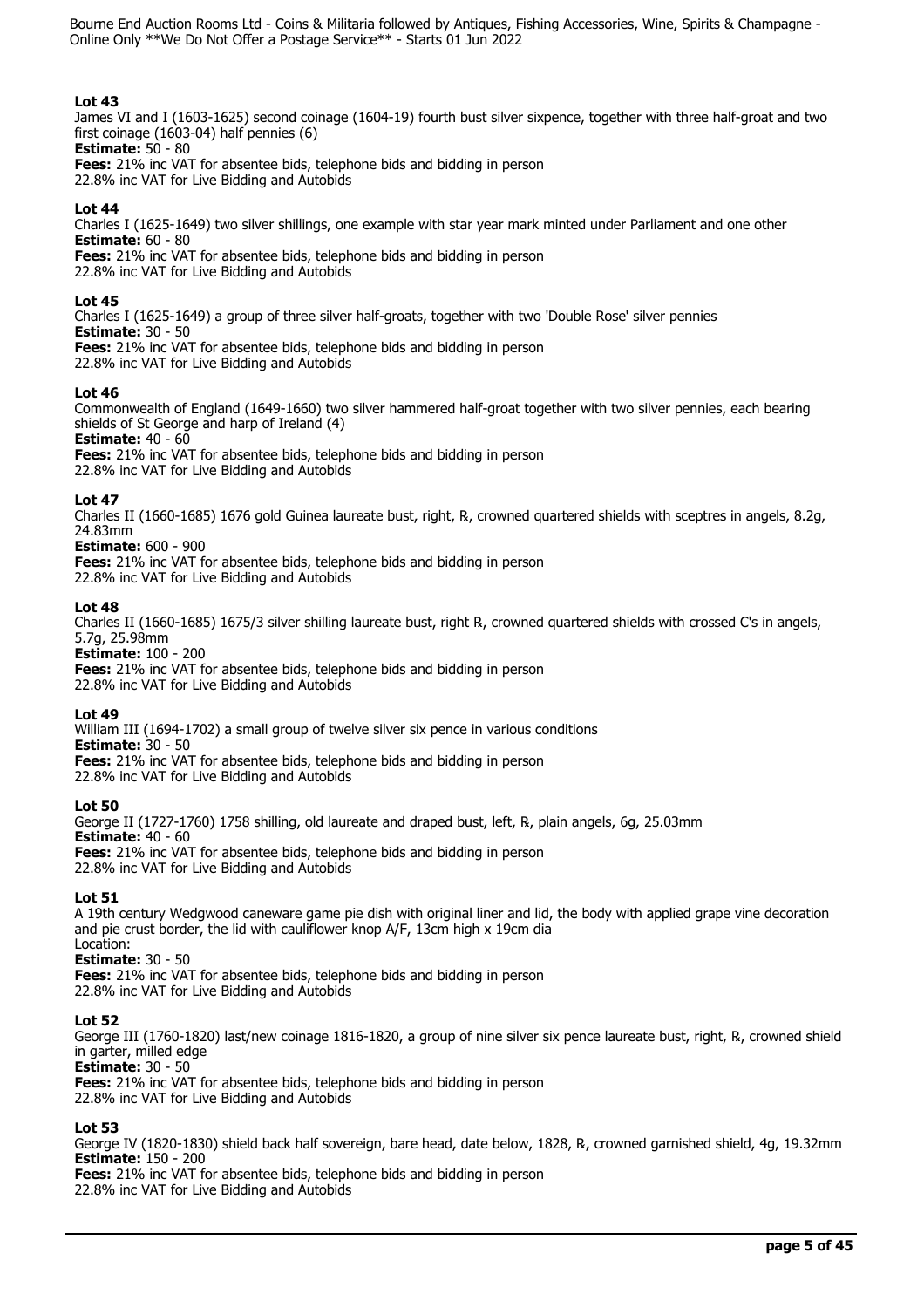### Lot 43

James VI and I (1603-1625) second coinage (1604-19) fourth bust silver sixpence, together with three half-groat and two first coinage (1603-04) half pennies (6)

**Estimate:** 50 - 80

**Fees:** 21% inc VAT for absentee bids, telephone bids and bidding in person
22.8% inc VAT for Live Bidding and Autobids

### Lot 44

Charles I (1625-1649) two silver shillings, one example with star year mark minted under Parliament and one other

**Estimate:** 60 - 80

**Fees:** 21% inc VAT for absentee bids, telephone bids and bidding in person
22.8% inc VAT for Live Bidding and Autobids

### Lot 45

Charles I (1625-1649) a group of three silver half-groats, together with two 'Double Rose' silver pennies

**Estimate:** 30 - 50

**Fees:** 21% inc VAT for absentee bids, telephone bids and bidding in person
22.8% inc VAT for Live Bidding and Autobids

### Lot 46

Commonwealth of England (1649-1660) two silver hammered half-groat together with two silver pennies, each bearing shields of St George and harp of Ireland (4)

**Estimate:** 40 - 60

**Fees:** 21% inc VAT for absentee bids, telephone bids and bidding in person
22.8% inc VAT for Live Bidding and Autobids

### Lot 47

Charles II (1660-1685) 1676 gold Guinea laureate bust, right, ℞, crowned quartered shields with sceptres in angels, 8.2g, 24.83mm

**Estimate:** 600 - 900

**Fees:** 21% inc VAT for absentee bids, telephone bids and bidding in person
22.8% inc VAT for Live Bidding and Autobids

### Lot 48

Charles II (1660-1685) 1675/3 silver shilling laureate bust, right ℞, crowned quartered shields with crossed C's in angels, 5.7g, 25.98mm

**Estimate:** 100 - 200

**Fees:** 21% inc VAT for absentee bids, telephone bids and bidding in person
22.8% inc VAT for Live Bidding and Autobids

### Lot 49

William III (1694-1702) a small group of twelve silver six pence in various conditions

**Estimate:** 30 - 50

**Fees:** 21% inc VAT for absentee bids, telephone bids and bidding in person
22.8% inc VAT for Live Bidding and Autobids

### Lot 50

George II (1727-1760) 1758 shilling, old laureate and draped bust, left, ℞, plain angels, 6g, 25.03mm

**Estimate:** 40 - 60

**Fees:** 21% inc VAT for absentee bids, telephone bids and bidding in person
22.8% inc VAT for Live Bidding and Autobids

### Lot 51

A 19th century Wedgwood caneware game pie dish with original liner and lid, the body with applied grape vine decoration and pie crust border, the lid with cauliflower knop A/F, 13cm high x 19cm dia
Location:

**Estimate:** 30 - 50

**Fees:** 21% inc VAT for absentee bids, telephone bids and bidding in person
22.8% inc VAT for Live Bidding and Autobids

### Lot 52

George III (1760-1820) last/new coinage 1816-1820, a group of nine silver six pence laureate bust, right, ℞, crowned shield in garter, milled edge

**Estimate:** 30 - 50

**Fees:** 21% inc VAT for absentee bids, telephone bids and bidding in person
22.8% inc VAT for Live Bidding and Autobids

### Lot 53

George IV (1820-1830) shield back half sovereign, bare head, date below, 1828, ℞, crowned garnished shield, 4g, 19.32mm

**Estimate:** 150 - 200

**Fees:** 21% inc VAT for absentee bids, telephone bids and bidding in person
22.8% inc VAT for Live Bidding and Autobids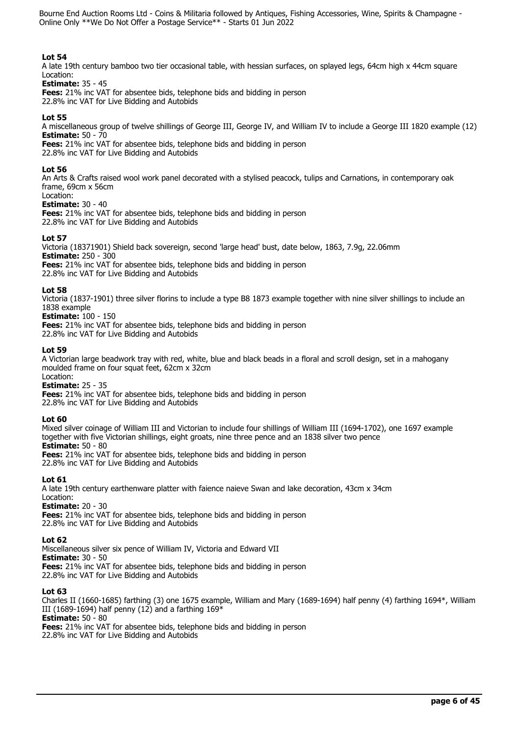### Lot 54

A late 19th century bamboo two tier occasional table, with hessian surfaces, on splayed legs, 64cm high x 44cm square
Location:
**Estimate:** 35 - 45
**Fees:** 21% inc VAT for absentee bids, telephone bids and bidding in person
22.8% inc VAT for Live Bidding and Autobids

### Lot 55

A miscellaneous group of twelve shillings of George III, George IV, and William IV to include a George III 1820 example (12)
**Estimate:** 50 - 70
**Fees:** 21% inc VAT for absentee bids, telephone bids and bidding in person
22.8% inc VAT for Live Bidding and Autobids

### Lot 56

An Arts & Crafts raised wool work panel decorated with a stylised peacock, tulips and Carnations, in contemporary oak frame, 69cm x 56cm
Location:
**Estimate:** 30 - 40
**Fees:** 21% inc VAT for absentee bids, telephone bids and bidding in person
22.8% inc VAT for Live Bidding and Autobids

### Lot 57

Victoria (18371901) Shield back sovereign, second 'large head' bust, date below, 1863, 7.9g, 22.06mm
**Estimate:** 250 - 300
**Fees:** 21% inc VAT for absentee bids, telephone bids and bidding in person
22.8% inc VAT for Live Bidding and Autobids

### Lot 58

Victoria (1837-1901) three silver florins to include a type B8 1873 example together with nine silver shillings to include an 1838 example
**Estimate:** 100 - 150
**Fees:** 21% inc VAT for absentee bids, telephone bids and bidding in person
22.8% inc VAT for Live Bidding and Autobids

### Lot 59

A Victorian large beadwork tray with red, white, blue and black beads in a floral and scroll design, set in a mahogany moulded frame on four squat feet, 62cm x 32cm
Location:
**Estimate:** 25 - 35
**Fees:** 21% inc VAT for absentee bids, telephone bids and bidding in person
22.8% inc VAT for Live Bidding and Autobids

### Lot 60

Mixed silver coinage of William III and Victorian to include four shillings of William III (1694-1702), one 1697 example together with five Victorian shillings, eight groats, nine three pence and an 1838 silver two pence
**Estimate:** 50 - 80
**Fees:** 21% inc VAT for absentee bids, telephone bids and bidding in person
22.8% inc VAT for Live Bidding and Autobids

### Lot 61

A late 19th century earthenware platter with faience naieve Swan and lake decoration, 43cm x 34cm
Location:
**Estimate:** 20 - 30
**Fees:** 21% inc VAT for absentee bids, telephone bids and bidding in person
22.8% inc VAT for Live Bidding and Autobids

### Lot 62

Miscellaneous silver six pence of William IV, Victoria and Edward VII
**Estimate:** 30 - 50
**Fees:** 21% inc VAT for absentee bids, telephone bids and bidding in person
22.8% inc VAT for Live Bidding and Autobids

### Lot 63

Charles II (1660-1685) farthing (3) one 1675 example, William and Mary (1689-1694) half penny (4) farthing 1694*, William III (1689-1694) half penny (12) and a farthing 169*
**Estimate:** 50 - 80
**Fees:** 21% inc VAT for absentee bids, telephone bids and bidding in person
22.8% inc VAT for Live Bidding and Autobids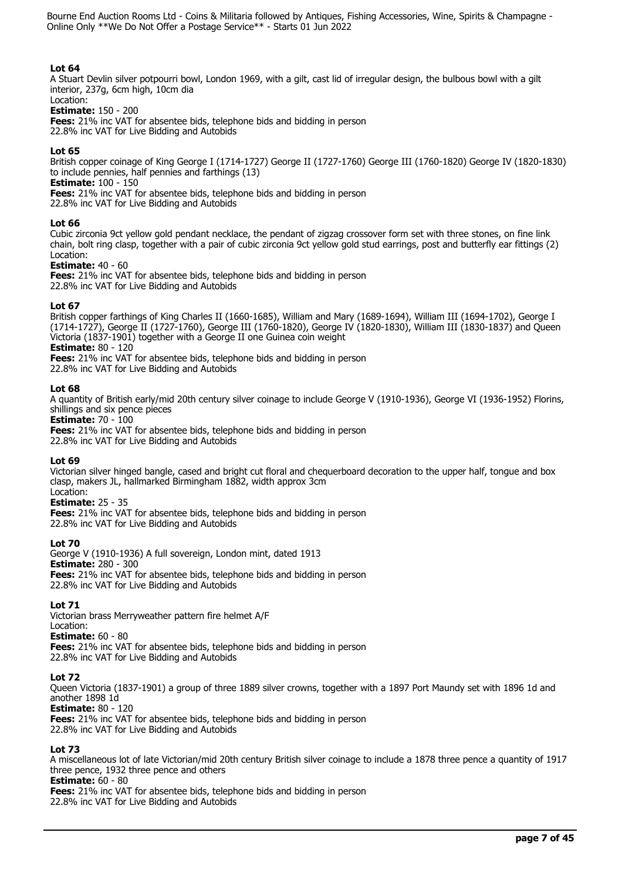## Lot 64

A Stuart Devlin silver potpourri bowl, London 1969, with a gilt, cast lid of irregular design, the bulbous bowl with a gilt interior, 237g, 6cm high, 10cm dia

Location:

**Estimate:** 150 - 200

**Fees:** 21% inc VAT for absentee bids, telephone bids and bidding in person
22.8% inc VAT for Live Bidding and Autobids

## Lot 65

British copper coinage of King George I (1714-1727) George II (1727-1760) George III (1760-1820) George IV (1820-1830) to include pennies, half pennies and farthings (13)

**Estimate:** 100 - 150

**Fees:** 21% inc VAT for absentee bids, telephone bids and bidding in person
22.8% inc VAT for Live Bidding and Autobids

## Lot 66

Cubic zirconia 9ct yellow gold pendant necklace, the pendant of zigzag crossover form set with three stones, on fine link chain, bolt ring clasp, together with a pair of cubic zirconia 9ct yellow gold stud earrings, post and butterfly ear fittings (2)

Location:

**Estimate:** 40 - 60

**Fees:** 21% inc VAT for absentee bids, telephone bids and bidding in person
22.8% inc VAT for Live Bidding and Autobids

## Lot 67

British copper farthings of King Charles II (1660-1685), William and Mary (1689-1694), William III (1694-1702), George I (1714-1727), George II (1727-1760), George III (1760-1820), George IV (1820-1830), William III (1830-1837) and Queen Victoria (1837-1901) together with a George II one Guinea coin weight

**Estimate:** 80 - 120

**Fees:** 21% inc VAT for absentee bids, telephone bids and bidding in person
22.8% inc VAT for Live Bidding and Autobids

## Lot 68

A quantity of British early/mid 20th century silver coinage to include George V (1910-1936), George VI (1936-1952) Florins, shillings and six pence pieces

**Estimate:** 70 - 100

**Fees:** 21% inc VAT for absentee bids, telephone bids and bidding in person
22.8% inc VAT for Live Bidding and Autobids

## Lot 69

Victorian silver hinged bangle, cased and bright cut floral and chequerboard decoration to the upper half, tongue and box clasp, makers JL, hallmarked Birmingham 1882, width approx 3cm

Location:

**Estimate:** 25 - 35

**Fees:** 21% inc VAT for absentee bids, telephone bids and bidding in person
22.8% inc VAT for Live Bidding and Autobids

## Lot 70

George V (1910-1936) A full sovereign, London mint, dated 1913

**Estimate:** 280 - 300

**Fees:** 21% inc VAT for absentee bids, telephone bids and bidding in person
22.8% inc VAT for Live Bidding and Autobids

## Lot 71

Victorian brass Merryweather pattern fire helmet A/F

Location:

**Estimate:** 60 - 80

**Fees:** 21% inc VAT for absentee bids, telephone bids and bidding in person
22.8% inc VAT for Live Bidding and Autobids

## Lot 72

Queen Victoria (1837-1901) a group of three 1889 silver crowns, together with a 1897 Port Maundy set with 1896 1d and another 1898 1d

**Estimate:** 80 - 120

**Fees:** 21% inc VAT for absentee bids, telephone bids and bidding in person
22.8% inc VAT for Live Bidding and Autobids

## Lot 73

A miscellaneous lot of late Victorian/mid 20th century British silver coinage to include a 1878 three pence a quantity of 1917 three pence, 1932 three pence and others

**Estimate:** 60 - 80

**Fees:** 21% inc VAT for absentee bids, telephone bids and bidding in person
22.8% inc VAT for Live Bidding and Autobids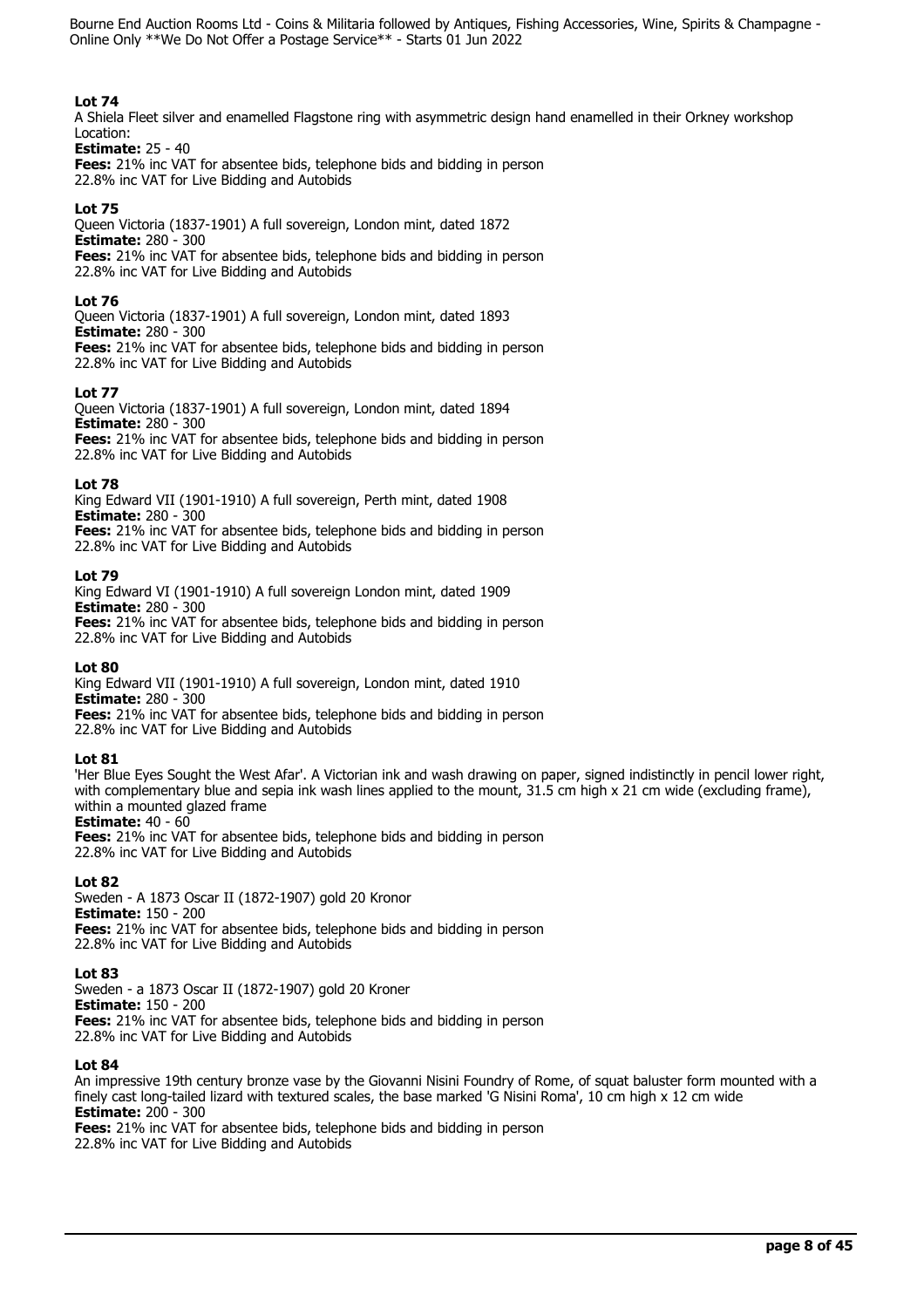### Lot 74
A Shiela Fleet silver and enamelled Flagstone ring with asymmetric design hand enamelled in their Orkney workshop
Location:
**Estimate:** 25 - 40
**Fees:** 21% inc VAT for absentee bids, telephone bids and bidding in person
22.8% inc VAT for Live Bidding and Autobids

### Lot 75
Queen Victoria (1837-1901) A full sovereign, London mint, dated 1872
**Estimate:** 280 - 300
**Fees:** 21% inc VAT for absentee bids, telephone bids and bidding in person
22.8% inc VAT for Live Bidding and Autobids

### Lot 76
Queen Victoria (1837-1901) A full sovereign, London mint, dated 1893
**Estimate:** 280 - 300
**Fees:** 21% inc VAT for absentee bids, telephone bids and bidding in person
22.8% inc VAT for Live Bidding and Autobids

### Lot 77
Queen Victoria (1837-1901) A full sovereign, London mint, dated 1894
**Estimate:** 280 - 300
**Fees:** 21% inc VAT for absentee bids, telephone bids and bidding in person
22.8% inc VAT for Live Bidding and Autobids

### Lot 78
King Edward VII (1901-1910) A full sovereign, Perth mint, dated 1908
**Estimate:** 280 - 300
**Fees:** 21% inc VAT for absentee bids, telephone bids and bidding in person
22.8% inc VAT for Live Bidding and Autobids

### Lot 79
King Edward VI (1901-1910) A full sovereign London mint, dated 1909
**Estimate:** 280 - 300
**Fees:** 21% inc VAT for absentee bids, telephone bids and bidding in person
22.8% inc VAT for Live Bidding and Autobids

### Lot 80
King Edward VII (1901-1910) A full sovereign, London mint, dated 1910
**Estimate:** 280 - 300
**Fees:** 21% inc VAT for absentee bids, telephone bids and bidding in person
22.8% inc VAT for Live Bidding and Autobids

### Lot 81
'Her Blue Eyes Sought the West Afar'. A Victorian ink and wash drawing on paper, signed indistinctly in pencil lower right, with complementary blue and sepia ink wash lines applied to the mount, 31.5 cm high x 21 cm wide (excluding frame), within a mounted glazed frame
**Estimate:** 40 - 60
**Fees:** 21% inc VAT for absentee bids, telephone bids and bidding in person
22.8% inc VAT for Live Bidding and Autobids

### Lot 82
Sweden - A 1873 Oscar II (1872-1907) gold 20 Kronor
**Estimate:** 150 - 200
**Fees:** 21% inc VAT for absentee bids, telephone bids and bidding in person
22.8% inc VAT for Live Bidding and Autobids

### Lot 83
Sweden - a 1873 Oscar II (1872-1907) gold 20 Kroner
**Estimate:** 150 - 200
**Fees:** 21% inc VAT for absentee bids, telephone bids and bidding in person
22.8% inc VAT for Live Bidding and Autobids

### Lot 84
An impressive 19th century bronze vase by the Giovanni Nisini Foundry of Rome, of squat baluster form mounted with a finely cast long-tailed lizard with textured scales, the base marked 'G Nisini Roma', 10 cm high x 12 cm wide
**Estimate:** 200 - 300
**Fees:** 21% inc VAT for absentee bids, telephone bids and bidding in person
22.8% inc VAT for Live Bidding and Autobids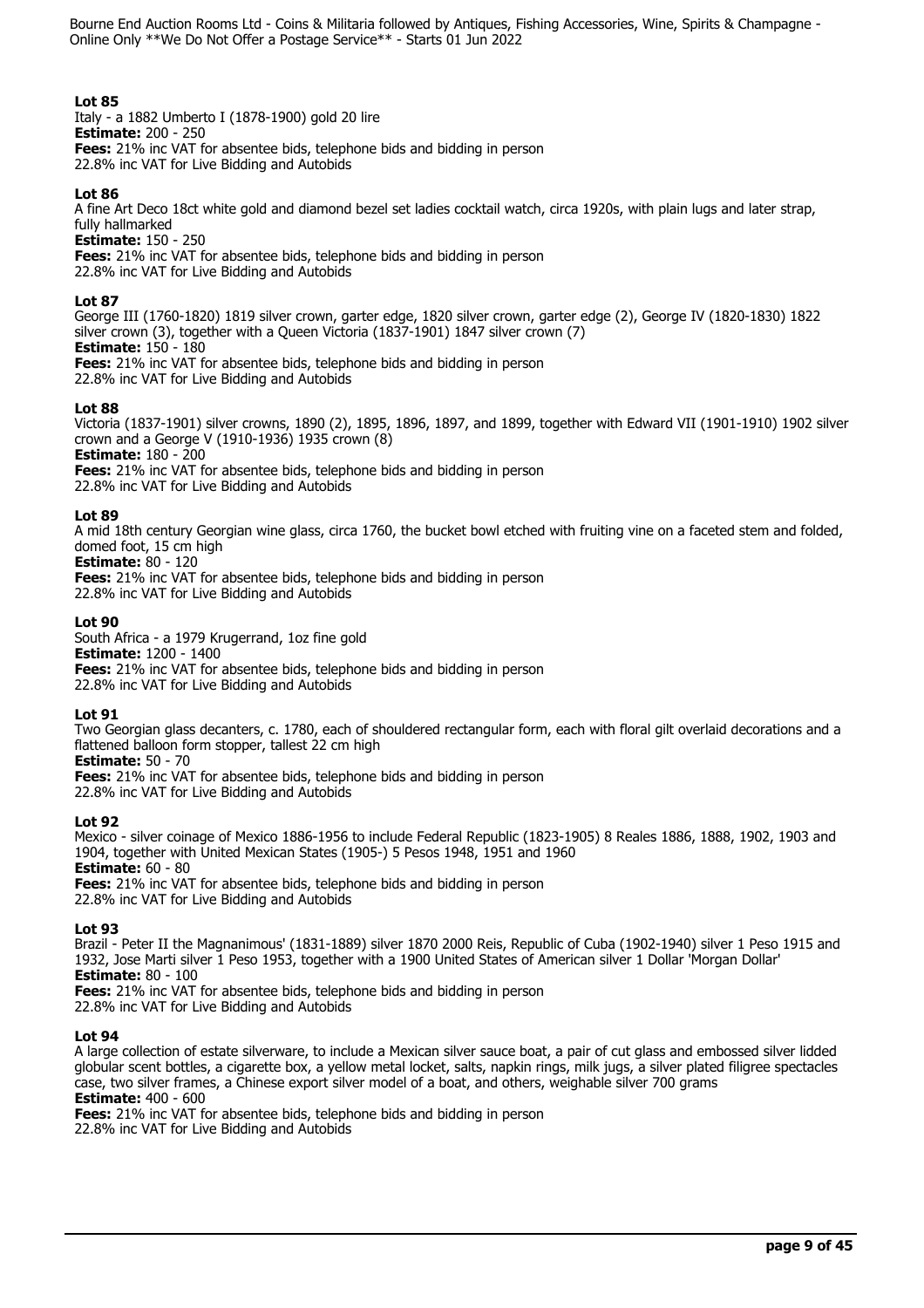**Lot 85**
Italy - a 1882 Umberto I (1878-1900) gold 20 lire
**Estimate:** 200 - 250
**Fees:** 21% inc VAT for absentee bids, telephone bids and bidding in person
22.8% inc VAT for Live Bidding and Autobids

**Lot 86**
A fine Art Deco 18ct white gold and diamond bezel set ladies cocktail watch, circa 1920s, with plain lugs and later strap, fully hallmarked
**Estimate:** 150 - 250
**Fees:** 21% inc VAT for absentee bids, telephone bids and bidding in person
22.8% inc VAT for Live Bidding and Autobids

**Lot 87**
George III (1760-1820) 1819 silver crown, garter edge, 1820 silver crown, garter edge (2), George IV (1820-1830) 1822 silver crown (3), together with a Queen Victoria (1837-1901) 1847 silver crown (7)
**Estimate:** 150 - 180
**Fees:** 21% inc VAT for absentee bids, telephone bids and bidding in person
22.8% inc VAT for Live Bidding and Autobids

**Lot 88**
Victoria (1837-1901) silver crowns, 1890 (2), 1895, 1896, 1897, and 1899, together with Edward VII (1901-1910) 1902 silver crown and a George V (1910-1936) 1935 crown (8)
**Estimate:** 180 - 200
**Fees:** 21% inc VAT for absentee bids, telephone bids and bidding in person
22.8% inc VAT for Live Bidding and Autobids

**Lot 89**
A mid 18th century Georgian wine glass, circa 1760, the bucket bowl etched with fruiting vine on a faceted stem and folded, domed foot, 15 cm high
**Estimate:** 80 - 120
**Fees:** 21% inc VAT for absentee bids, telephone bids and bidding in person
22.8% inc VAT for Live Bidding and Autobids

**Lot 90**
South Africa - a 1979 Krugerrand, 1oz fine gold
**Estimate:** 1200 - 1400
**Fees:** 21% inc VAT for absentee bids, telephone bids and bidding in person
22.8% inc VAT for Live Bidding and Autobids

**Lot 91**
Two Georgian glass decanters, c. 1780, each of shouldered rectangular form, each with floral gilt overlaid decorations and a flattened balloon form stopper, tallest 22 cm high
**Estimate:** 50 - 70
**Fees:** 21% inc VAT for absentee bids, telephone bids and bidding in person
22.8% inc VAT for Live Bidding and Autobids

**Lot 92**
Mexico - silver coinage of Mexico 1886-1956 to include Federal Republic (1823-1905) 8 Reales 1886, 1888, 1902, 1903 and 1904, together with United Mexican States (1905-) 5 Pesos 1948, 1951 and 1960
**Estimate:** 60 - 80
**Fees:** 21% inc VAT for absentee bids, telephone bids and bidding in person
22.8% inc VAT for Live Bidding and Autobids

**Lot 93**
Brazil - Peter II the Magnanimous' (1831-1889) silver 1870 2000 Reis, Republic of Cuba (1902-1940) silver 1 Peso 1915 and 1932, Jose Marti silver 1 Peso 1953, together with a 1900 United States of American silver 1 Dollar 'Morgan Dollar'
**Estimate:** 80 - 100
**Fees:** 21% inc VAT for absentee bids, telephone bids and bidding in person
22.8% inc VAT for Live Bidding and Autobids

**Lot 94**
A large collection of estate silverware, to include a Mexican silver sauce boat, a pair of cut glass and embossed silver lidded globular scent bottles, a cigarette box, a yellow metal locket, salts, napkin rings, milk jugs, a silver plated filigree spectacles case, two silver frames, a Chinese export silver model of a boat, and others, weighable silver 700 grams
**Estimate:** 400 - 600
**Fees:** 21% inc VAT for absentee bids, telephone bids and bidding in person
22.8% inc VAT for Live Bidding and Autobids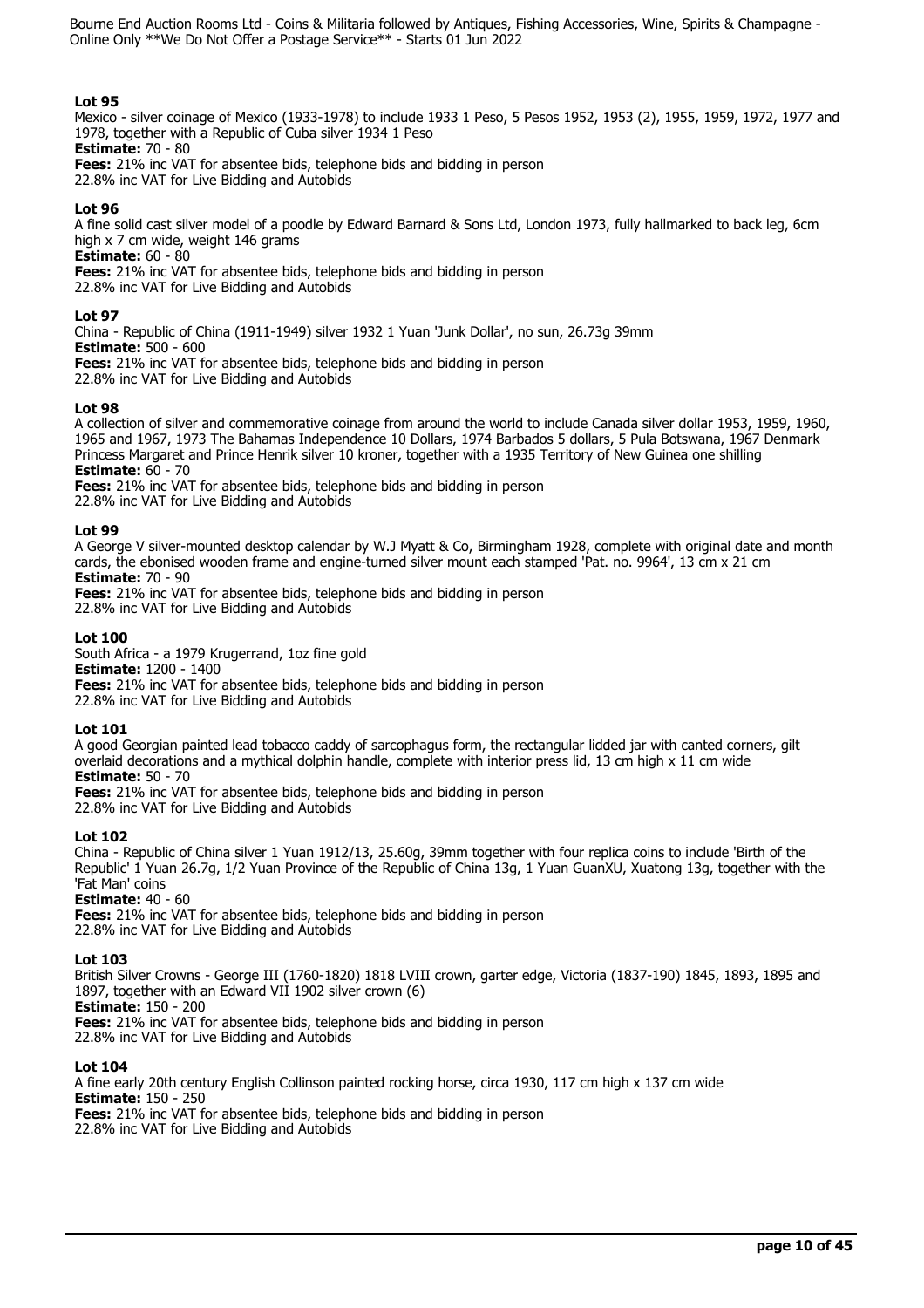**Lot 95**
Mexico - silver coinage of Mexico (1933-1978) to include 1933 1 Peso, 5 Pesos 1952, 1953 (2), 1955, 1959, 1972, 1977 and 1978, together with a Republic of Cuba silver 1934 1 Peso
**Estimate:** 70 - 80
**Fees:** 21% inc VAT for absentee bids, telephone bids and bidding in person
22.8% inc VAT for Live Bidding and Autobids

**Lot 96**
A fine solid cast silver model of a poodle by Edward Barnard & Sons Ltd, London 1973, fully hallmarked to back leg, 6cm high x 7 cm wide, weight 146 grams
**Estimate:** 60 - 80
**Fees:** 21% inc VAT for absentee bids, telephone bids and bidding in person
22.8% inc VAT for Live Bidding and Autobids

**Lot 97**
China - Republic of China (1911-1949) silver 1932 1 Yuan 'Junk Dollar', no sun, 26.73g 39mm
**Estimate:** 500 - 600
**Fees:** 21% inc VAT for absentee bids, telephone bids and bidding in person
22.8% inc VAT for Live Bidding and Autobids

**Lot 98**
A collection of silver and commemorative coinage from around the world to include Canada silver dollar 1953, 1959, 1960, 1965 and 1967, 1973 The Bahamas Independence 10 Dollars, 1974 Barbados 5 dollars, 5 Pula Botswana, 1967 Denmark Princess Margaret and Prince Henrik silver 10 kroner, together with a 1935 Territory of New Guinea one shilling
**Estimate:** 60 - 70
**Fees:** 21% inc VAT for absentee bids, telephone bids and bidding in person
22.8% inc VAT for Live Bidding and Autobids

**Lot 99**
A George V silver-mounted desktop calendar by W.J Myatt & Co, Birmingham 1928, complete with original date and month cards, the ebonised wooden frame and engine-turned silver mount each stamped 'Pat. no. 9964', 13 cm x 21 cm
**Estimate:** 70 - 90
**Fees:** 21% inc VAT for absentee bids, telephone bids and bidding in person
22.8% inc VAT for Live Bidding and Autobids

**Lot 100**
South Africa - a 1979 Krugerrand, 1oz fine gold
**Estimate:** 1200 - 1400
**Fees:** 21% inc VAT for absentee bids, telephone bids and bidding in person
22.8% inc VAT for Live Bidding and Autobids

**Lot 101**
A good Georgian painted lead tobacco caddy of sarcophagus form, the rectangular lidded jar with canted corners, gilt overlaid decorations and a mythical dolphin handle, complete with interior press lid, 13 cm high x 11 cm wide
**Estimate:** 50 - 70
**Fees:** 21% inc VAT for absentee bids, telephone bids and bidding in person
22.8% inc VAT for Live Bidding and Autobids

**Lot 102**
China - Republic of China silver 1 Yuan 1912/13, 25.60g, 39mm together with four replica coins to include 'Birth of the Republic' 1 Yuan 26.7g, 1/2 Yuan Province of the Republic of China 13g, 1 Yuan GuanXU, Xuatong 13g, together with the 'Fat Man' coins
**Estimate:** 40 - 60
**Fees:** 21% inc VAT for absentee bids, telephone bids and bidding in person
22.8% inc VAT for Live Bidding and Autobids

**Lot 103**
British Silver Crowns - George III (1760-1820) 1818 LVIII crown, garter edge, Victoria (1837-190) 1845, 1893, 1895 and 1897, together with an Edward VII 1902 silver crown (6)
**Estimate:** 150 - 200
**Fees:** 21% inc VAT for absentee bids, telephone bids and bidding in person
22.8% inc VAT for Live Bidding and Autobids

**Lot 104**
A fine early 20th century English Collinson painted rocking horse, circa 1930, 117 cm high x 137 cm wide
**Estimate:** 150 - 250
**Fees:** 21% inc VAT for absentee bids, telephone bids and bidding in person
22.8% inc VAT for Live Bidding and Autobids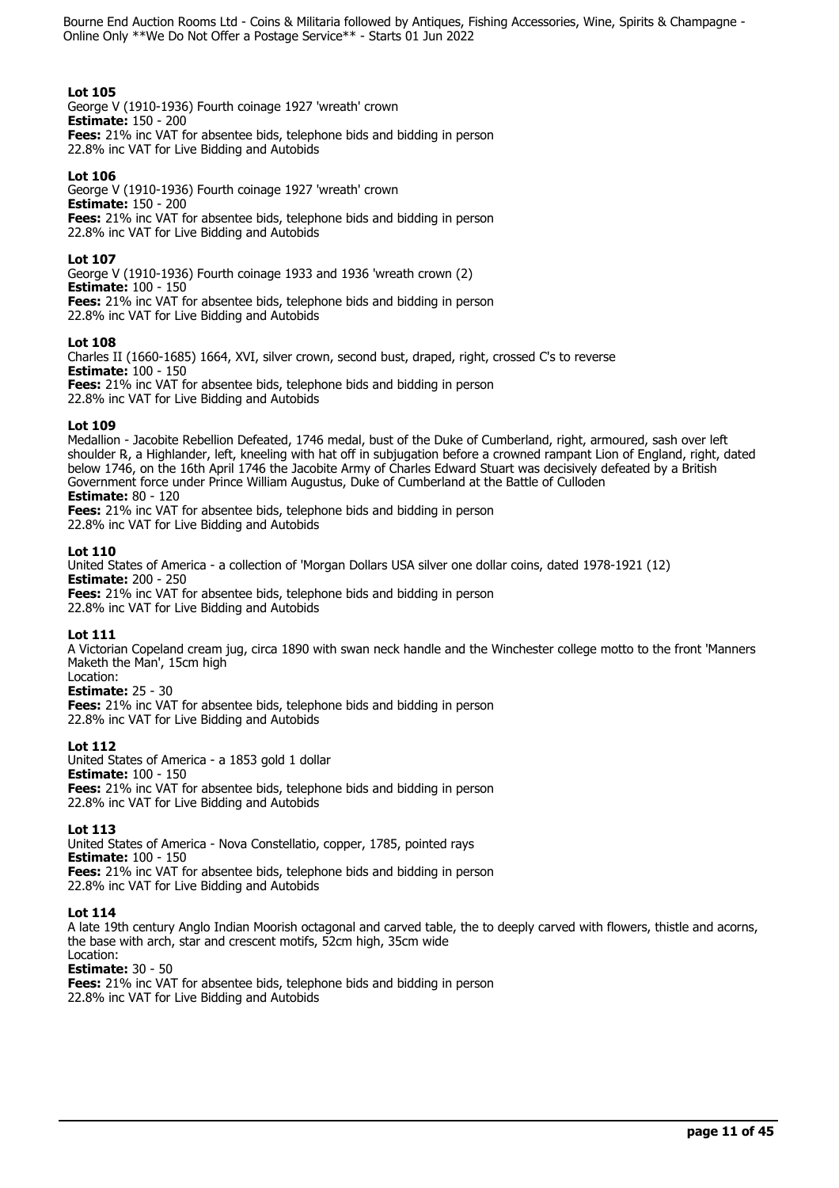**Lot 105**
George V (1910-1936) Fourth coinage 1927 'wreath' crown
**Estimate:** 150 - 200
**Fees:** 21% inc VAT for absentee bids, telephone bids and bidding in person
22.8% inc VAT for Live Bidding and Autobids

**Lot 106**
George V (1910-1936) Fourth coinage 1927 'wreath' crown
**Estimate:** 150 - 200
**Fees:** 21% inc VAT for absentee bids, telephone bids and bidding in person
22.8% inc VAT for Live Bidding and Autobids

**Lot 107**
George V (1910-1936) Fourth coinage 1933 and 1936 'wreath crown (2)
**Estimate:** 100 - 150
**Fees:** 21% inc VAT for absentee bids, telephone bids and bidding in person
22.8% inc VAT for Live Bidding and Autobids

**Lot 108**
Charles II (1660-1685) 1664, XVI, silver crown, second bust, draped, right, crossed C's to reverse
**Estimate:** 100 - 150
**Fees:** 21% inc VAT for absentee bids, telephone bids and bidding in person
22.8% inc VAT for Live Bidding and Autobids

**Lot 109**
Medallion - Jacobite Rebellion Defeated, 1746 medal, bust of the Duke of Cumberland, right, armoured, sash over left shoulder R, a Highlander, left, kneeling with hat off in subjugation before a crowned rampant Lion of England, right, dated below 1746, on the 16th April 1746 the Jacobite Army of Charles Edward Stuart was decisively defeated by a British Government force under Prince William Augustus, Duke of Cumberland at the Battle of Culloden
**Estimate:** 80 - 120
**Fees:** 21% inc VAT for absentee bids, telephone bids and bidding in person
22.8% inc VAT for Live Bidding and Autobids

**Lot 110**
United States of America - a collection of 'Morgan Dollars USA silver one dollar coins, dated 1978-1921 (12)
**Estimate:** 200 - 250
**Fees:** 21% inc VAT for absentee bids, telephone bids and bidding in person
22.8% inc VAT for Live Bidding and Autobids

**Lot 111**
A Victorian Copeland cream jug, circa 1890 with swan neck handle and the Winchester college motto to the front 'Manners Maketh the Man', 15cm high
Location:
**Estimate:** 25 - 30
**Fees:** 21% inc VAT for absentee bids, telephone bids and bidding in person
22.8% inc VAT for Live Bidding and Autobids

**Lot 112**
United States of America - a 1853 gold 1 dollar
**Estimate:** 100 - 150
**Fees:** 21% inc VAT for absentee bids, telephone bids and bidding in person
22.8% inc VAT for Live Bidding and Autobids

**Lot 113**
United States of America - Nova Constellatio, copper, 1785, pointed rays
**Estimate:** 100 - 150
**Fees:** 21% inc VAT for absentee bids, telephone bids and bidding in person
22.8% inc VAT for Live Bidding and Autobids

**Lot 114**
A late 19th century Anglo Indian Moorish octagonal and carved table, the to deeply carved with flowers, thistle and acorns, the base with arch, star and crescent motifs, 52cm high, 35cm wide
Location:
**Estimate:** 30 - 50
**Fees:** 21% inc VAT for absentee bids, telephone bids and bidding in person
22.8% inc VAT for Live Bidding and Autobids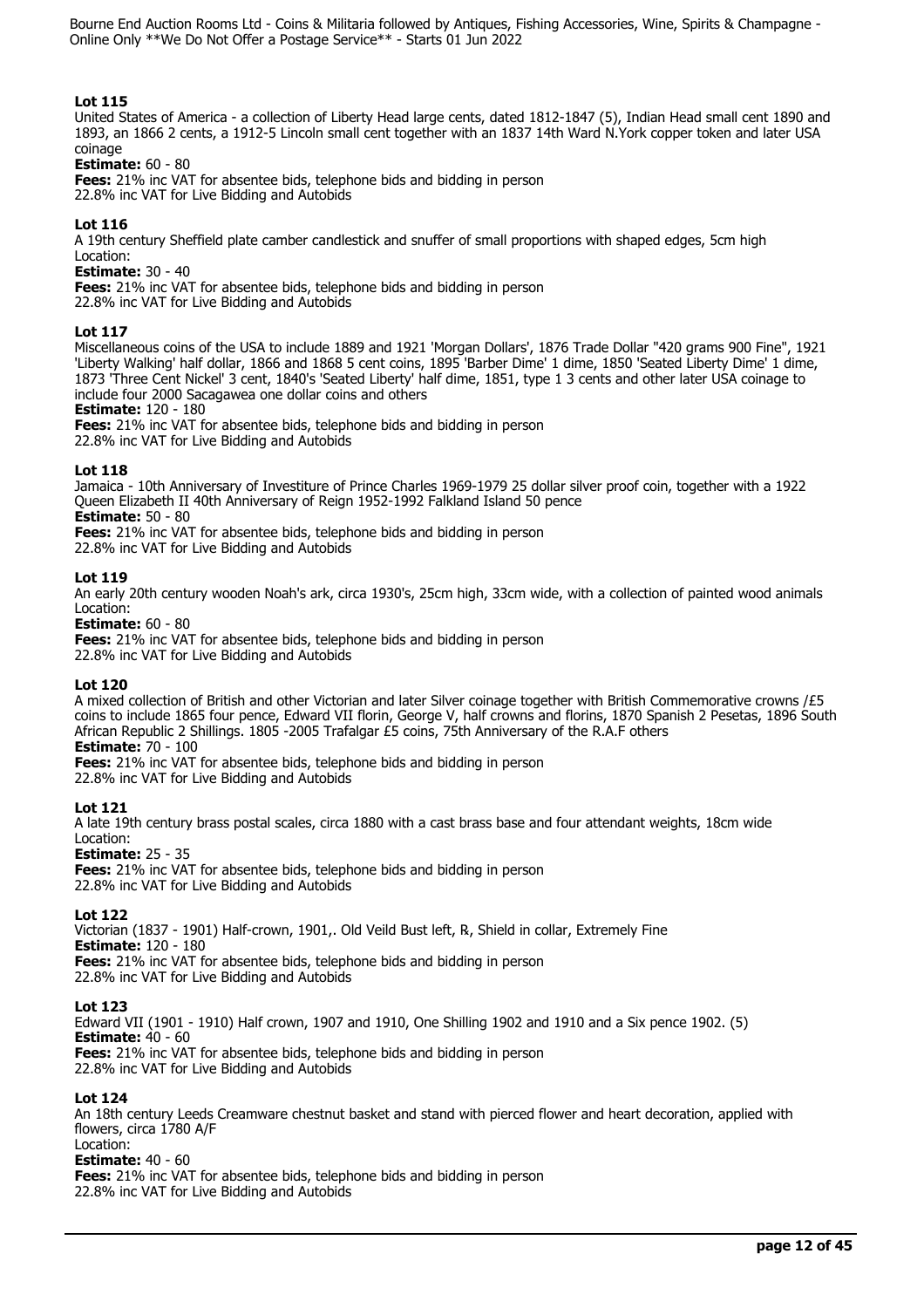**Lot 115**
United States of America - a collection of Liberty Head large cents, dated 1812-1847 (5), Indian Head small cent 1890 and 1893, an 1866 2 cents, a 1912-5 Lincoln small cent together with an 1837 14th Ward N.York copper token and later USA coinage
**Estimate:** 60 - 80
**Fees:** 21% inc VAT for absentee bids, telephone bids and bidding in person
22.8% inc VAT for Live Bidding and Autobids

**Lot 116**
A 19th century Sheffield plate camber candlestick and snuffer of small proportions with shaped edges, 5cm high
Location:
**Estimate:** 30 - 40
**Fees:** 21% inc VAT for absentee bids, telephone bids and bidding in person
22.8% inc VAT for Live Bidding and Autobids

**Lot 117**
Miscellaneous coins of the USA to include 1889 and 1921 'Morgan Dollars', 1876 Trade Dollar "420 grams 900 Fine", 1921 'Liberty Walking' half dollar, 1866 and 1868 5 cent coins, 1895 'Barber Dime' 1 dime, 1850 'Seated Liberty Dime' 1 dime, 1873 'Three Cent Nickel' 3 cent, 1840's 'Seated Liberty' half dime, 1851, type 1 3 cents and other later USA coinage to include four 2000 Sacagawea one dollar coins and others
**Estimate:** 120 - 180
**Fees:** 21% inc VAT for absentee bids, telephone bids and bidding in person
22.8% inc VAT for Live Bidding and Autobids

**Lot 118**
Jamaica - 10th Anniversary of Investiture of Prince Charles 1969-1979 25 dollar silver proof coin, together with a 1922 Queen Elizabeth II 40th Anniversary of Reign 1952-1992 Falkland Island 50 pence
**Estimate:** 50 - 80
**Fees:** 21% inc VAT for absentee bids, telephone bids and bidding in person
22.8% inc VAT for Live Bidding and Autobids

**Lot 119**
An early 20th century wooden Noah's ark, circa 1930's, 25cm high, 33cm wide, with a collection of painted wood animals
Location:
**Estimate:** 60 - 80
**Fees:** 21% inc VAT for absentee bids, telephone bids and bidding in person
22.8% inc VAT for Live Bidding and Autobids

**Lot 120**
A mixed collection of British and other Victorian and later Silver coinage together with British Commemorative crowns /£5 coins to include 1865 four pence, Edward VII florin, George V, half crowns and florins, 1870 Spanish 2 Pesetas, 1896 South African Republic 2 Shillings. 1805 -2005 Trafalgar £5 coins, 75th Anniversary of the R.A.F others
**Estimate:** 70 - 100
**Fees:** 21% inc VAT for absentee bids, telephone bids and bidding in person
22.8% inc VAT for Live Bidding and Autobids

**Lot 121**
A late 19th century brass postal scales, circa 1880 with a cast brass base and four attendant weights, 18cm wide
Location:
**Estimate:** 25 - 35
**Fees:** 21% inc VAT for absentee bids, telephone bids and bidding in person
22.8% inc VAT for Live Bidding and Autobids

**Lot 122**
Victorian (1837 - 1901) Half-crown, 1901,. Old Veild Bust left, R, Shield in collar, Extremely Fine
**Estimate:** 120 - 180
**Fees:** 21% inc VAT for absentee bids, telephone bids and bidding in person
22.8% inc VAT for Live Bidding and Autobids

**Lot 123**
Edward VII (1901 - 1910) Half crown, 1907 and 1910, One Shilling 1902 and 1910 and a Six pence 1902. (5)
**Estimate:** 40 - 60
**Fees:** 21% inc VAT for absentee bids, telephone bids and bidding in person
22.8% inc VAT for Live Bidding and Autobids

**Lot 124**
An 18th century Leeds Creamware chestnut basket and stand with pierced flower and heart decoration, applied with flowers, circa 1780 A/F
Location:
**Estimate:** 40 - 60
**Fees:** 21% inc VAT for absentee bids, telephone bids and bidding in person
22.8% inc VAT for Live Bidding and Autobids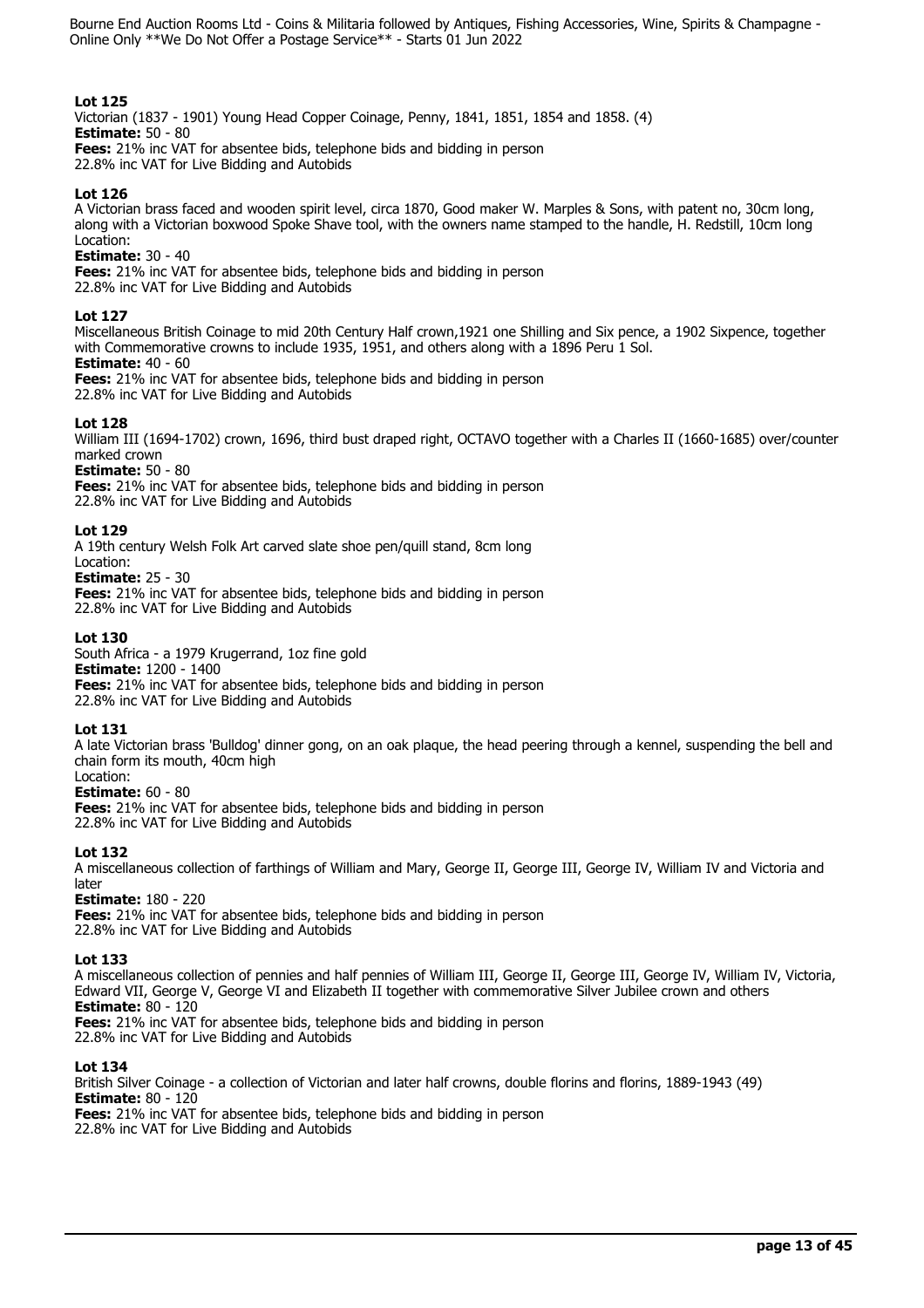### Lot 125

Victorian (1837 - 1901) Young Head Copper Coinage, Penny, 1841, 1851, 1854 and 1858. (4)

**Estimate:** 50 - 80

**Fees:** 21% inc VAT for absentee bids, telephone bids and bidding in person
22.8% inc VAT for Live Bidding and Autobids

### Lot 126

A Victorian brass faced and wooden spirit level, circa 1870, Good maker W. Marples & Sons, with patent no, 30cm long, along with a Victorian boxwood Spoke Shave tool, with the owners name stamped to the handle, H. Redstill, 10cm long
Location:

**Estimate:** 30 - 40

**Fees:** 21% inc VAT for absentee bids, telephone bids and bidding in person
22.8% inc VAT for Live Bidding and Autobids

### Lot 127

Miscellaneous British Coinage to mid 20th Century Half crown,1921 one Shilling and Six pence, a 1902 Sixpence, together with Commemorative crowns to include 1935, 1951, and others along with a 1896 Peru 1 Sol.

**Estimate:** 40 - 60

**Fees:** 21% inc VAT for absentee bids, telephone bids and bidding in person
22.8% inc VAT for Live Bidding and Autobids

### Lot 128

William III (1694-1702) crown, 1696, third bust draped right, OCTAVO together with a Charles II (1660-1685) over/counter marked crown

**Estimate:** 50 - 80

**Fees:** 21% inc VAT for absentee bids, telephone bids and bidding in person
22.8% inc VAT for Live Bidding and Autobids

### Lot 129

A 19th century Welsh Folk Art carved slate shoe pen/quill stand, 8cm long
Location:

**Estimate:** 25 - 30

**Fees:** 21% inc VAT for absentee bids, telephone bids and bidding in person
22.8% inc VAT for Live Bidding and Autobids

### Lot 130

South Africa - a 1979 Krugerrand, 1oz fine gold

**Estimate:** 1200 - 1400

**Fees:** 21% inc VAT for absentee bids, telephone bids and bidding in person
22.8% inc VAT for Live Bidding and Autobids

### Lot 131

A late Victorian brass 'Bulldog' dinner gong, on an oak plaque, the head peering through a kennel, suspending the bell and chain form its mouth, 40cm high
Location:

**Estimate:** 60 - 80

**Fees:** 21% inc VAT for absentee bids, telephone bids and bidding in person
22.8% inc VAT for Live Bidding and Autobids

### Lot 132

A miscellaneous collection of farthings of William and Mary, George II, George III, George IV, William IV and Victoria and later

**Estimate:** 180 - 220

**Fees:** 21% inc VAT for absentee bids, telephone bids and bidding in person
22.8% inc VAT for Live Bidding and Autobids

### Lot 133

A miscellaneous collection of pennies and half pennies of William III, George II, George III, George IV, William IV, Victoria, Edward VII, George V, George VI and Elizabeth II together with commemorative Silver Jubilee crown and others

**Estimate:** 80 - 120

**Fees:** 21% inc VAT for absentee bids, telephone bids and bidding in person
22.8% inc VAT for Live Bidding and Autobids

### Lot 134

British Silver Coinage - a collection of Victorian and later half crowns, double florins and florins, 1889-1943 (49)

**Estimate:** 80 - 120

**Fees:** 21% inc VAT for absentee bids, telephone bids and bidding in person
22.8% inc VAT for Live Bidding and Autobids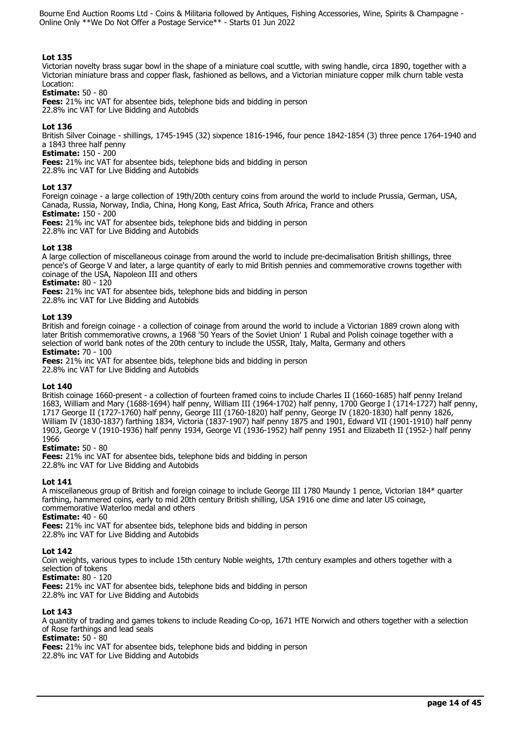**Lot 135**

Victorian novelty brass sugar bowl in the shape of a miniature coal scuttle, with swing handle, circa 1890, together with a Victorian miniature brass and copper flask, fashioned as bellows, and a Victorian miniature copper milk churn table vesta

Location:

**Estimate:** 50 - 80

**Fees:** 21% inc VAT for absentee bids, telephone bids and bidding in person

22.8% inc VAT for Live Bidding and Autobids

**Lot 136**

British Silver Coinage - shillings, 1745-1945 (32) sixpence 1816-1946, four pence 1842-1854 (3) three pence 1764-1940 and a 1843 three half penny

**Estimate:** 150 - 200

**Fees:** 21% inc VAT for absentee bids, telephone bids and bidding in person

22.8% inc VAT for Live Bidding and Autobids

**Lot 137**

Foreign coinage - a large collection of 19th/20th century coins from around the world to include Prussia, German, USA, Canada, Russia, Norway, India, China, Hong Kong, East Africa, South Africa, France and others

**Estimate:** 150 - 200

**Fees:** 21% inc VAT for absentee bids, telephone bids and bidding in person

22.8% inc VAT for Live Bidding and Autobids

**Lot 138**

A large collection of miscellaneous coinage from around the world to include pre-decimalisation British shillings, three pence's of George V and later, a large quantity of early to mid British pennies and commemorative crowns together with coinage of the USA, Napoleon III and others

**Estimate:** 80 - 120

**Fees:** 21% inc VAT for absentee bids, telephone bids and bidding in person

22.8% inc VAT for Live Bidding and Autobids

**Lot 139**

British and foreign coinage - a collection of coinage from around the world to include a Victorian 1889 crown along with later British commemorative crowns, a 1968 '50 Years of the Soviet Union' 1 Rubal and Polish coinage together with a selection of world bank notes of the 20th century to include the USSR, Italy, Malta, Germany and others

**Estimate:** 70 - 100

**Fees:** 21% inc VAT for absentee bids, telephone bids and bidding in person

22.8% inc VAT for Live Bidding and Autobids

**Lot 140**

British coinage 1660-present - a collection of fourteen framed coins to include Charles II (1660-1685) half penny Ireland 1683, William and Mary (1688-1694) half penny, William III (1964-1702) half penny, 1700 George I (1714-1727) half penny, 1717 George II (1727-1760) half penny, George III (1760-1820) half penny, George IV (1820-1830) half penny 1826, William IV (1830-1837) farthing 1834, Victoria (1837-1907) half penny 1875 and 1901, Edward VII (1901-1910) half penny 1903, George V (1910-1936) half penny 1934, George VI (1936-1952) half penny 1951 and Elizabeth II (1952-) half penny 1966

**Estimate:** 50 - 80

**Fees:** 21% inc VAT for absentee bids, telephone bids and bidding in person

22.8% inc VAT for Live Bidding and Autobids

**Lot 141**

A miscellaneous group of British and foreign coinage to include George III 1780 Maundy 1 pence, Victorian 184* quarter farthing, hammered coins, early to mid 20th century British shilling, USA 1916 one dime and later US coinage, commemorative Waterloo medal and others

**Estimate:** 40 - 60

**Fees:** 21% inc VAT for absentee bids, telephone bids and bidding in person

22.8% inc VAT for Live Bidding and Autobids

**Lot 142**

Coin weights, various types to include 15th century Noble weights, 17th century examples and others together with a selection of tokens

**Estimate:** 80 - 120

**Fees:** 21% inc VAT for absentee bids, telephone bids and bidding in person

22.8% inc VAT for Live Bidding and Autobids

**Lot 143**

A quantity of trading and games tokens to include Reading Co-op, 1671 HTE Norwich and others together with a selection of Rose farthings and lead seals

**Estimate:** 50 - 80

**Fees:** 21% inc VAT for absentee bids, telephone bids and bidding in person

22.8% inc VAT for Live Bidding and Autobids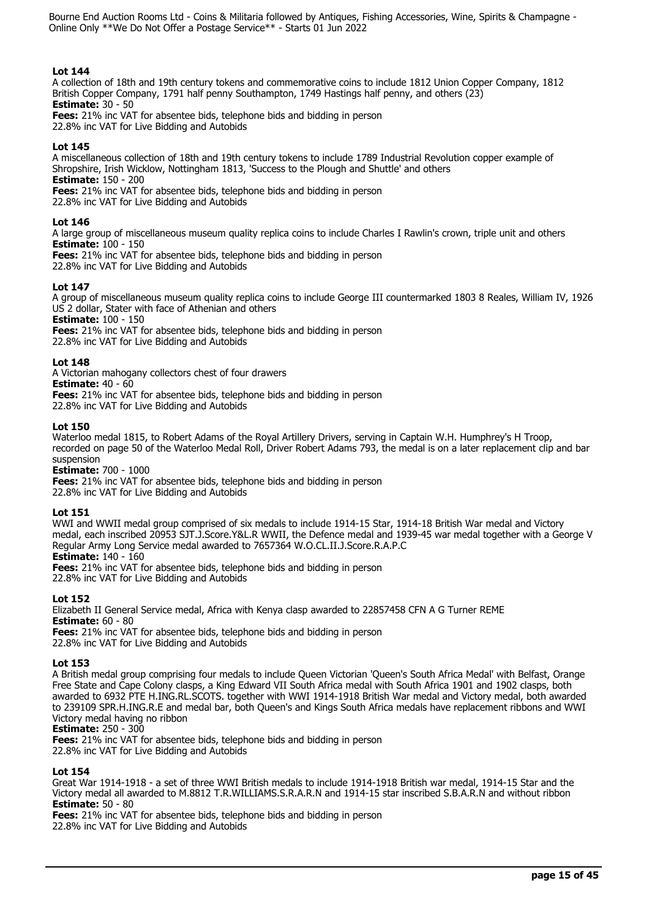### Lot 144

A collection of 18th and 19th century tokens and commemorative coins to include 1812 Union Copper Company, 1812 British Copper Company, 1791 half penny Southampton, 1749 Hastings half penny, and others (23)

**Estimate:** 30 - 50

**Fees:** 21% inc VAT for absentee bids, telephone bids and bidding in person
22.8% inc VAT for Live Bidding and Autobids

### Lot 145

A miscellaneous collection of 18th and 19th century tokens to include 1789 Industrial Revolution copper example of Shropshire, Irish Wicklow, Nottingham 1813, 'Success to the Plough and Shuttle' and others

**Estimate:** 150 - 200

**Fees:** 21% inc VAT for absentee bids, telephone bids and bidding in person
22.8% inc VAT for Live Bidding and Autobids

### Lot 146

A large group of miscellaneous museum quality replica coins to include Charles I Rawlin's crown, triple unit and others

**Estimate:** 100 - 150

**Fees:** 21% inc VAT for absentee bids, telephone bids and bidding in person
22.8% inc VAT for Live Bidding and Autobids

### Lot 147

A group of miscellaneous museum quality replica coins to include George III countermarked 1803 8 Reales, William IV, 1926 US 2 dollar, Stater with face of Athenian and others

**Estimate:** 100 - 150

**Fees:** 21% inc VAT for absentee bids, telephone bids and bidding in person
22.8% inc VAT for Live Bidding and Autobids

### Lot 148

A Victorian mahogany collectors chest of four drawers

**Estimate:** 40 - 60

**Fees:** 21% inc VAT for absentee bids, telephone bids and bidding in person
22.8% inc VAT for Live Bidding and Autobids

### Lot 150

Waterloo medal 1815, to Robert Adams of the Royal Artillery Drivers, serving in Captain W.H. Humphrey's H Troop, recorded on page 50 of the Waterloo Medal Roll, Driver Robert Adams 793, the medal is on a later replacement clip and bar suspension

**Estimate:** 700 - 1000

**Fees:** 21% inc VAT for absentee bids, telephone bids and bidding in person
22.8% inc VAT for Live Bidding and Autobids

### Lot 151

WWI and WWII medal group comprised of six medals to include 1914-15 Star, 1914-18 British War medal and Victory medal, each inscribed 20953 SJT.J.Score.Y&L.R WWII, the Defence medal and 1939-45 war medal together with a George V Regular Army Long Service medal awarded to 7657364 W.O.CL.II.J.Score.R.A.P.C

**Estimate:** 140 - 160

**Fees:** 21% inc VAT for absentee bids, telephone bids and bidding in person
22.8% inc VAT for Live Bidding and Autobids

### Lot 152

Elizabeth II General Service medal, Africa with Kenya clasp awarded to 22857458 CFN A G Turner REME

**Estimate:** 60 - 80

**Fees:** 21% inc VAT for absentee bids, telephone bids and bidding in person
22.8% inc VAT for Live Bidding and Autobids

### Lot 153

A British medal group comprising four medals to include Queen Victorian 'Queen's South Africa Medal' with Belfast, Orange Free State and Cape Colony clasps, a King Edward VII South Africa medal with South Africa 1901 and 1902 clasps, both awarded to 6932 PTE H.ING.RL.SCOTS. together with WWI 1914-1918 British War medal and Victory medal, both awarded to 239109 SPR.H.ING.R.E and medal bar, both Queen's and Kings South Africa medals have replacement ribbons and WWI Victory medal having no ribbon

**Estimate:** 250 - 300

**Fees:** 21% inc VAT for absentee bids, telephone bids and bidding in person
22.8% inc VAT for Live Bidding and Autobids

### Lot 154

Great War 1914-1918 - a set of three WWI British medals to include 1914-1918 British war medal, 1914-15 Star and the Victory medal all awarded to M.8812 T.R.WILLIAMS.S.R.A.R.N and 1914-15 star inscribed S.B.A.R.N and without ribbon

**Estimate:** 50 - 80

**Fees:** 21% inc VAT for absentee bids, telephone bids and bidding in person
22.8% inc VAT for Live Bidding and Autobids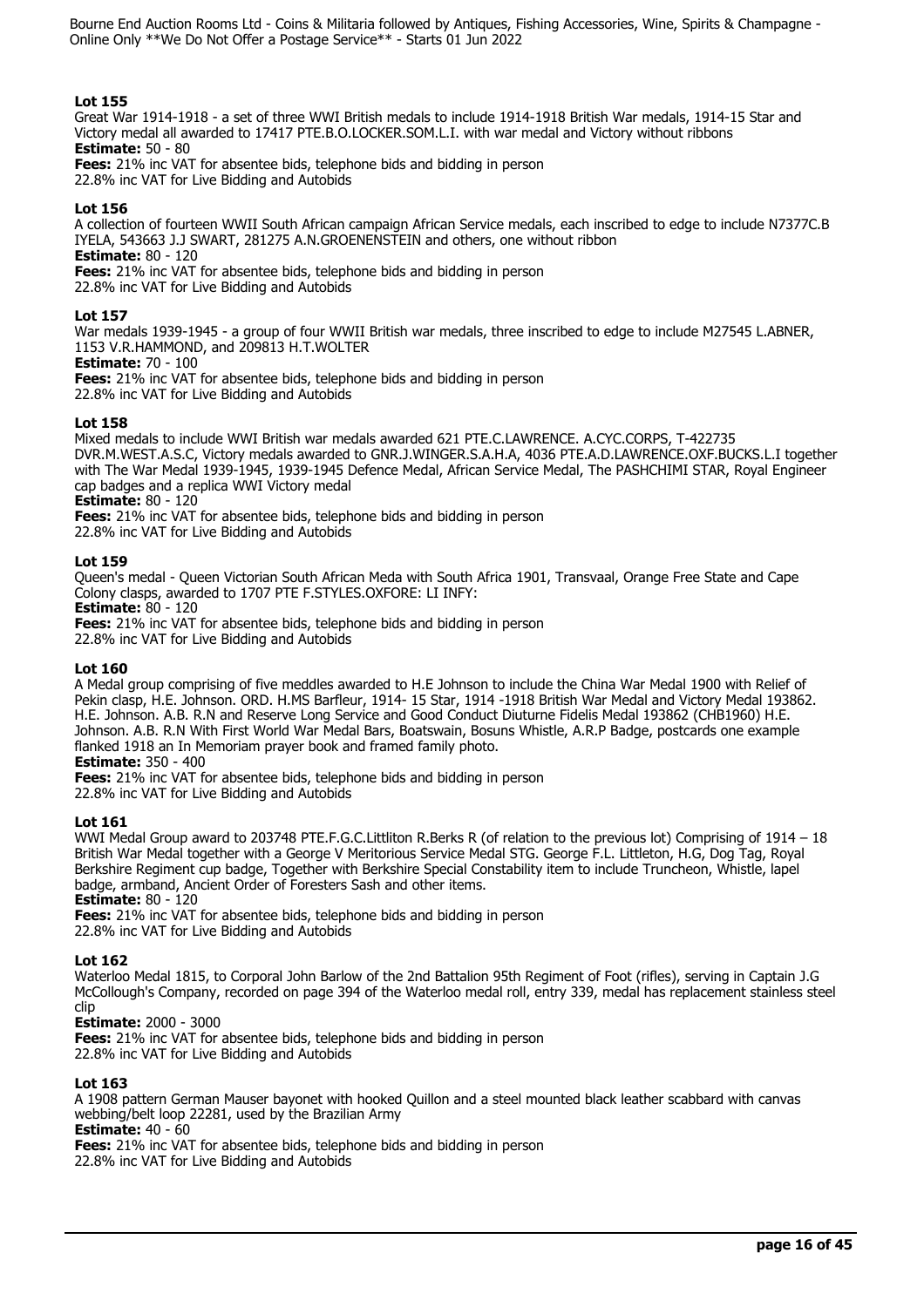### Lot 155

Great War 1914-1918 - a set of three WWI British medals to include 1914-1918 British War medals, 1914-15 Star and Victory medal all awarded to 17417 PTE.B.O.LOCKER.SOM.L.I. with war medal and Victory without ribbons

**Estimate:** 50 - 80

**Fees:** 21% inc VAT for absentee bids, telephone bids and bidding in person
22.8% inc VAT for Live Bidding and Autobids

### Lot 156

A collection of fourteen WWII South African campaign African Service medals, each inscribed to edge to include N7377C.B IYELA, 543663 J.J SWART, 281275 A.N.GROENENSTEIN and others, one without ribbon

**Estimate:** 80 - 120

**Fees:** 21% inc VAT for absentee bids, telephone bids and bidding in person
22.8% inc VAT for Live Bidding and Autobids

### Lot 157

War medals 1939-1945 - a group of four WWII British war medals, three inscribed to edge to include M27545 L.ABNER, 1153 V.R.HAMMOND, and 209813 H.T.WOLTER

**Estimate:** 70 - 100

**Fees:** 21% inc VAT for absentee bids, telephone bids and bidding in person
22.8% inc VAT for Live Bidding and Autobids

### Lot 158

Mixed medals to include WWI British war medals awarded 621 PTE.C.LAWRENCE. A.CYC.CORPS, T-422735 DVR.M.WEST.A.S.C, Victory medals awarded to GNR.J.WINGER.S.A.H.A, 4036 PTE.A.D.LAWRENCE.OXF.BUCKS.L.I together with The War Medal 1939-1945, 1939-1945 Defence Medal, African Service Medal, The PASHCHIMI STAR, Royal Engineer cap badges and a replica WWI Victory medal

**Estimate:** 80 - 120

**Fees:** 21% inc VAT for absentee bids, telephone bids and bidding in person
22.8% inc VAT for Live Bidding and Autobids

### Lot 159

Queen's medal - Queen Victorian South African Meda with South Africa 1901, Transvaal, Orange Free State and Cape Colony clasps, awarded to 1707 PTE F.STYLES.OXFORE: LI INFY:

**Estimate:** 80 - 120

**Fees:** 21% inc VAT for absentee bids, telephone bids and bidding in person
22.8% inc VAT for Live Bidding and Autobids

### Lot 160

A Medal group comprising of five meddles awarded to H.E Johnson to include the China War Medal 1900 with Relief of Pekin clasp, H.E. Johnson. ORD. H.MS Barfleur, 1914- 15 Star, 1914 -1918 British War Medal and Victory Medal 193862. H.E. Johnson. A.B. R.N and Reserve Long Service and Good Conduct Diuturne Fidelis Medal 193862 (CHB1960) H.E. Johnson. A.B. R.N With First World War Medal Bars, Boatswain, Bosuns Whistle, A.R.P Badge, postcards one example flanked 1918 an In Memoriam prayer book and framed family photo.

**Estimate:** 350 - 400

**Fees:** 21% inc VAT for absentee bids, telephone bids and bidding in person
22.8% inc VAT for Live Bidding and Autobids

### Lot 161

WWI Medal Group award to 203748 PTE.F.G.C.Littliton R.Berks R (of relation to the previous lot) Comprising of 1914 – 18 British War Medal together with a George V Meritorious Service Medal STG. George F.L. Littleton, H.G, Dog Tag, Royal Berkshire Regiment cup badge, Together with Berkshire Special Constability item to include Truncheon, Whistle, lapel badge, armband, Ancient Order of Foresters Sash and other items.

**Estimate:** 80 - 120

**Fees:** 21% inc VAT for absentee bids, telephone bids and bidding in person
22.8% inc VAT for Live Bidding and Autobids

### Lot 162

Waterloo Medal 1815, to Corporal John Barlow of the 2nd Battalion 95th Regiment of Foot (rifles), serving in Captain J.G McCollough's Company, recorded on page 394 of the Waterloo medal roll, entry 339, medal has replacement stainless steel clip

**Estimate:** 2000 - 3000

**Fees:** 21% inc VAT for absentee bids, telephone bids and bidding in person
22.8% inc VAT for Live Bidding and Autobids

### Lot 163

A 1908 pattern German Mauser bayonet with hooked Quillon and a steel mounted black leather scabbard with canvas webbing/belt loop 22281, used by the Brazilian Army

**Estimate:** 40 - 60

**Fees:** 21% inc VAT for absentee bids, telephone bids and bidding in person
22.8% inc VAT for Live Bidding and Autobids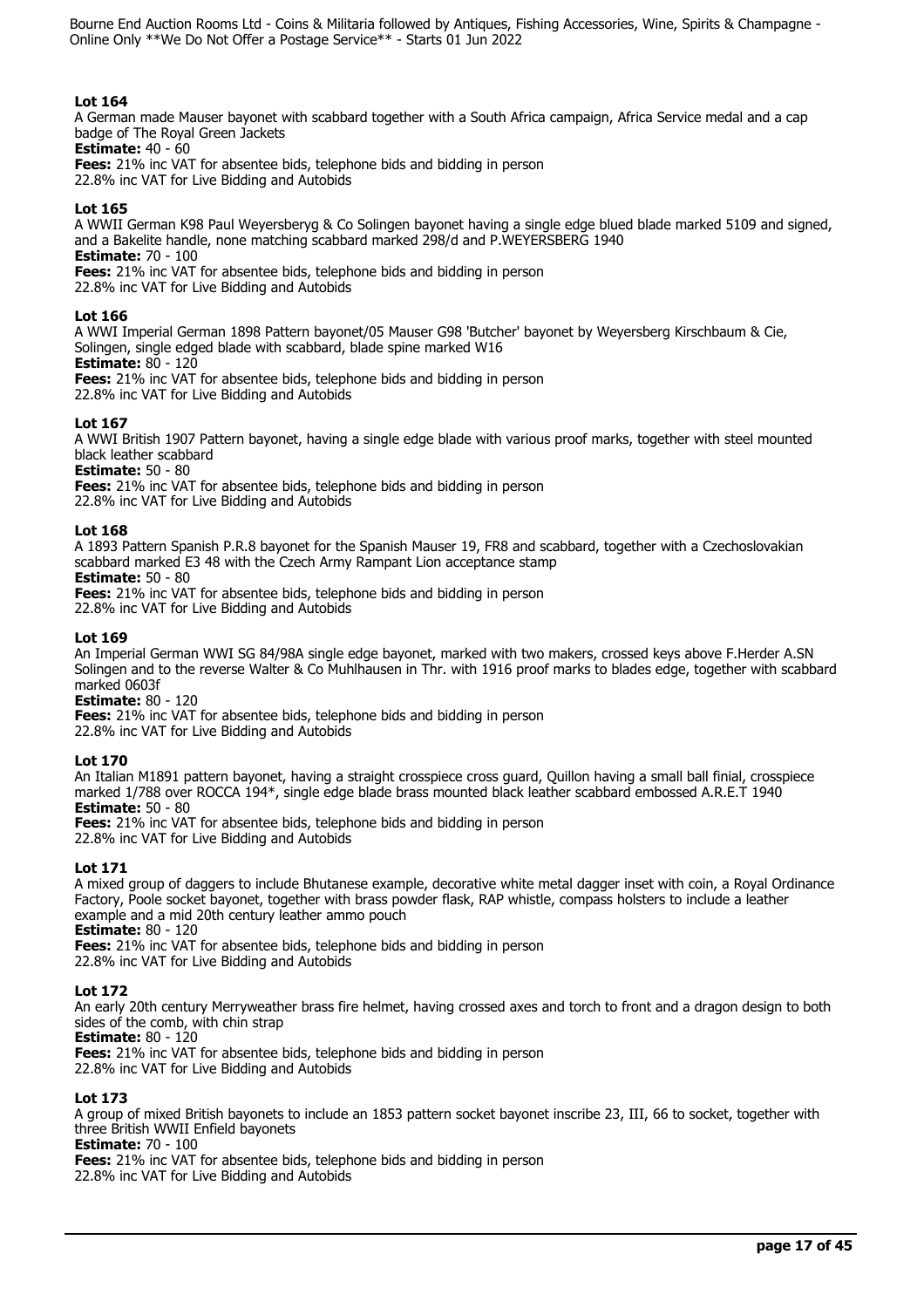### Lot 164

A German made Mauser bayonet with scabbard together with a South Africa campaign, Africa Service medal and a cap badge of The Royal Green Jackets

**Estimate:** 40 - 60

**Fees:** 21% inc VAT for absentee bids, telephone bids and bidding in person
22.8% inc VAT for Live Bidding and Autobids

### Lot 165

A WWII German K98 Paul Weyersberyg & Co Solingen bayonet having a single edge blued blade marked 5109 and signed, and a Bakelite handle, none matching scabbard marked 298/d and P.WEYERSBERG 1940

**Estimate:** 70 - 100

**Fees:** 21% inc VAT for absentee bids, telephone bids and bidding in person
22.8% inc VAT for Live Bidding and Autobids

### Lot 166

A WWI Imperial German 1898 Pattern bayonet/05 Mauser G98 'Butcher' bayonet by Weyersberg Kirschbaum & Cie, Solingen, single edged blade with scabbard, blade spine marked W16

**Estimate:** 80 - 120

**Fees:** 21% inc VAT for absentee bids, telephone bids and bidding in person
22.8% inc VAT for Live Bidding and Autobids

### Lot 167

A WWI British 1907 Pattern bayonet, having a single edge blade with various proof marks, together with steel mounted black leather scabbard

**Estimate:** 50 - 80

**Fees:** 21% inc VAT for absentee bids, telephone bids and bidding in person
22.8% inc VAT for Live Bidding and Autobids

### Lot 168

A 1893 Pattern Spanish P.R.8 bayonet for the Spanish Mauser 19, FR8 and scabbard, together with a Czechoslovakian scabbard marked E3 48 with the Czech Army Rampant Lion acceptance stamp

**Estimate:** 50 - 80

**Fees:** 21% inc VAT for absentee bids, telephone bids and bidding in person
22.8% inc VAT for Live Bidding and Autobids

### Lot 169

An Imperial German WWI SG 84/98A single edge bayonet, marked with two makers, crossed keys above F.Herder A.SN Solingen and to the reverse Walter & Co Muhlhausen in Thr. with 1916 proof marks to blades edge, together with scabbard marked 0603f

**Estimate:** 80 - 120

**Fees:** 21% inc VAT for absentee bids, telephone bids and bidding in person
22.8% inc VAT for Live Bidding and Autobids

### Lot 170

An Italian M1891 pattern bayonet, having a straight crosspiece cross guard, Quillon having a small ball finial, crosspiece marked 1/788 over ROCCA 194*, single edge blade brass mounted black leather scabbard embossed A.R.E.T 1940

**Estimate:** 50 - 80

**Fees:** 21% inc VAT for absentee bids, telephone bids and bidding in person
22.8% inc VAT for Live Bidding and Autobids

### Lot 171

A mixed group of daggers to include Bhutanese example, decorative white metal dagger inset with coin, a Royal Ordinance Factory, Poole socket bayonet, together with brass powder flask, RAP whistle, compass holsters to include a leather example and a mid 20th century leather ammo pouch

**Estimate:** 80 - 120

**Fees:** 21% inc VAT for absentee bids, telephone bids and bidding in person
22.8% inc VAT for Live Bidding and Autobids

### Lot 172

An early 20th century Merryweather brass fire helmet, having crossed axes and torch to front and a dragon design to both sides of the comb, with chin strap

**Estimate:** 80 - 120

**Fees:** 21% inc VAT for absentee bids, telephone bids and bidding in person
22.8% inc VAT for Live Bidding and Autobids

### Lot 173

A group of mixed British bayonets to include an 1853 pattern socket bayonet inscribe 23, III, 66 to socket, together with three British WWII Enfield bayonets

**Estimate:** 70 - 100

**Fees:** 21% inc VAT for absentee bids, telephone bids and bidding in person
22.8% inc VAT for Live Bidding and Autobids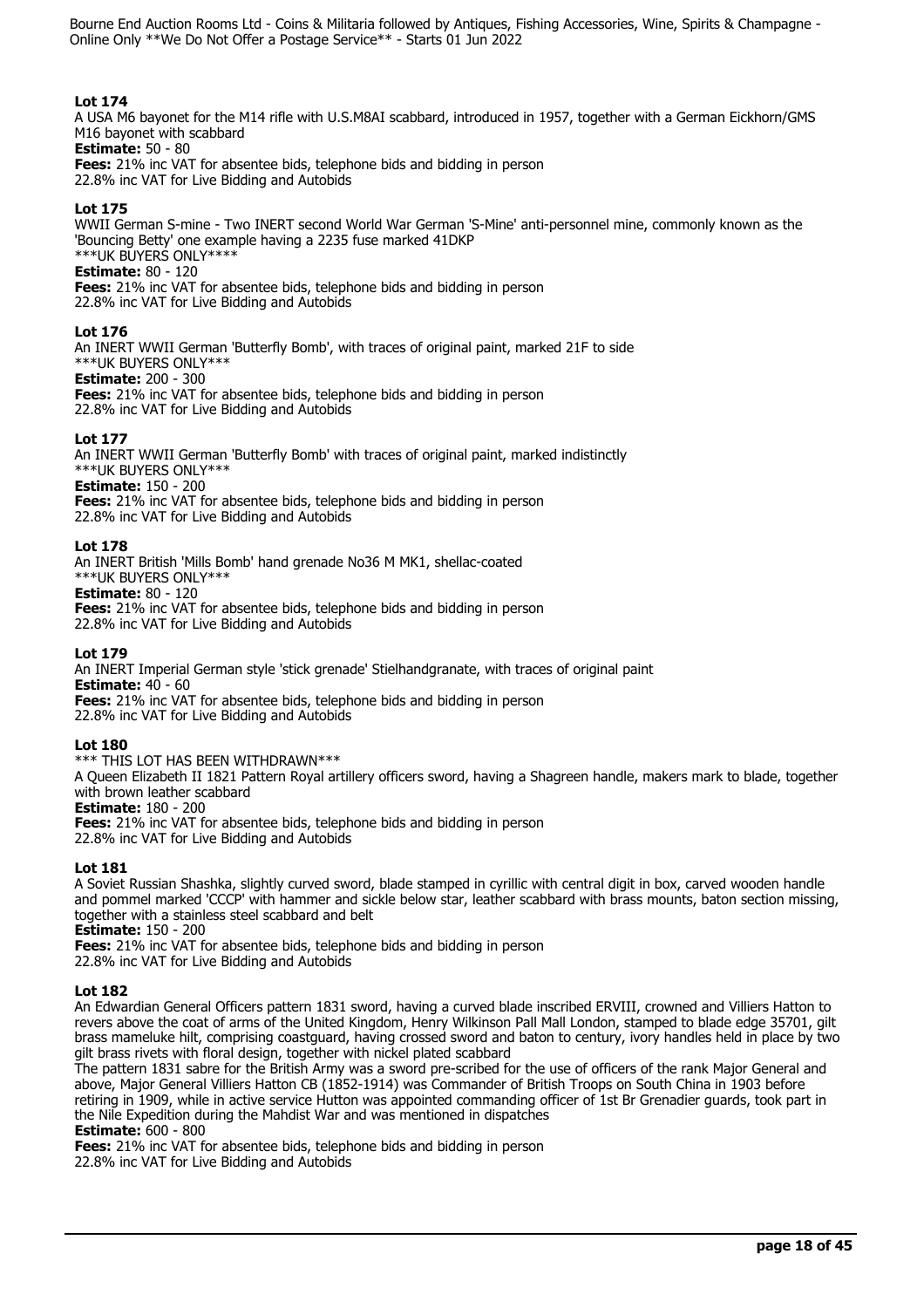**Lot 174**
A USA M6 bayonet for the M14 rifle with U.S.M8AI scabbard, introduced in 1957, together with a German Eickhorn/GMS M16 bayonet with scabbard
**Estimate:** 50 - 80
**Fees:** 21% inc VAT for absentee bids, telephone bids and bidding in person
22.8% inc VAT for Live Bidding and Autobids

**Lot 175**
WWII German S-mine - Two INERT second World War German 'S-Mine' anti-personnel mine, commonly known as the 'Bouncing Betty' one example having a 2235 fuse marked 41DKP
***UK BUYERS ONLY****
**Estimate:** 80 - 120
**Fees:** 21% inc VAT for absentee bids, telephone bids and bidding in person
22.8% inc VAT for Live Bidding and Autobids

**Lot 176**
An INERT WWII German 'Butterfly Bomb', with traces of original paint, marked 21F to side
***UK BUYERS ONLY***
**Estimate:** 200 - 300
**Fees:** 21% inc VAT for absentee bids, telephone bids and bidding in person
22.8% inc VAT for Live Bidding and Autobids

**Lot 177**
An INERT WWII German 'Butterfly Bomb' with traces of original paint, marked indistinctly
***UK BUYERS ONLY***
**Estimate:** 150 - 200
**Fees:** 21% inc VAT for absentee bids, telephone bids and bidding in person
22.8% inc VAT for Live Bidding and Autobids

**Lot 178**
An INERT British 'Mills Bomb' hand grenade No36 M MK1, shellac-coated
***UK BUYERS ONLY***
**Estimate:** 80 - 120
**Fees:** 21% inc VAT for absentee bids, telephone bids and bidding in person
22.8% inc VAT for Live Bidding and Autobids

**Lot 179**
An INERT Imperial German style 'stick grenade' Stielhandgranate, with traces of original paint
**Estimate:** 40 - 60
**Fees:** 21% inc VAT for absentee bids, telephone bids and bidding in person
22.8% inc VAT for Live Bidding and Autobids

**Lot 180**
*** THIS LOT HAS BEEN WITHDRAWN***
A Queen Elizabeth II 1821 Pattern Royal artillery officers sword, having a Shagreen handle, makers mark to blade, together with brown leather scabbard
**Estimate:** 180 - 200
**Fees:** 21% inc VAT for absentee bids, telephone bids and bidding in person
22.8% inc VAT for Live Bidding and Autobids

**Lot 181**
A Soviet Russian Shashka, slightly curved sword, blade stamped in cyrillic with central digit in box, carved wooden handle and pommel marked 'CCCP' with hammer and sickle below star, leather scabbard with brass mounts, baton section missing, together with a stainless steel scabbard and belt
**Estimate:** 150 - 200
**Fees:** 21% inc VAT for absentee bids, telephone bids and bidding in person
22.8% inc VAT for Live Bidding and Autobids

**Lot 182**
An Edwardian General Officers pattern 1831 sword, having a curved blade inscribed ERVIII, crowned and Villiers Hatton to revers above the coat of arms of the United Kingdom, Henry Wilkinson Pall Mall London, stamped to blade edge 35701, gilt brass mameluke hilt, comprising coastguard, having crossed sword and baton to century, ivory handles held in place by two gilt brass rivets with floral design, together with nickel plated scabbard
The pattern 1831 sabre for the British Army was a sword pre-scribed for the use of officers of the rank Major General and above, Major General Villiers Hatton CB (1852-1914) was Commander of British Troops on South China in 1903 before retiring in 1909, while in active service Hutton was appointed commanding officer of 1st Br Grenadier guards, took part in the Nile Expedition during the Mahdist War and was mentioned in dispatches
**Estimate:** 600 - 800
**Fees:** 21% inc VAT for absentee bids, telephone bids and bidding in person
22.8% inc VAT for Live Bidding and Autobids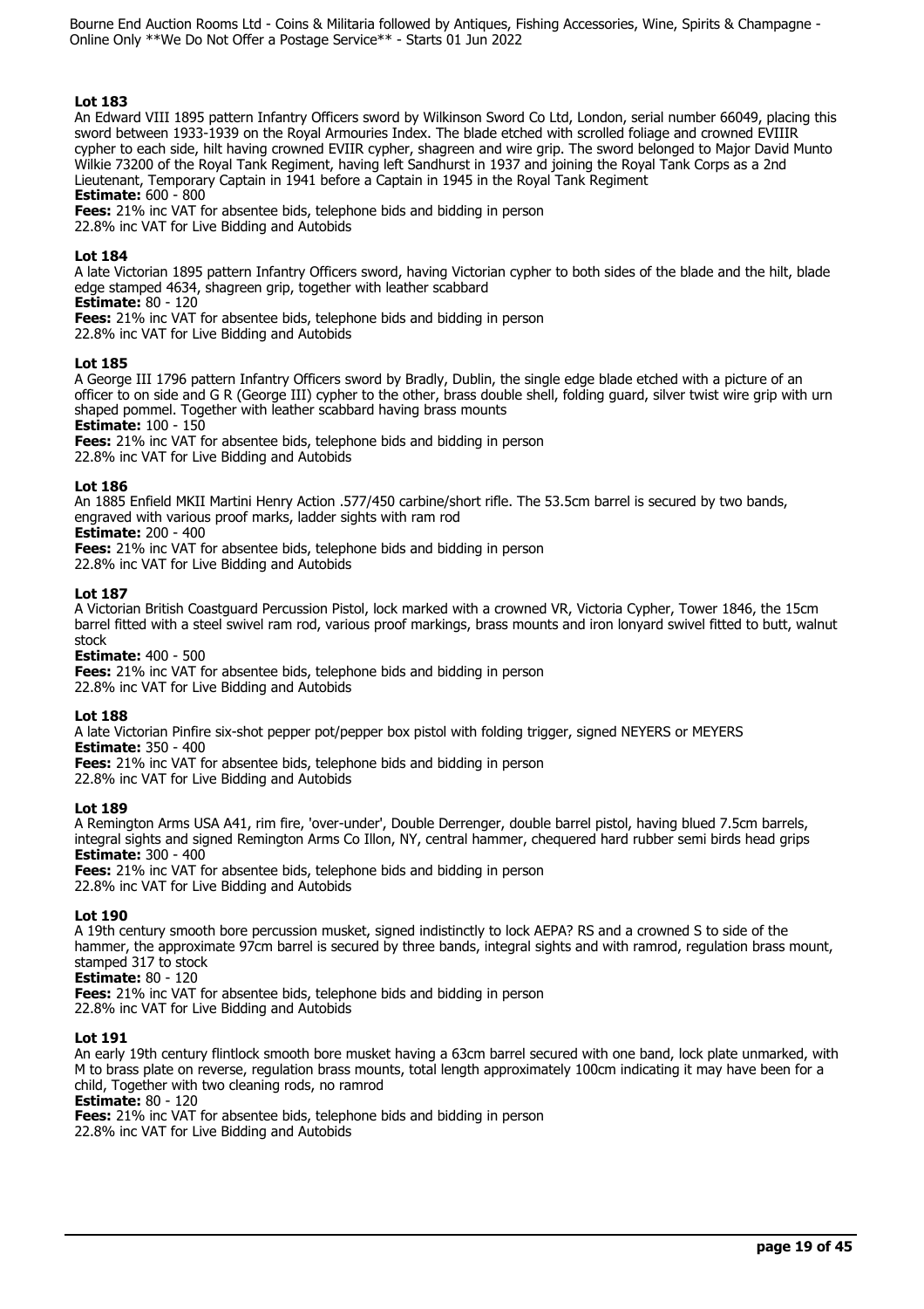### Lot 183

An Edward VIII 1895 pattern Infantry Officers sword by Wilkinson Sword Co Ltd, London, serial number 66049, placing this sword between 1933-1939 on the Royal Armouries Index. The blade etched with scrolled foliage and crowned EVIIIR cypher to each side, hilt having crowned EVIIR cypher, shagreen and wire grip. The sword belonged to Major David Munto Wilkie 73200 of the Royal Tank Regiment, having left Sandhurst in 1937 and joining the Royal Tank Corps as a 2nd Lieutenant, Temporary Captain in 1941 before a Captain in 1945 in the Royal Tank Regiment

**Estimate:** 600 - 800

**Fees:** 21% inc VAT for absentee bids, telephone bids and bidding in person
22.8% inc VAT for Live Bidding and Autobids

### Lot 184

A late Victorian 1895 pattern Infantry Officers sword, having Victorian cypher to both sides of the blade and the hilt, blade edge stamped 4634, shagreen grip, together with leather scabbard

**Estimate:** 80 - 120

**Fees:** 21% inc VAT for absentee bids, telephone bids and bidding in person
22.8% inc VAT for Live Bidding and Autobids

### Lot 185

A George III 1796 pattern Infantry Officers sword by Bradly, Dublin, the single edge blade etched with a picture of an officer to on side and G R (George III) cypher to the other, brass double shell, folding guard, silver twist wire grip with urn shaped pommel. Together with leather scabbard having brass mounts

**Estimate:** 100 - 150

**Fees:** 21% inc VAT for absentee bids, telephone bids and bidding in person
22.8% inc VAT for Live Bidding and Autobids

### Lot 186

An 1885 Enfield MKII Martini Henry Action .577/450 carbine/short rifle. The 53.5cm barrel is secured by two bands, engraved with various proof marks, ladder sights with ram rod

**Estimate:** 200 - 400

**Fees:** 21% inc VAT for absentee bids, telephone bids and bidding in person
22.8% inc VAT for Live Bidding and Autobids

### Lot 187

A Victorian British Coastguard Percussion Pistol, lock marked with a crowned VR, Victoria Cypher, Tower 1846, the 15cm barrel fitted with a steel swivel ram rod, various proof markings, brass mounts and iron lonyard swivel fitted to butt, walnut stock

**Estimate:** 400 - 500

**Fees:** 21% inc VAT for absentee bids, telephone bids and bidding in person
22.8% inc VAT for Live Bidding and Autobids

### Lot 188

A late Victorian Pinfire six-shot pepper pot/pepper box pistol with folding trigger, signed NEYERS or MEYERS

**Estimate:** 350 - 400

**Fees:** 21% inc VAT for absentee bids, telephone bids and bidding in person
22.8% inc VAT for Live Bidding and Autobids

### Lot 189

A Remington Arms USA A41, rim fire, 'over-under', Double Derrenger, double barrel pistol, having blued 7.5cm barrels, integral sights and signed Remington Arms Co Illon, NY, central hammer, chequered hard rubber semi birds head grips

**Estimate:** 300 - 400

**Fees:** 21% inc VAT for absentee bids, telephone bids and bidding in person
22.8% inc VAT for Live Bidding and Autobids

### Lot 190

A 19th century smooth bore percussion musket, signed indistinctly to lock AEPA? RS and a crowned S to side of the hammer, the approximate 97cm barrel is secured by three bands, integral sights and with ramrod, regulation brass mount, stamped 317 to stock

**Estimate:** 80 - 120

**Fees:** 21% inc VAT for absentee bids, telephone bids and bidding in person
22.8% inc VAT for Live Bidding and Autobids

### Lot 191

An early 19th century flintlock smooth bore musket having a 63cm barrel secured with one band, lock plate unmarked, with M to brass plate on reverse, regulation brass mounts, total length approximately 100cm indicating it may have been for a child, Together with two cleaning rods, no ramrod

**Estimate:** 80 - 120

**Fees:** 21% inc VAT for absentee bids, telephone bids and bidding in person
22.8% inc VAT for Live Bidding and Autobids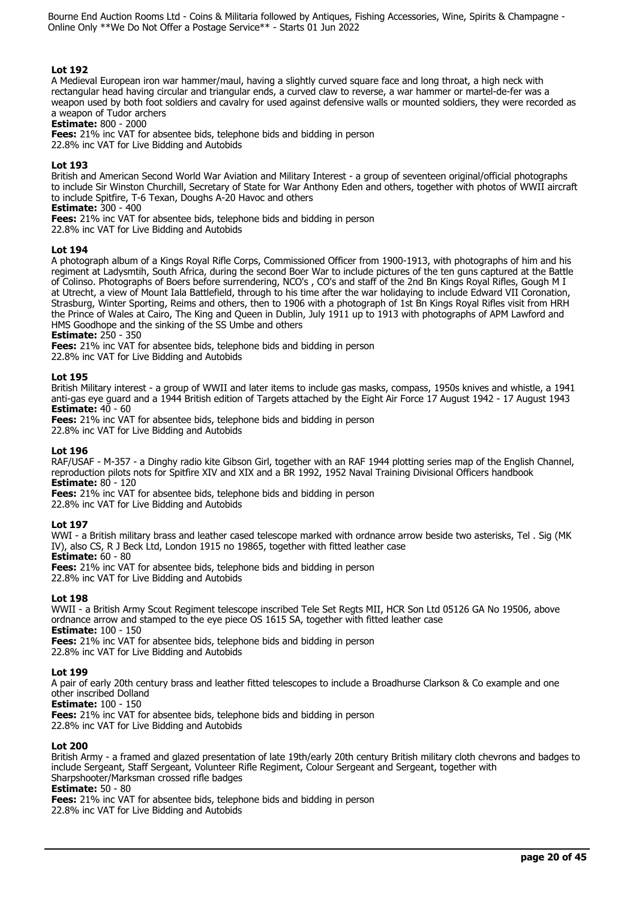### Lot 192

A Medieval European iron war hammer/maul, having a slightly curved square face and long throat, a high neck with rectangular head having circular and triangular ends, a curved claw to reverse, a war hammer or martel-de-fer was a weapon used by both foot soldiers and cavalry for used against defensive walls or mounted soldiers, they were recorded as a weapon of Tudor archers

**Estimate:** 800 - 2000

**Fees:** 21% inc VAT for absentee bids, telephone bids and bidding in person
22.8% inc VAT for Live Bidding and Autobids

### Lot 193

British and American Second World War Aviation and Military Interest - a group of seventeen original/official photographs to include Sir Winston Churchill, Secretary of State for War Anthony Eden and others, together with photos of WWII aircraft to include Spitfire, T-6 Texan, Doughs A-20 Havoc and others

**Estimate:** 300 - 400

**Fees:** 21% inc VAT for absentee bids, telephone bids and bidding in person
22.8% inc VAT for Live Bidding and Autobids

### Lot 194

A photograph album of a Kings Royal Rifle Corps, Commissioned Officer from 1900-1913, with photographs of him and his regiment at Ladysmtih, South Africa, during the second Boer War to include pictures of the ten guns captured at the Battle of Colinso. Photographs of Boers before surrendering, NCO's , CO's and staff of the 2nd Bn Kings Royal Rifles, Gough M I at Utrecht, a view of Mount Iala Battlefield, through to his time after the war holidaying to include Edward VII Coronation, Strasburg, Winter Sporting, Reims and others, then to 1906 with a photograph of 1st Bn Kings Royal Rifles visit from HRH the Prince of Wales at Cairo, The King and Queen in Dublin, July 1911 up to 1913 with photographs of APM Lawford and HMS Goodhope and the sinking of the SS Umbe and others

**Estimate:** 250 - 350

**Fees:** 21% inc VAT for absentee bids, telephone bids and bidding in person
22.8% inc VAT for Live Bidding and Autobids

### Lot 195

British Military interest - a group of WWII and later items to include gas masks, compass, 1950s knives and whistle, a 1941 anti-gas eye guard and a 1944 British edition of Targets attached by the Eight Air Force 17 August 1942 - 17 August 1943

**Estimate:** 40 - 60

**Fees:** 21% inc VAT for absentee bids, telephone bids and bidding in person
22.8% inc VAT for Live Bidding and Autobids

### Lot 196

RAF/USAF - M-357 - a Dinghy radio kite Gibson Girl, together with an RAF 1944 plotting series map of the English Channel, reproduction pilots nots for Spitfire XIV and XIX and a BR 1992, 1952 Naval Training Divisional Officers handbook

**Estimate:** 80 - 120

**Fees:** 21% inc VAT for absentee bids, telephone bids and bidding in person
22.8% inc VAT for Live Bidding and Autobids

### Lot 197

WWI - a British military brass and leather cased telescope marked with ordnance arrow beside two asterisks, Tel . Sig (MK IV), also CS, R J Beck Ltd, London 1915 no 19865, together with fitted leather case

**Estimate:** 60 - 80

**Fees:** 21% inc VAT for absentee bids, telephone bids and bidding in person
22.8% inc VAT for Live Bidding and Autobids

### Lot 198

WWII - a British Army Scout Regiment telescope inscribed Tele Set Regts MII, HCR Son Ltd 05126 GA No 19506, above ordnance arrow and stamped to the eye piece OS 1615 SA, together with fitted leather case

**Estimate:** 100 - 150

**Fees:** 21% inc VAT for absentee bids, telephone bids and bidding in person
22.8% inc VAT for Live Bidding and Autobids

### Lot 199

A pair of early 20th century brass and leather fitted telescopes to include a Broadhurse Clarkson & Co example and one other inscribed Dolland

**Estimate:** 100 - 150

**Fees:** 21% inc VAT for absentee bids, telephone bids and bidding in person
22.8% inc VAT for Live Bidding and Autobids

### Lot 200

British Army - a framed and glazed presentation of late 19th/early 20th century British military cloth chevrons and badges to include Sergeant, Staff Sergeant, Volunteer Rifle Regiment, Colour Sergeant and Sergeant, together with Sharpshooter/Marksman crossed rifle badges

**Estimate:** 50 - 80

**Fees:** 21% inc VAT for absentee bids, telephone bids and bidding in person
22.8% inc VAT for Live Bidding and Autobids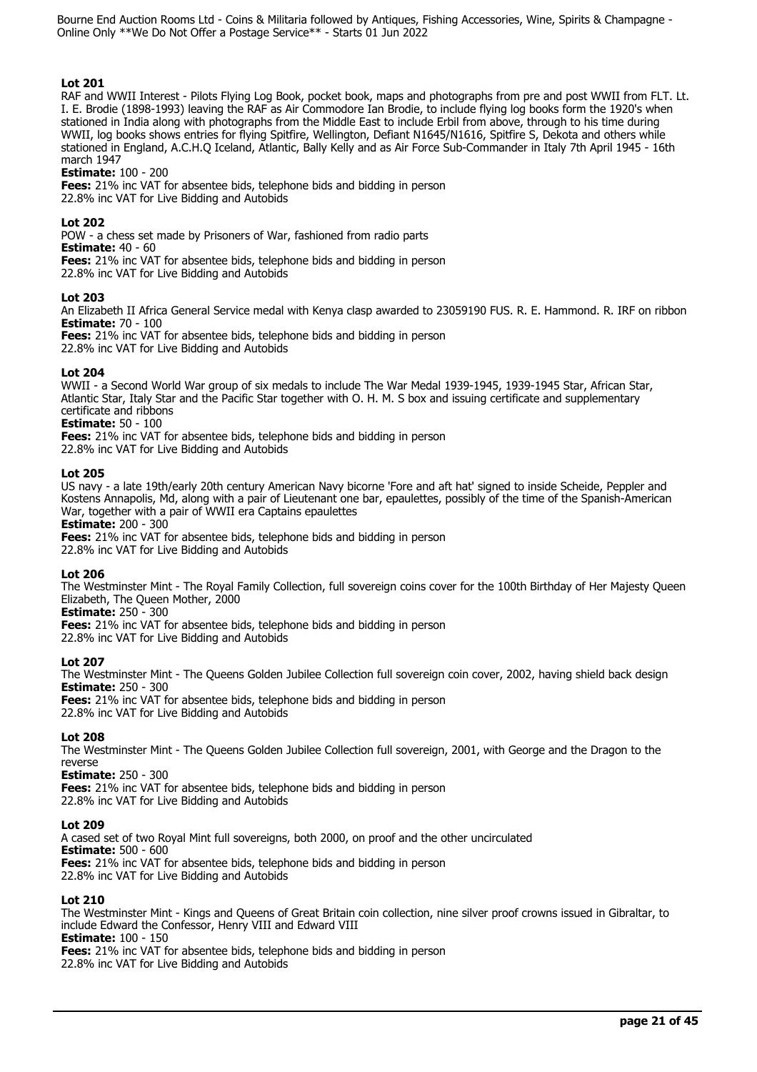### Lot 201

RAF and WWII Interest - Pilots Flying Log Book, pocket book, maps and photographs from pre and post WWII from FLT. Lt. I. E. Brodie (1898-1993) leaving the RAF as Air Commodore Ian Brodie, to include flying log books form the 1920's when stationed in India along with photographs from the Middle East to include Erbil from above, through to his time during WWII, log books shows entries for flying Spitfire, Wellington, Defiant N1645/N1616, Spitfire S, Dekota and others while stationed in England, A.C.H.Q Iceland, Atlantic, Bally Kelly and as Air Force Sub-Commander in Italy 7th April 1945 - 16th march 1947

**Estimate:** 100 - 200

**Fees:** 21% inc VAT for absentee bids, telephone bids and bidding in person
22.8% inc VAT for Live Bidding and Autobids

### Lot 202

POW - a chess set made by Prisoners of War, fashioned from radio parts

**Estimate:** 40 - 60

**Fees:** 21% inc VAT for absentee bids, telephone bids and bidding in person
22.8% inc VAT for Live Bidding and Autobids

### Lot 203

An Elizabeth II Africa General Service medal with Kenya clasp awarded to 23059190 FUS. R. E. Hammond. R. IRF on ribbon

**Estimate:** 70 - 100

**Fees:** 21% inc VAT for absentee bids, telephone bids and bidding in person
22.8% inc VAT for Live Bidding and Autobids

### Lot 204

WWII - a Second World War group of six medals to include The War Medal 1939-1945, 1939-1945 Star, African Star, Atlantic Star, Italy Star and the Pacific Star together with O. H. M. S box and issuing certificate and supplementary certificate and ribbons

**Estimate:** 50 - 100

**Fees:** 21% inc VAT for absentee bids, telephone bids and bidding in person
22.8% inc VAT for Live Bidding and Autobids

### Lot 205

US navy - a late 19th/early 20th century American Navy bicorne 'Fore and aft hat' signed to inside Scheide, Peppler and Kostens Annapolis, Md, along with a pair of Lieutenant one bar, epaulettes, possibly of the time of the Spanish-American War, together with a pair of WWII era Captains epaulettes

**Estimate:** 200 - 300

**Fees:** 21% inc VAT for absentee bids, telephone bids and bidding in person
22.8% inc VAT for Live Bidding and Autobids

### Lot 206

The Westminster Mint - The Royal Family Collection, full sovereign coins cover for the 100th Birthday of Her Majesty Queen Elizabeth, The Queen Mother, 2000

**Estimate:** 250 - 300

**Fees:** 21% inc VAT for absentee bids, telephone bids and bidding in person
22.8% inc VAT for Live Bidding and Autobids

### Lot 207

The Westminster Mint - The Queens Golden Jubilee Collection full sovereign coin cover, 2002, having shield back design

**Estimate:** 250 - 300

**Fees:** 21% inc VAT for absentee bids, telephone bids and bidding in person
22.8% inc VAT for Live Bidding and Autobids

### Lot 208

The Westminster Mint - The Queens Golden Jubilee Collection full sovereign, 2001, with George and the Dragon to the reverse

**Estimate:** 250 - 300

**Fees:** 21% inc VAT for absentee bids, telephone bids and bidding in person
22.8% inc VAT for Live Bidding and Autobids

### Lot 209

A cased set of two Royal Mint full sovereigns, both 2000, on proof and the other uncirculated

**Estimate:** 500 - 600

**Fees:** 21% inc VAT for absentee bids, telephone bids and bidding in person
22.8% inc VAT for Live Bidding and Autobids

### Lot 210

The Westminster Mint - Kings and Queens of Great Britain coin collection, nine silver proof crowns issued in Gibraltar, to include Edward the Confessor, Henry VIII and Edward VIII

**Estimate:** 100 - 150

**Fees:** 21% inc VAT for absentee bids, telephone bids and bidding in person
22.8% inc VAT for Live Bidding and Autobids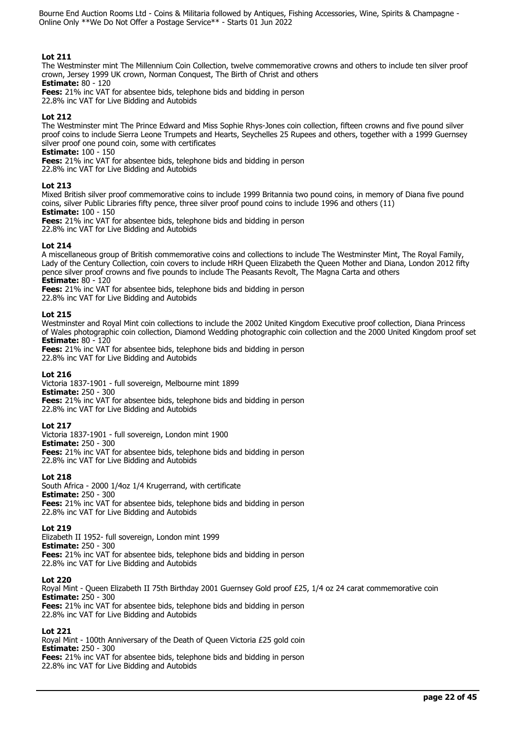**Lot 211**
The Westminster mint The Millennium Coin Collection, twelve commemorative crowns and others to include ten silver proof crown, Jersey 1999 UK crown, Norman Conquest, The Birth of Christ and others
**Estimate:** 80 - 120
**Fees:** 21% inc VAT for absentee bids, telephone bids and bidding in person
22.8% inc VAT for Live Bidding and Autobids

**Lot 212**
The Westminster mint The Prince Edward and Miss Sophie Rhys-Jones coin collection, fifteen crowns and five pound silver proof coins to include Sierra Leone Trumpets and Hearts, Seychelles 25 Rupees and others, together with a 1999 Guernsey silver proof one pound coin, some with certificates
**Estimate:** 100 - 150
**Fees:** 21% inc VAT for absentee bids, telephone bids and bidding in person
22.8% inc VAT for Live Bidding and Autobids

**Lot 213**
Mixed British silver proof commemorative coins to include 1999 Britannia two pound coins, in memory of Diana five pound coins, silver Public Libraries fifty pence, three silver proof pound coins to include 1996 and others (11)
**Estimate:** 100 - 150
**Fees:** 21% inc VAT for absentee bids, telephone bids and bidding in person
22.8% inc VAT for Live Bidding and Autobids

**Lot 214**
A miscellaneous group of British commemorative coins and collections to include The Westminster Mint, The Royal Family, Lady of the Century Collection, coin covers to include HRH Queen Elizabeth the Queen Mother and Diana, London 2012 fifty pence silver proof crowns and five pounds to include The Peasants Revolt, The Magna Carta and others
**Estimate:** 80 - 120
**Fees:** 21% inc VAT for absentee bids, telephone bids and bidding in person
22.8% inc VAT for Live Bidding and Autobids

**Lot 215**
Westminster and Royal Mint coin collections to include the 2002 United Kingdom Executive proof collection, Diana Princess of Wales photographic coin collection, Diamond Wedding photographic coin collection and the 2000 United Kingdom proof set
**Estimate:** 80 - 120
**Fees:** 21% inc VAT for absentee bids, telephone bids and bidding in person
22.8% inc VAT for Live Bidding and Autobids

**Lot 216**
Victoria 1837-1901 - full sovereign, Melbourne mint 1899
**Estimate:** 250 - 300
**Fees:** 21% inc VAT for absentee bids, telephone bids and bidding in person
22.8% inc VAT for Live Bidding and Autobids

**Lot 217**
Victoria 1837-1901 - full sovereign, London mint 1900
**Estimate:** 250 - 300
**Fees:** 21% inc VAT for absentee bids, telephone bids and bidding in person
22.8% inc VAT for Live Bidding and Autobids

**Lot 218**
South Africa - 2000 1/4oz 1/4 Krugerrand, with certificate
**Estimate:** 250 - 300
**Fees:** 21% inc VAT for absentee bids, telephone bids and bidding in person
22.8% inc VAT for Live Bidding and Autobids

**Lot 219**
Elizabeth II 1952- full sovereign, London mint 1999
**Estimate:** 250 - 300
**Fees:** 21% inc VAT for absentee bids, telephone bids and bidding in person
22.8% inc VAT for Live Bidding and Autobids

**Lot 220**
Royal Mint - Queen Elizabeth II 75th Birthday 2001 Guernsey Gold proof £25, 1/4 oz 24 carat commemorative coin
**Estimate:** 250 - 300
**Fees:** 21% inc VAT for absentee bids, telephone bids and bidding in person
22.8% inc VAT for Live Bidding and Autobids

**Lot 221**
Royal Mint - 100th Anniversary of the Death of Queen Victoria £25 gold coin
**Estimate:** 250 - 300
**Fees:** 21% inc VAT for absentee bids, telephone bids and bidding in person
22.8% inc VAT for Live Bidding and Autobids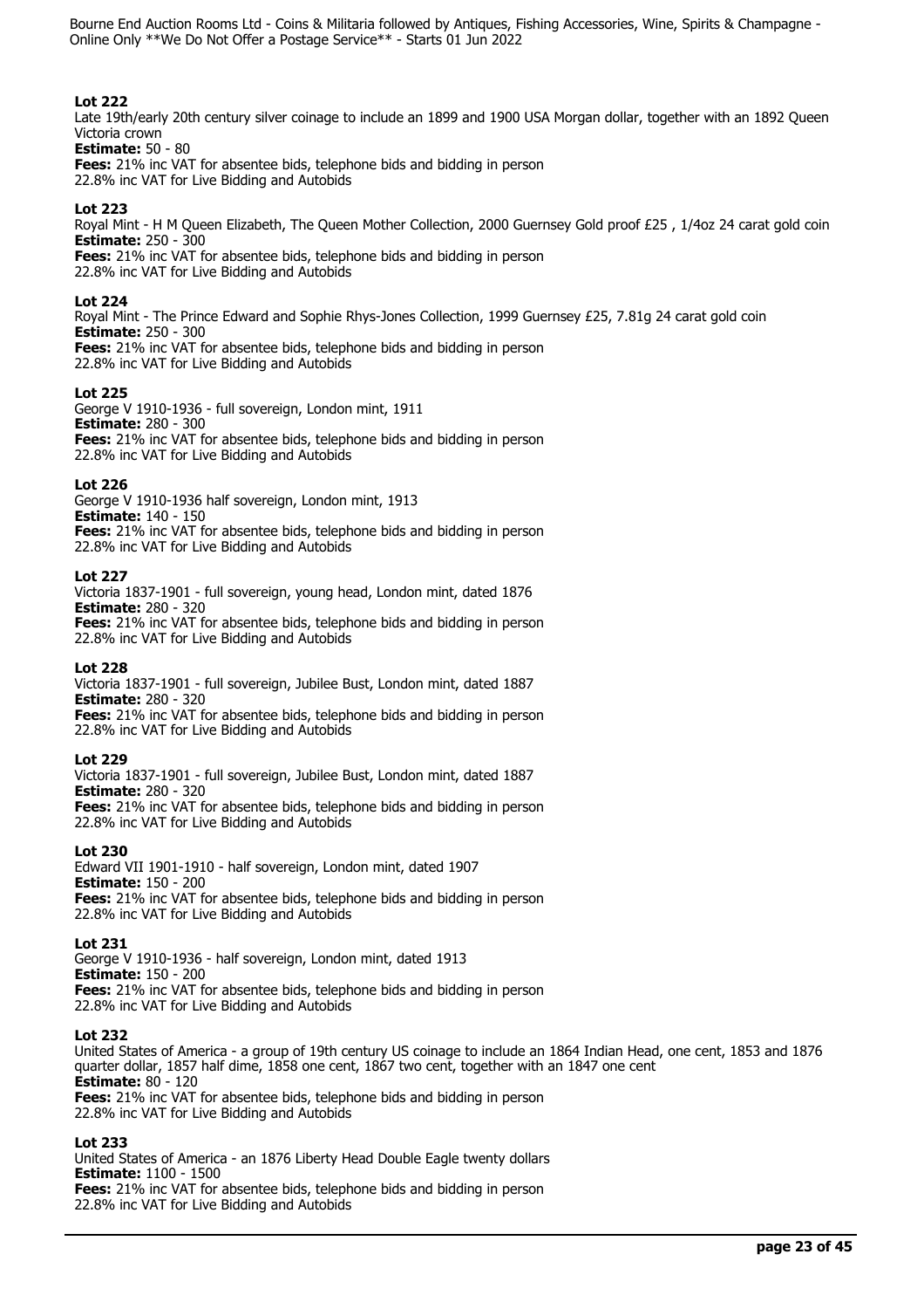**Lot 222**
Late 19th/early 20th century silver coinage to include an 1899 and 1900 USA Morgan dollar, together with an 1892 Queen Victoria crown
**Estimate:** 50 - 80
**Fees:** 21% inc VAT for absentee bids, telephone bids and bidding in person
22.8% inc VAT for Live Bidding and Autobids

**Lot 223**
Royal Mint - H M Queen Elizabeth, The Queen Mother Collection, 2000 Guernsey Gold proof £25 , 1/4oz 24 carat gold coin
**Estimate:** 250 - 300
**Fees:** 21% inc VAT for absentee bids, telephone bids and bidding in person
22.8% inc VAT for Live Bidding and Autobids

**Lot 224**
Royal Mint - The Prince Edward and Sophie Rhys-Jones Collection, 1999 Guernsey £25, 7.81g 24 carat gold coin
**Estimate:** 250 - 300
**Fees:** 21% inc VAT for absentee bids, telephone bids and bidding in person
22.8% inc VAT for Live Bidding and Autobids

**Lot 225**
George V 1910-1936 - full sovereign, London mint, 1911
**Estimate:** 280 - 300
**Fees:** 21% inc VAT for absentee bids, telephone bids and bidding in person
22.8% inc VAT for Live Bidding and Autobids

**Lot 226**
George V 1910-1936 half sovereign, London mint, 1913
**Estimate:** 140 - 150
**Fees:** 21% inc VAT for absentee bids, telephone bids and bidding in person
22.8% inc VAT for Live Bidding and Autobids

**Lot 227**
Victoria 1837-1901 - full sovereign, young head, London mint, dated 1876
**Estimate:** 280 - 320
**Fees:** 21% inc VAT for absentee bids, telephone bids and bidding in person
22.8% inc VAT for Live Bidding and Autobids

**Lot 228**
Victoria 1837-1901 - full sovereign, Jubilee Bust, London mint, dated 1887
**Estimate:** 280 - 320
**Fees:** 21% inc VAT for absentee bids, telephone bids and bidding in person
22.8% inc VAT for Live Bidding and Autobids

**Lot 229**
Victoria 1837-1901 - full sovereign, Jubilee Bust, London mint, dated 1887
**Estimate:** 280 - 320
**Fees:** 21% inc VAT for absentee bids, telephone bids and bidding in person
22.8% inc VAT for Live Bidding and Autobids

**Lot 230**
Edward VII 1901-1910 - half sovereign, London mint, dated 1907
**Estimate:** 150 - 200
**Fees:** 21% inc VAT for absentee bids, telephone bids and bidding in person
22.8% inc VAT for Live Bidding and Autobids

**Lot 231**
George V 1910-1936 - half sovereign, London mint, dated 1913
**Estimate:** 150 - 200
**Fees:** 21% inc VAT for absentee bids, telephone bids and bidding in person
22.8% inc VAT for Live Bidding and Autobids

**Lot 232**
United States of America - a group of 19th century US coinage to include an 1864 Indian Head, one cent, 1853 and 1876 quarter dollar, 1857 half dime, 1858 one cent, 1867 two cent, together with an 1847 one cent
**Estimate:** 80 - 120
**Fees:** 21% inc VAT for absentee bids, telephone bids and bidding in person
22.8% inc VAT for Live Bidding and Autobids

**Lot 233**
United States of America - an 1876 Liberty Head Double Eagle twenty dollars
**Estimate:** 1100 - 1500
**Fees:** 21% inc VAT for absentee bids, telephone bids and bidding in person
22.8% inc VAT for Live Bidding and Autobids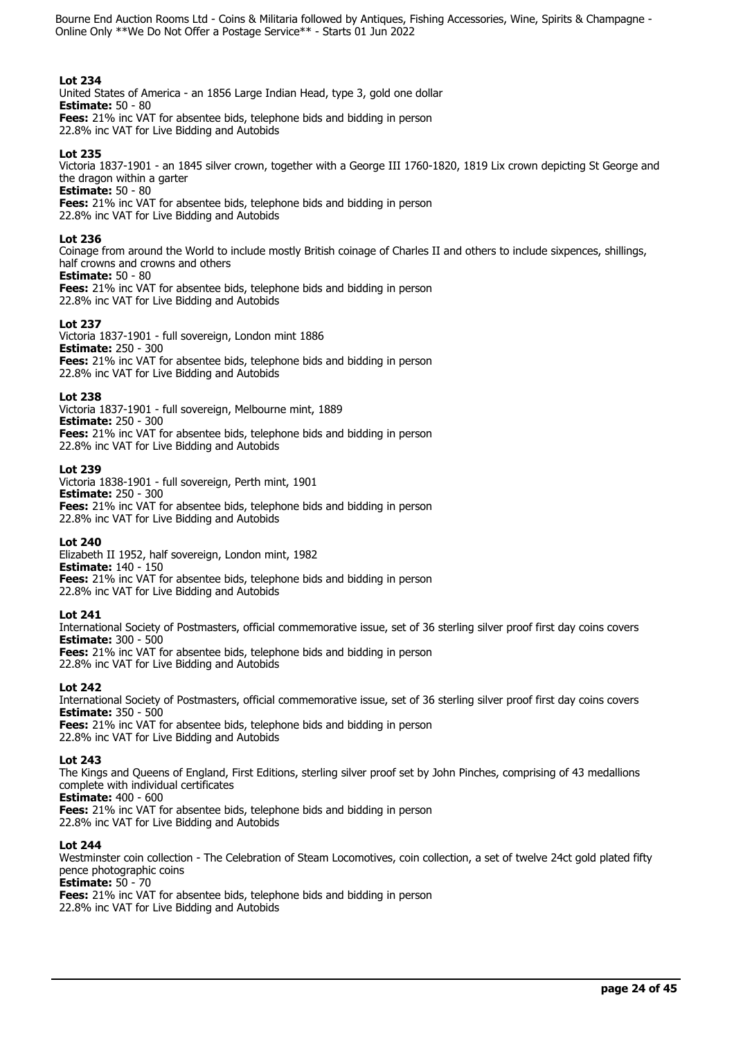**Lot 234**
United States of America - an 1856 Large Indian Head, type 3, gold one dollar
**Estimate:** 50 - 80
**Fees:** 21% inc VAT for absentee bids, telephone bids and bidding in person
22.8% inc VAT for Live Bidding and Autobids

**Lot 235**
Victoria 1837-1901 - an 1845 silver crown, together with a George III 1760-1820, 1819 Lix crown depicting St George and the dragon within a garter
**Estimate:** 50 - 80
**Fees:** 21% inc VAT for absentee bids, telephone bids and bidding in person
22.8% inc VAT for Live Bidding and Autobids

**Lot 236**
Coinage from around the World to include mostly British coinage of Charles II and others to include sixpences, shillings, half crowns and crowns and others
**Estimate:** 50 - 80
**Fees:** 21% inc VAT for absentee bids, telephone bids and bidding in person
22.8% inc VAT for Live Bidding and Autobids

**Lot 237**
Victoria 1837-1901 - full sovereign, London mint 1886
**Estimate:** 250 - 300
**Fees:** 21% inc VAT for absentee bids, telephone bids and bidding in person
22.8% inc VAT for Live Bidding and Autobids

**Lot 238**
Victoria 1837-1901 - full sovereign, Melbourne mint, 1889
**Estimate:** 250 - 300
**Fees:** 21% inc VAT for absentee bids, telephone bids and bidding in person
22.8% inc VAT for Live Bidding and Autobids

**Lot 239**
Victoria 1838-1901 - full sovereign, Perth mint, 1901
**Estimate:** 250 - 300
**Fees:** 21% inc VAT for absentee bids, telephone bids and bidding in person
22.8% inc VAT for Live Bidding and Autobids

**Lot 240**
Elizabeth II 1952, half sovereign, London mint, 1982
**Estimate:** 140 - 150
**Fees:** 21% inc VAT for absentee bids, telephone bids and bidding in person
22.8% inc VAT for Live Bidding and Autobids

**Lot 241**
International Society of Postmasters, official commemorative issue, set of 36 sterling silver proof first day coins covers
**Estimate:** 300 - 500
**Fees:** 21% inc VAT for absentee bids, telephone bids and bidding in person
22.8% inc VAT for Live Bidding and Autobids

**Lot 242**
International Society of Postmasters, official commemorative issue, set of 36 sterling silver proof first day coins covers
**Estimate:** 350 - 500
**Fees:** 21% inc VAT for absentee bids, telephone bids and bidding in person
22.8% inc VAT for Live Bidding and Autobids

**Lot 243**
The Kings and Queens of England, First Editions, sterling silver proof set by John Pinches, comprising of 43 medallions complete with individual certificates
**Estimate:** 400 - 600
**Fees:** 21% inc VAT for absentee bids, telephone bids and bidding in person
22.8% inc VAT for Live Bidding and Autobids

**Lot 244**
Westminster coin collection - The Celebration of Steam Locomotives, coin collection, a set of twelve 24ct gold plated fifty pence photographic coins
**Estimate:** 50 - 70
**Fees:** 21% inc VAT for absentee bids, telephone bids and bidding in person
22.8% inc VAT for Live Bidding and Autobids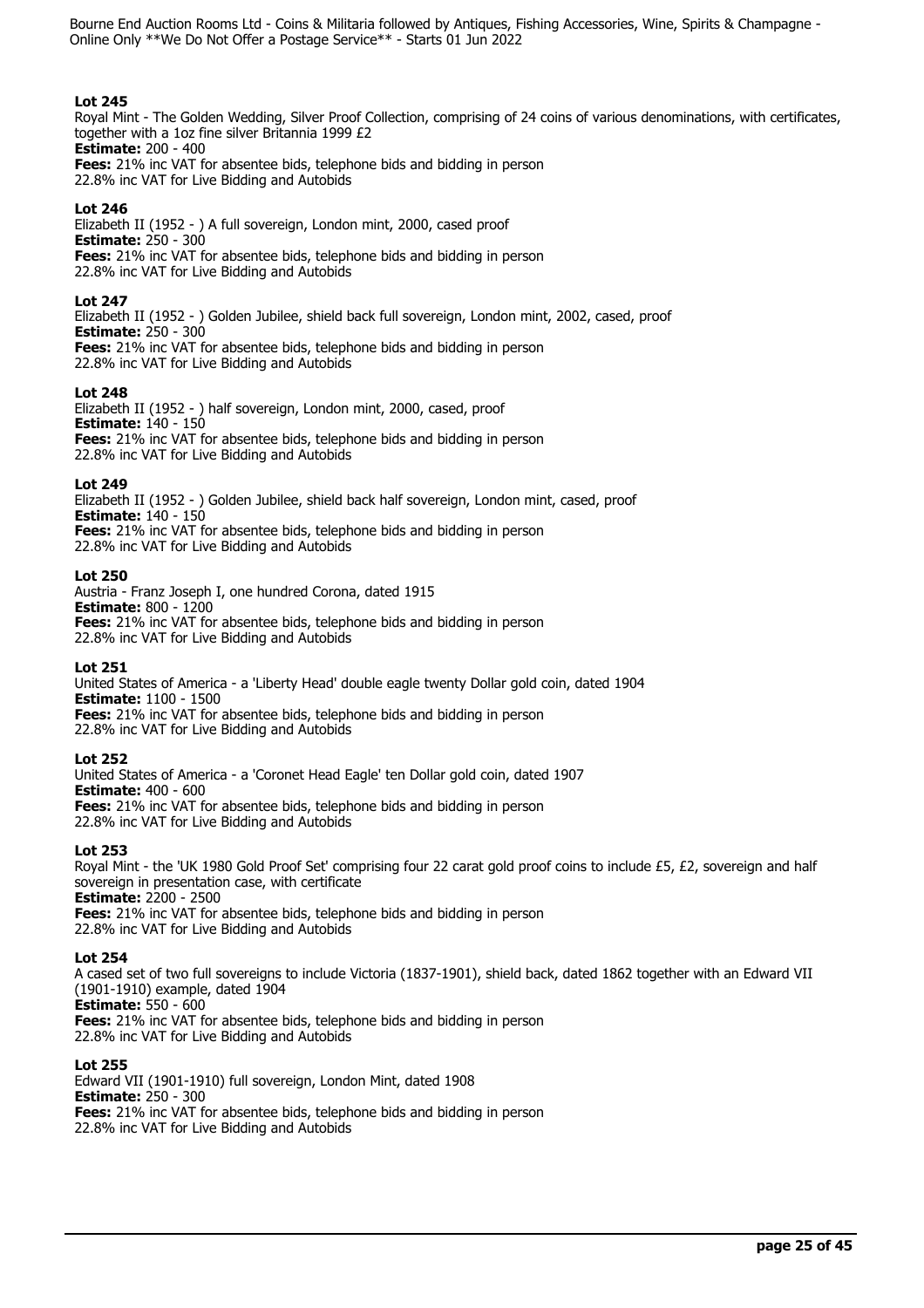### Lot 245

Royal Mint - The Golden Wedding, Silver Proof Collection, comprising of 24 coins of various denominations, with certificates, together with a 1oz fine silver Britannia 1999 £2

**Estimate:** 200 - 400

**Fees:** 21% inc VAT for absentee bids, telephone bids and bidding in person
22.8% inc VAT for Live Bidding and Autobids

### Lot 246

Elizabeth II (1952 - ) A full sovereign, London mint, 2000, cased proof

**Estimate:** 250 - 300

**Fees:** 21% inc VAT for absentee bids, telephone bids and bidding in person
22.8% inc VAT for Live Bidding and Autobids

### Lot 247

Elizabeth II (1952 - ) Golden Jubilee, shield back full sovereign, London mint, 2002, cased, proof

**Estimate:** 250 - 300

**Fees:** 21% inc VAT for absentee bids, telephone bids and bidding in person
22.8% inc VAT for Live Bidding and Autobids

### Lot 248

Elizabeth II (1952 - ) half sovereign, London mint, 2000, cased, proof

**Estimate:** 140 - 150

**Fees:** 21% inc VAT for absentee bids, telephone bids and bidding in person
22.8% inc VAT for Live Bidding and Autobids

### Lot 249

Elizabeth II (1952 - ) Golden Jubilee, shield back half sovereign, London mint, cased, proof

**Estimate:** 140 - 150

**Fees:** 21% inc VAT for absentee bids, telephone bids and bidding in person
22.8% inc VAT for Live Bidding and Autobids

### Lot 250

Austria - Franz Joseph I, one hundred Corona, dated 1915

**Estimate:** 800 - 1200

**Fees:** 21% inc VAT for absentee bids, telephone bids and bidding in person
22.8% inc VAT for Live Bidding and Autobids

### Lot 251

United States of America - a 'Liberty Head' double eagle twenty Dollar gold coin, dated 1904

**Estimate:** 1100 - 1500

**Fees:** 21% inc VAT for absentee bids, telephone bids and bidding in person
22.8% inc VAT for Live Bidding and Autobids

### Lot 252

United States of America - a 'Coronet Head Eagle' ten Dollar gold coin, dated 1907

**Estimate:** 400 - 600

**Fees:** 21% inc VAT for absentee bids, telephone bids and bidding in person
22.8% inc VAT for Live Bidding and Autobids

### Lot 253

Royal Mint - the 'UK 1980 Gold Proof Set' comprising four 22 carat gold proof coins to include £5, £2, sovereign and half sovereign in presentation case, with certificate

**Estimate:** 2200 - 2500

**Fees:** 21% inc VAT for absentee bids, telephone bids and bidding in person
22.8% inc VAT for Live Bidding and Autobids

### Lot 254

A cased set of two full sovereigns to include Victoria (1837-1901), shield back, dated 1862 together with an Edward VII (1901-1910) example, dated 1904

**Estimate:** 550 - 600

**Fees:** 21% inc VAT for absentee bids, telephone bids and bidding in person
22.8% inc VAT for Live Bidding and Autobids

### Lot 255

Edward VII (1901-1910) full sovereign, London Mint, dated 1908

**Estimate:** 250 - 300

**Fees:** 21% inc VAT for absentee bids, telephone bids and bidding in person
22.8% inc VAT for Live Bidding and Autobids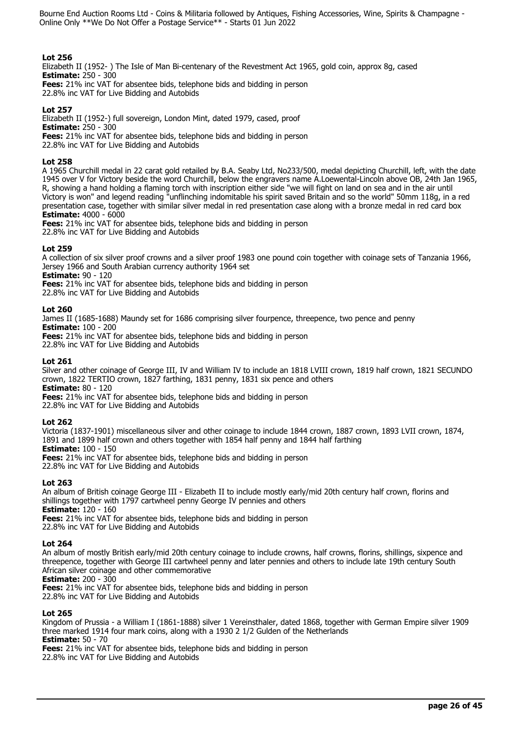**Lot 256**
Elizabeth II (1952- ) The Isle of Man Bi-centenary of the Revestment Act 1965, gold coin, approx 8g, cased
**Estimate:** 250 - 300
**Fees:** 21% inc VAT for absentee bids, telephone bids and bidding in person
22.8% inc VAT for Live Bidding and Autobids

**Lot 257**
Elizabeth II (1952-) full sovereign, London Mint, dated 1979, cased, proof
**Estimate:** 250 - 300
**Fees:** 21% inc VAT for absentee bids, telephone bids and bidding in person
22.8% inc VAT for Live Bidding and Autobids

**Lot 258**
A 1965 Churchill medal in 22 carat gold retailed by B.A. Seaby Ltd, No233/500, medal depicting Churchill, left, with the date 1945 over V for Victory beside the word Churchill, below the engravers name A.Loewental-Lincoln above OB, 24th Jan 1965, R, showing a hand holding a flaming torch with inscription either side "we will fight on land on sea and in the air until Victory is won" and legend reading "unflinching indomitable his spirit saved Britain and so the world" 50mm 118g, in a red presentation case, together with similar silver medal in red presentation case along with a bronze medal in red card box
**Estimate:** 4000 - 6000
**Fees:** 21% inc VAT for absentee bids, telephone bids and bidding in person
22.8% inc VAT for Live Bidding and Autobids

**Lot 259**
A collection of six silver proof crowns and a silver proof 1983 one pound coin together with coinage sets of Tanzania 1966, Jersey 1966 and South Arabian currency authority 1964 set
**Estimate:** 90 - 120
**Fees:** 21% inc VAT for absentee bids, telephone bids and bidding in person
22.8% inc VAT for Live Bidding and Autobids

**Lot 260**
James II (1685-1688) Maundy set for 1686 comprising silver fourpence, threepence, two pence and penny
**Estimate:** 100 - 200
**Fees:** 21% inc VAT for absentee bids, telephone bids and bidding in person
22.8% inc VAT for Live Bidding and Autobids

**Lot 261**
Silver and other coinage of George III, IV and William IV to include an 1818 LVIII crown, 1819 half crown, 1821 SECUNDO crown, 1822 TERTIO crown, 1827 farthing, 1831 penny, 1831 six pence and others
**Estimate:** 80 - 120
**Fees:** 21% inc VAT for absentee bids, telephone bids and bidding in person
22.8% inc VAT for Live Bidding and Autobids

**Lot 262**
Victoria (1837-1901) miscellaneous silver and other coinage to include 1844 crown, 1887 crown, 1893 LVII crown, 1874, 1891 and 1899 half crown and others together with 1854 half penny and 1844 half farthing
**Estimate:** 100 - 150
**Fees:** 21% inc VAT for absentee bids, telephone bids and bidding in person
22.8% inc VAT for Live Bidding and Autobids

**Lot 263**
An album of British coinage George III - Elizabeth II to include mostly early/mid 20th century half crown, florins and shillings together with 1797 cartwheel penny George IV pennies and others
**Estimate:** 120 - 160
**Fees:** 21% inc VAT for absentee bids, telephone bids and bidding in person
22.8% inc VAT for Live Bidding and Autobids

**Lot 264**
An album of mostly British early/mid 20th century coinage to include crowns, half crowns, florins, shillings, sixpence and threepence, together with George III cartwheel penny and later pennies and others to include late 19th century South African silver coinage and other commemorative
**Estimate:** 200 - 300
**Fees:** 21% inc VAT for absentee bids, telephone bids and bidding in person
22.8% inc VAT for Live Bidding and Autobids

**Lot 265**
Kingdom of Prussia - a William I (1861-1888) silver 1 Vereinsthaler, dated 1868, together with German Empire silver 1909 three marked 1914 four mark coins, along with a 1930 2 1/2 Gulden of the Netherlands
**Estimate:** 50 - 70
**Fees:** 21% inc VAT for absentee bids, telephone bids and bidding in person
22.8% inc VAT for Live Bidding and Autobids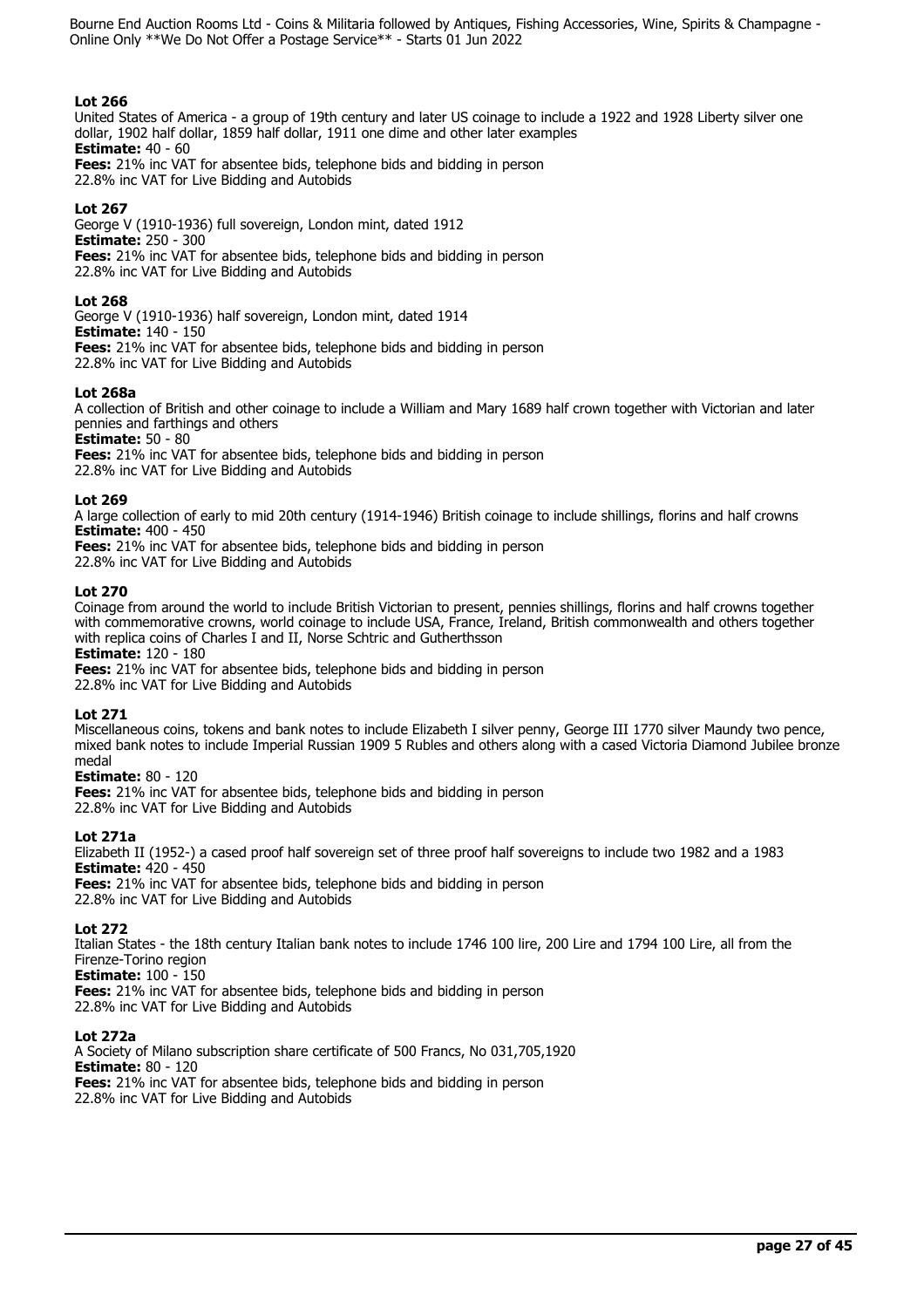**Lot 266**
United States of America - a group of 19th century and later US coinage to include a 1922 and 1928 Liberty silver one dollar, 1902 half dollar, 1859 half dollar, 1911 one dime and other later examples
**Estimate:** 40 - 60
**Fees:** 21% inc VAT for absentee bids, telephone bids and bidding in person
22.8% inc VAT for Live Bidding and Autobids

**Lot 267**
George V (1910-1936) full sovereign, London mint, dated 1912
**Estimate:** 250 - 300
**Fees:** 21% inc VAT for absentee bids, telephone bids and bidding in person
22.8% inc VAT for Live Bidding and Autobids

**Lot 268**
George V (1910-1936) half sovereign, London mint, dated 1914
**Estimate:** 140 - 150
**Fees:** 21% inc VAT for absentee bids, telephone bids and bidding in person
22.8% inc VAT for Live Bidding and Autobids

**Lot 268a**
A collection of British and other coinage to include a William and Mary 1689 half crown together with Victorian and later pennies and farthings and others
**Estimate:** 50 - 80
**Fees:** 21% inc VAT for absentee bids, telephone bids and bidding in person
22.8% inc VAT for Live Bidding and Autobids

**Lot 269**
A large collection of early to mid 20th century (1914-1946) British coinage to include shillings, florins and half crowns
**Estimate:** 400 - 450
**Fees:** 21% inc VAT for absentee bids, telephone bids and bidding in person
22.8% inc VAT for Live Bidding and Autobids

**Lot 270**
Coinage from around the world to include British Victorian to present, pennies shillings, florins and half crowns together with commemorative crowns, world coinage to include USA, France, Ireland, British commonwealth and others together with replica coins of Charles I and II, Norse Schtric and Gutherthsson
**Estimate:** 120 - 180
**Fees:** 21% inc VAT for absentee bids, telephone bids and bidding in person
22.8% inc VAT for Live Bidding and Autobids

**Lot 271**
Miscellaneous coins, tokens and bank notes to include Elizabeth I silver penny, George III 1770 silver Maundy two pence, mixed bank notes to include Imperial Russian 1909 5 Rubles and others along with a cased Victoria Diamond Jubilee bronze medal
**Estimate:** 80 - 120
**Fees:** 21% inc VAT for absentee bids, telephone bids and bidding in person
22.8% inc VAT for Live Bidding and Autobids

**Lot 271a**
Elizabeth II (1952-) a cased proof half sovereign set of three proof half sovereigns to include two 1982 and a 1983
**Estimate:** 420 - 450
**Fees:** 21% inc VAT for absentee bids, telephone bids and bidding in person
22.8% inc VAT for Live Bidding and Autobids

**Lot 272**
Italian States - the 18th century Italian bank notes to include 1746 100 lire, 200 Lire and 1794 100 Lire, all from the Firenze-Torino region
**Estimate:** 100 - 150
**Fees:** 21% inc VAT for absentee bids, telephone bids and bidding in person
22.8% inc VAT for Live Bidding and Autobids

**Lot 272a**
A Society of Milano subscription share certificate of 500 Francs, No 031,705,1920
**Estimate:** 80 - 120
**Fees:** 21% inc VAT for absentee bids, telephone bids and bidding in person
22.8% inc VAT for Live Bidding and Autobids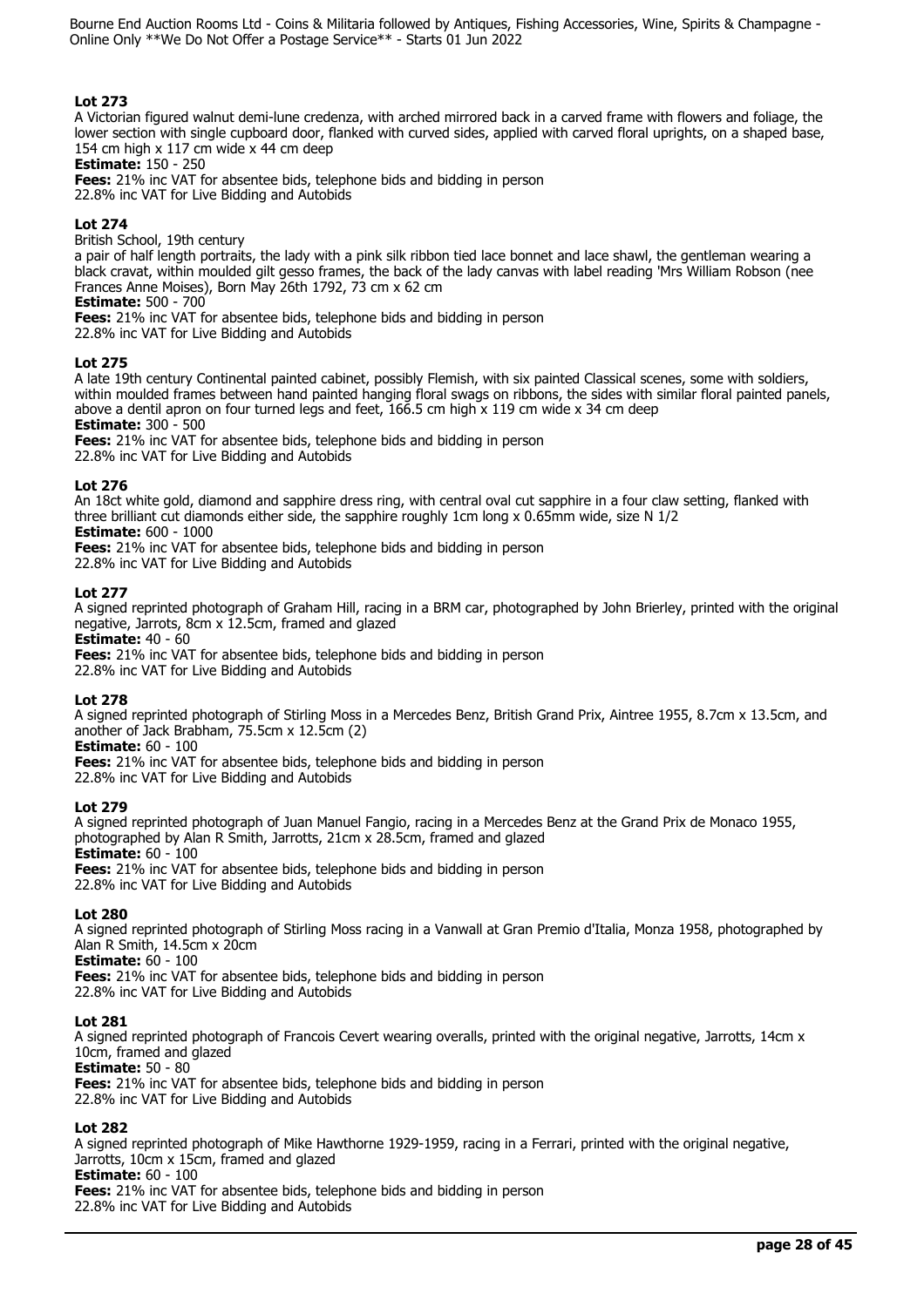### Lot 273

A Victorian figured walnut demi-lune credenza, with arched mirrored back in a carved frame with flowers and foliage, the lower section with single cupboard door, flanked with curved sides, applied with carved floral uprights, on a shaped base, 154 cm high x 117 cm wide x 44 cm deep

**Estimate:** 150 - 250

**Fees:** 21% inc VAT for absentee bids, telephone bids and bidding in person
22.8% inc VAT for Live Bidding and Autobids

### Lot 274

British School, 19th century
a pair of half length portraits, the lady with a pink silk ribbon tied lace bonnet and lace shawl, the gentleman wearing a black cravat, within moulded gilt gesso frames, the back of the lady canvas with label reading 'Mrs William Robson (nee Frances Anne Moises), Born May 26th 1792, 73 cm x 62 cm

**Estimate:** 500 - 700

**Fees:** 21% inc VAT for absentee bids, telephone bids and bidding in person
22.8% inc VAT for Live Bidding and Autobids

### Lot 275

A late 19th century Continental painted cabinet, possibly Flemish, with six painted Classical scenes, some with soldiers, within moulded frames between hand painted hanging floral swags on ribbons, the sides with similar floral painted panels, above a dentil apron on four turned legs and feet, 166.5 cm high x 119 cm wide x 34 cm deep

**Estimate:** 300 - 500

**Fees:** 21% inc VAT for absentee bids, telephone bids and bidding in person
22.8% inc VAT for Live Bidding and Autobids

### Lot 276

An 18ct white gold, diamond and sapphire dress ring, with central oval cut sapphire in a four claw setting, flanked with three brilliant cut diamonds either side, the sapphire roughly 1cm long x 0.65mm wide, size N 1/2

**Estimate:** 600 - 1000

**Fees:** 21% inc VAT for absentee bids, telephone bids and bidding in person
22.8% inc VAT for Live Bidding and Autobids

### Lot 277

A signed reprinted photograph of Graham Hill, racing in a BRM car, photographed by John Brierley, printed with the original negative, Jarrots, 8cm x 12.5cm, framed and glazed

**Estimate:** 40 - 60

**Fees:** 21% inc VAT for absentee bids, telephone bids and bidding in person
22.8% inc VAT for Live Bidding and Autobids

### Lot 278

A signed reprinted photograph of Stirling Moss in a Mercedes Benz, British Grand Prix, Aintree 1955, 8.7cm x 13.5cm, and another of Jack Brabham, 75.5cm x 12.5cm (2)

**Estimate:** 60 - 100

**Fees:** 21% inc VAT for absentee bids, telephone bids and bidding in person
22.8% inc VAT for Live Bidding and Autobids

### Lot 279

A signed reprinted photograph of Juan Manuel Fangio, racing in a Mercedes Benz at the Grand Prix de Monaco 1955, photographed by Alan R Smith, Jarrotts, 21cm x 28.5cm, framed and glazed

**Estimate:** 60 - 100

**Fees:** 21% inc VAT for absentee bids, telephone bids and bidding in person
22.8% inc VAT for Live Bidding and Autobids

### Lot 280

A signed reprinted photograph of Stirling Moss racing in a Vanwall at Gran Premio d'Italia, Monza 1958, photographed by Alan R Smith, 14.5cm x 20cm

**Estimate:** 60 - 100

**Fees:** 21% inc VAT for absentee bids, telephone bids and bidding in person
22.8% inc VAT for Live Bidding and Autobids

### Lot 281

A signed reprinted photograph of Francois Cevert wearing overalls, printed with the original negative, Jarrotts, 14cm x 10cm, framed and glazed

**Estimate:** 50 - 80

**Fees:** 21% inc VAT for absentee bids, telephone bids and bidding in person
22.8% inc VAT for Live Bidding and Autobids

### Lot 282

A signed reprinted photograph of Mike Hawthorne 1929-1959, racing in a Ferrari, printed with the original negative, Jarrotts, 10cm x 15cm, framed and glazed

**Estimate:** 60 - 100

**Fees:** 21% inc VAT for absentee bids, telephone bids and bidding in person
22.8% inc VAT for Live Bidding and Autobids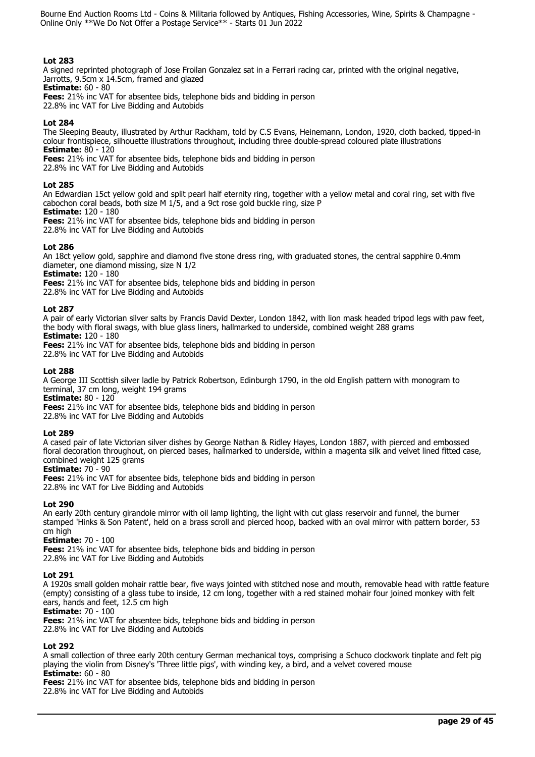### Lot 283

A signed reprinted photograph of Jose Froilan Gonzalez sat in a Ferrari racing car, printed with the original negative, Jarrotts, 9.5cm x 14.5cm, framed and glazed

**Estimate:** 60 - 80

**Fees:** 21% inc VAT for absentee bids, telephone bids and bidding in person
22.8% inc VAT for Live Bidding and Autobids

### Lot 284

The Sleeping Beauty, illustrated by Arthur Rackham, told by C.S Evans, Heinemann, London, 1920, cloth backed, tipped-in colour frontispiece, silhouette illustrations throughout, including three double-spread coloured plate illustrations

**Estimate:** 80 - 120

**Fees:** 21% inc VAT for absentee bids, telephone bids and bidding in person
22.8% inc VAT for Live Bidding and Autobids

### Lot 285

An Edwardian 15ct yellow gold and split pearl half eternity ring, together with a yellow metal and coral ring, set with five cabochon coral beads, both size M 1/5, and a 9ct rose gold buckle ring, size P

**Estimate:** 120 - 180

**Fees:** 21% inc VAT for absentee bids, telephone bids and bidding in person
22.8% inc VAT for Live Bidding and Autobids

### Lot 286

An 18ct yellow gold, sapphire and diamond five stone dress ring, with graduated stones, the central sapphire 0.4mm diameter, one diamond missing, size N 1/2

**Estimate:** 120 - 180

**Fees:** 21% inc VAT for absentee bids, telephone bids and bidding in person
22.8% inc VAT for Live Bidding and Autobids

### Lot 287

A pair of early Victorian silver salts by Francis David Dexter, London 1842, with lion mask headed tripod legs with paw feet, the body with floral swags, with blue glass liners, hallmarked to underside, combined weight 288 grams

**Estimate:** 120 - 180

**Fees:** 21% inc VAT for absentee bids, telephone bids and bidding in person
22.8% inc VAT for Live Bidding and Autobids

### Lot 288

A George III Scottish silver ladle by Patrick Robertson, Edinburgh 1790, in the old English pattern with monogram to terminal, 37 cm long, weight 194 grams

**Estimate:** 80 - 120

**Fees:** 21% inc VAT for absentee bids, telephone bids and bidding in person
22.8% inc VAT for Live Bidding and Autobids

### Lot 289

A cased pair of late Victorian silver dishes by George Nathan & Ridley Hayes, London 1887, with pierced and embossed floral decoration throughout, on pierced bases, hallmarked to underside, within a magenta silk and velvet lined fitted case, combined weight 125 grams

**Estimate:** 70 - 90

**Fees:** 21% inc VAT for absentee bids, telephone bids and bidding in person
22.8% inc VAT for Live Bidding and Autobids

### Lot 290

An early 20th century girandole mirror with oil lamp lighting, the light with cut glass reservoir and funnel, the burner stamped 'Hinks & Son Patent', held on a brass scroll and pierced hoop, backed with an oval mirror with pattern border, 53 cm high

**Estimate:** 70 - 100

**Fees:** 21% inc VAT for absentee bids, telephone bids and bidding in person
22.8% inc VAT for Live Bidding and Autobids

### Lot 291

A 1920s small golden mohair rattle bear, five ways jointed with stitched nose and mouth, removable head with rattle feature (empty) consisting of a glass tube to inside, 12 cm long, together with a red stained mohair four joined monkey with felt ears, hands and feet, 12.5 cm high

**Estimate:** 70 - 100

**Fees:** 21% inc VAT for absentee bids, telephone bids and bidding in person
22.8% inc VAT for Live Bidding and Autobids

### Lot 292

A small collection of three early 20th century German mechanical toys, comprising a Schuco clockwork tinplate and felt pig playing the violin from Disney's 'Three little pigs', with winding key, a bird, and a velvet covered mouse

**Estimate:** 60 - 80

**Fees:** 21% inc VAT for absentee bids, telephone bids and bidding in person
22.8% inc VAT for Live Bidding and Autobids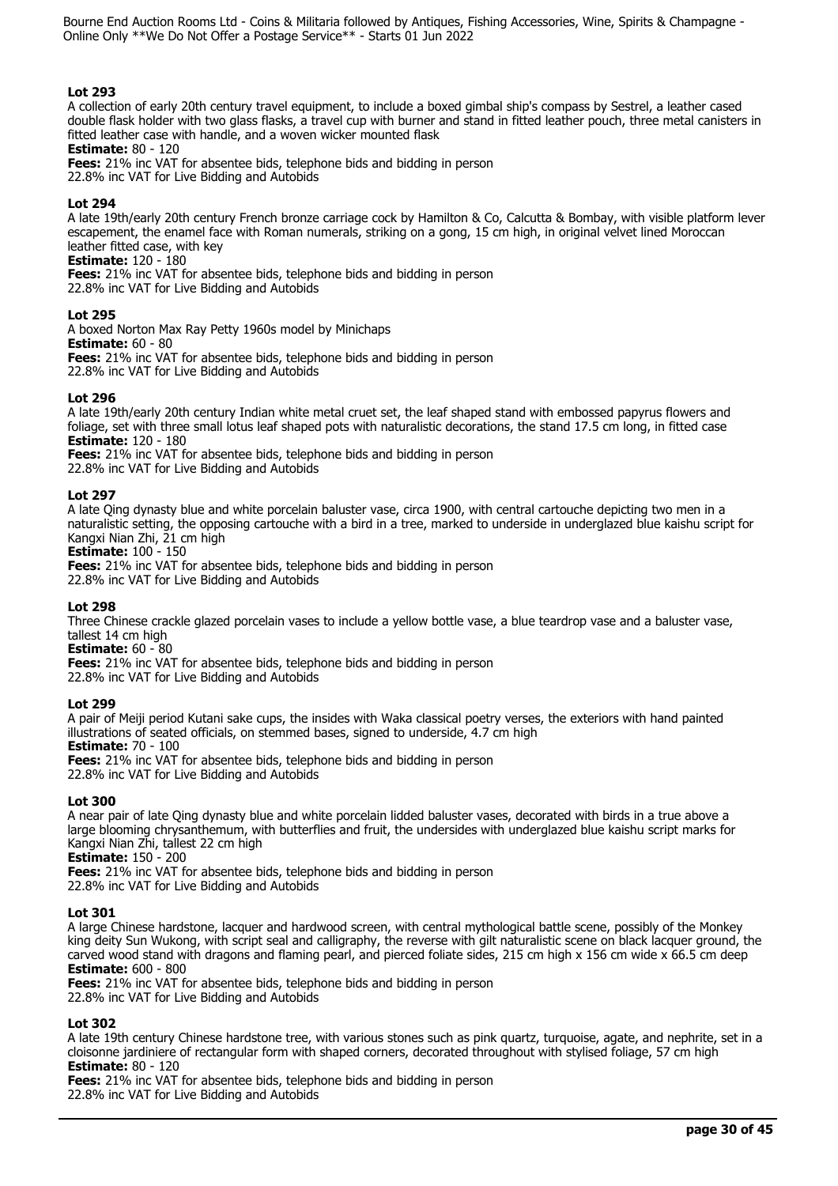**Lot 293**
A collection of early 20th century travel equipment, to include a boxed gimbal ship's compass by Sestrel, a leather cased double flask holder with two glass flasks, a travel cup with burner and stand in fitted leather pouch, three metal canisters in fitted leather case with handle, and a woven wicker mounted flask
**Estimate:** 80 - 120
**Fees:** 21% inc VAT for absentee bids, telephone bids and bidding in person
22.8% inc VAT for Live Bidding and Autobids

**Lot 294**
A late 19th/early 20th century French bronze carriage cock by Hamilton & Co, Calcutta & Bombay, with visible platform lever escapement, the enamel face with Roman numerals, striking on a gong, 15 cm high, in original velvet lined Moroccan leather fitted case, with key
**Estimate:** 120 - 180
**Fees:** 21% inc VAT for absentee bids, telephone bids and bidding in person
22.8% inc VAT for Live Bidding and Autobids

**Lot 295**
A boxed Norton Max Ray Petty 1960s model by Minichaps
**Estimate:** 60 - 80
**Fees:** 21% inc VAT for absentee bids, telephone bids and bidding in person
22.8% inc VAT for Live Bidding and Autobids

**Lot 296**
A late 19th/early 20th century Indian white metal cruet set, the leaf shaped stand with embossed papyrus flowers and foliage, set with three small lotus leaf shaped pots with naturalistic decorations, the stand 17.5 cm long, in fitted case
**Estimate:** 120 - 180
**Fees:** 21% inc VAT for absentee bids, telephone bids and bidding in person
22.8% inc VAT for Live Bidding and Autobids

**Lot 297**
A late Qing dynasty blue and white porcelain baluster vase, circa 1900, with central cartouche depicting two men in a naturalistic setting, the opposing cartouche with a bird in a tree, marked to underside in underglazed blue kaishu script for Kangxi Nian Zhi, 21 cm high
**Estimate:** 100 - 150
**Fees:** 21% inc VAT for absentee bids, telephone bids and bidding in person
22.8% inc VAT for Live Bidding and Autobids

**Lot 298**
Three Chinese crackle glazed porcelain vases to include a yellow bottle vase, a blue teardrop vase and a baluster vase, tallest 14 cm high
**Estimate:** 60 - 80
**Fees:** 21% inc VAT for absentee bids, telephone bids and bidding in person
22.8% inc VAT for Live Bidding and Autobids

**Lot 299**
A pair of Meiji period Kutani sake cups, the insides with Waka classical poetry verses, the exteriors with hand painted illustrations of seated officials, on stemmed bases, signed to underside, 4.7 cm high
**Estimate:** 70 - 100
**Fees:** 21% inc VAT for absentee bids, telephone bids and bidding in person
22.8% inc VAT for Live Bidding and Autobids

**Lot 300**
A near pair of late Qing dynasty blue and white porcelain lidded baluster vases, decorated with birds in a true above a large blooming chrysanthemum, with butterflies and fruit, the undersides with underglazed blue kaishu script marks for Kangxi Nian Zhi, tallest 22 cm high
**Estimate:** 150 - 200
**Fees:** 21% inc VAT for absentee bids, telephone bids and bidding in person
22.8% inc VAT for Live Bidding and Autobids

**Lot 301**
A large Chinese hardstone, lacquer and hardwood screen, with central mythological battle scene, possibly of the Monkey king deity Sun Wukong, with script seal and calligraphy, the reverse with gilt naturalistic scene on black lacquer ground, the carved wood stand with dragons and flaming pearl, and pierced foliate sides, 215 cm high x 156 cm wide x 66.5 cm deep
**Estimate:** 600 - 800
**Fees:** 21% inc VAT for absentee bids, telephone bids and bidding in person
22.8% inc VAT for Live Bidding and Autobids

**Lot 302**
A late 19th century Chinese hardstone tree, with various stones such as pink quartz, turquoise, agate, and nephrite, set in a cloisonne jardiniere of rectangular form with shaped corners, decorated throughout with stylised foliage, 57 cm high
**Estimate:** 80 - 120
**Fees:** 21% inc VAT for absentee bids, telephone bids and bidding in person
22.8% inc VAT for Live Bidding and Autobids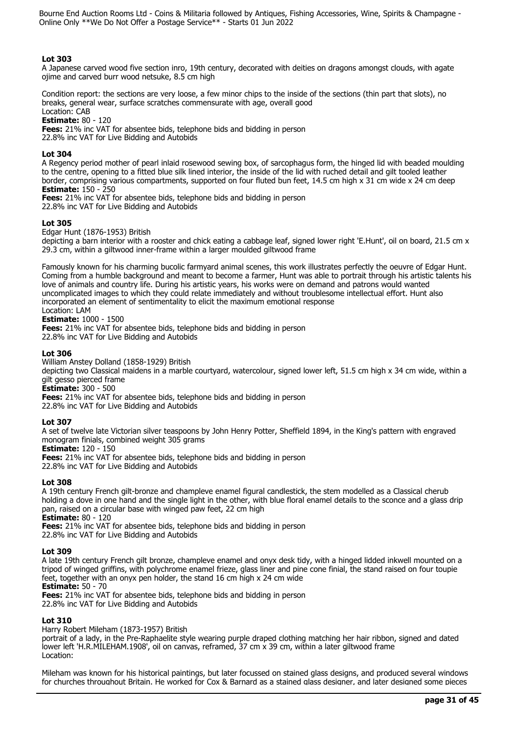### Lot 303

A Japanese carved wood five section inro, 19th century, decorated with deities on dragons amongst clouds, with agate ojime and carved burr wood netsuke, 8.5 cm high

Condition report: the sections are very loose, a few minor chips to the inside of the sections (thin part that slots), no breaks, general wear, surface scratches commensurate with age, overall good
Location: CAB
**Estimate:** 80 - 120
**Fees:** 21% inc VAT for absentee bids, telephone bids and bidding in person
22.8% inc VAT for Live Bidding and Autobids

### Lot 304

A Regency period mother of pearl inlaid rosewood sewing box, of sarcophagus form, the hinged lid with beaded moulding to the centre, opening to a fitted blue silk lined interior, the inside of the lid with ruched detail and gilt tooled leather border, comprising various compartments, supported on four fluted bun feet, 14.5 cm high x 31 cm wide x 24 cm deep
**Estimate:** 150 - 250
**Fees:** 21% inc VAT for absentee bids, telephone bids and bidding in person
22.8% inc VAT for Live Bidding and Autobids

### Lot 305

Edgar Hunt (1876-1953) British
depicting a barn interior with a rooster and chick eating a cabbage leaf, signed lower right 'E.Hunt', oil on board, 21.5 cm x 29.3 cm, within a giltwood inner-frame within a larger moulded giltwood frame

Famously known for his charming bucolic farmyard animal scenes, this work illustrates perfectly the oeuvre of Edgar Hunt. Coming from a humble background and meant to become a farmer, Hunt was able to portrait through his artistic talents his love of animals and country life. During his artistic years, his works were on demand and patrons would wanted uncomplicated images to which they could relate immediately and without troublesome intellectual effort. Hunt also incorporated an element of sentimentality to elicit the maximum emotional response
Location: LAM
**Estimate:** 1000 - 1500
**Fees:** 21% inc VAT for absentee bids, telephone bids and bidding in person
22.8% inc VAT for Live Bidding and Autobids

### Lot 306

William Anstey Dolland (1858-1929) British
depicting two Classical maidens in a marble courtyard, watercolour, signed lower left, 51.5 cm high x 34 cm wide, within a gilt gesso pierced frame
**Estimate:** 300 - 500
**Fees:** 21% inc VAT for absentee bids, telephone bids and bidding in person
22.8% inc VAT for Live Bidding and Autobids

### Lot 307

A set of twelve late Victorian silver teaspoons by John Henry Potter, Sheffield 1894, in the King's pattern with engraved monogram finials, combined weight 305 grams
**Estimate:** 120 - 150
**Fees:** 21% inc VAT for absentee bids, telephone bids and bidding in person
22.8% inc VAT for Live Bidding and Autobids

### Lot 308

A 19th century French gilt-bronze and champleve enamel figural candlestick, the stem modelled as a Classical cherub holding a dove in one hand and the single light in the other, with blue floral enamel details to the sconce and a glass drip pan, raised on a circular base with winged paw feet, 22 cm high
**Estimate:** 80 - 120
**Fees:** 21% inc VAT for absentee bids, telephone bids and bidding in person
22.8% inc VAT for Live Bidding and Autobids

### Lot 309

A late 19th century French gilt bronze, champleve enamel and onyx desk tidy, with a hinged lidded inkwell mounted on a tripod of winged griffins, with polychrome enamel frieze, glass liner and pine cone finial, the stand raised on four toupie feet, together with an onyx pen holder, the stand 16 cm high x 24 cm wide
**Estimate:** 50 - 70
**Fees:** 21% inc VAT for absentee bids, telephone bids and bidding in person
22.8% inc VAT for Live Bidding and Autobids

### Lot 310

Harry Robert Mileham (1873-1957) British
portrait of a lady, in the Pre-Raphaelite style wearing purple draped clothing matching her hair ribbon, signed and dated lower left 'H.R.MILEHAM.1908', oil on canvas, reframed, 37 cm x 39 cm, within a later giltwood frame
Location:

Mileham was known for his historical paintings, but later focussed on stained glass designs, and produced several windows for churches throughout Britain. He worked for Cox & Barnard as a stained glass designer, and later designed some pieces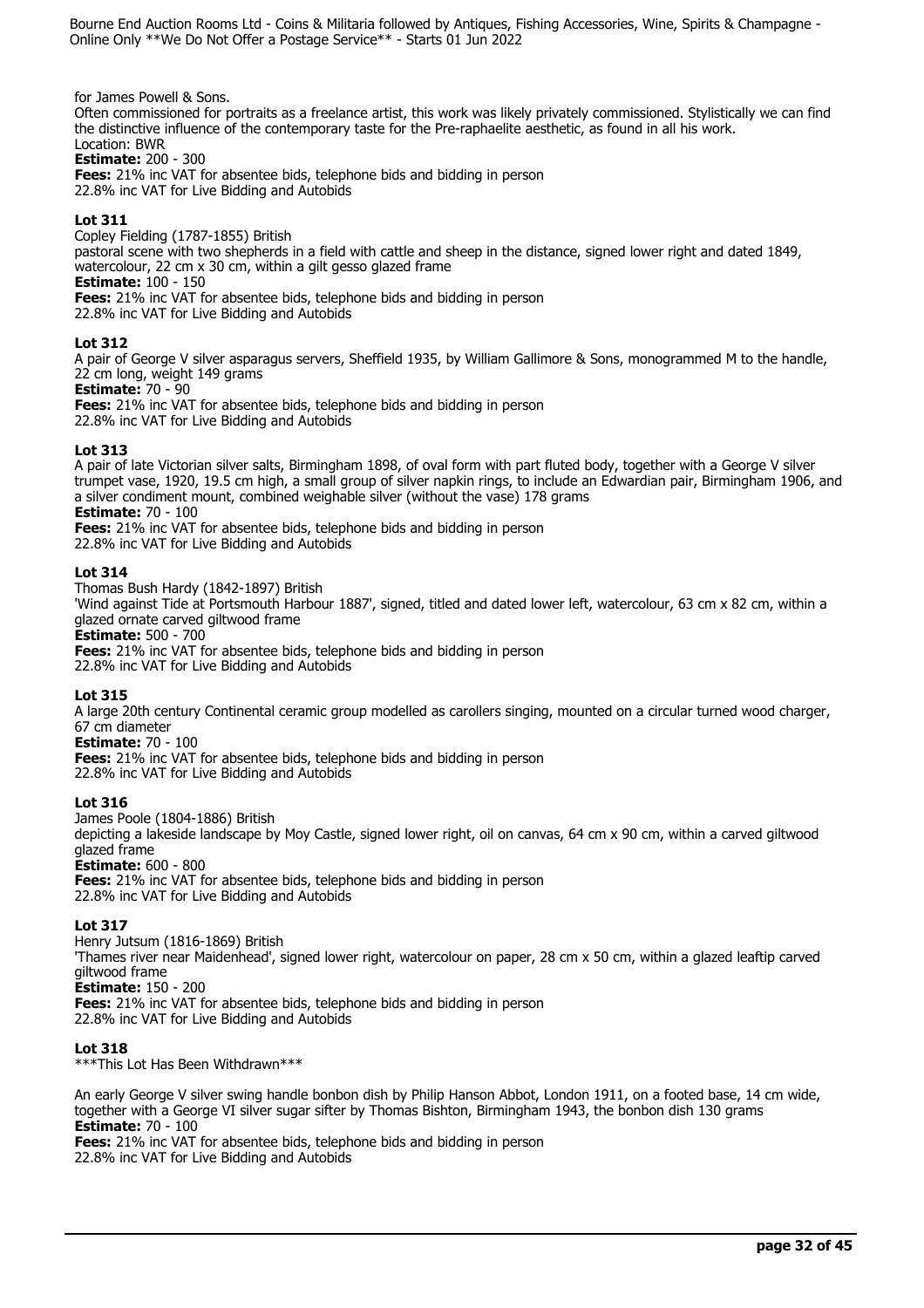for James Powell & Sons.
Often commissioned for portraits as a freelance artist, this work was likely privately commissioned. Stylistically we can find the distinctive influence of the contemporary taste for the Pre-raphaelite aesthetic, as found in all his work.
Location: BWR
**Estimate:** 200 - 300
**Fees:** 21% inc VAT for absentee bids, telephone bids and bidding in person
22.8% inc VAT for Live Bidding and Autobids

**Lot 311**
Copley Fielding (1787-1855) British
pastoral scene with two shepherds in a field with cattle and sheep in the distance, signed lower right and dated 1849, watercolour, 22 cm x 30 cm, within a gilt gesso glazed frame
**Estimate:** 100 - 150
**Fees:** 21% inc VAT for absentee bids, telephone bids and bidding in person
22.8% inc VAT for Live Bidding and Autobids

**Lot 312**
A pair of George V silver asparagus servers, Sheffield 1935, by William Gallimore & Sons, monogrammed M to the handle, 22 cm long, weight 149 grams
**Estimate:** 70 - 90
**Fees:** 21% inc VAT for absentee bids, telephone bids and bidding in person
22.8% inc VAT for Live Bidding and Autobids

**Lot 313**
A pair of late Victorian silver salts, Birmingham 1898, of oval form with part fluted body, together with a George V silver trumpet vase, 1920, 19.5 cm high, a small group of silver napkin rings, to include an Edwardian pair, Birmingham 1906, and a silver condiment mount, combined weighable silver (without the vase) 178 grams
**Estimate:** 70 - 100
**Fees:** 21% inc VAT for absentee bids, telephone bids and bidding in person
22.8% inc VAT for Live Bidding and Autobids

**Lot 314**
Thomas Bush Hardy (1842-1897) British
'Wind against Tide at Portsmouth Harbour 1887', signed, titled and dated lower left, watercolour, 63 cm x 82 cm, within a glazed ornate carved giltwood frame
**Estimate:** 500 - 700
**Fees:** 21% inc VAT for absentee bids, telephone bids and bidding in person
22.8% inc VAT for Live Bidding and Autobids

**Lot 315**
A large 20th century Continental ceramic group modelled as carollers singing, mounted on a circular turned wood charger, 67 cm diameter
**Estimate:** 70 - 100
**Fees:** 21% inc VAT for absentee bids, telephone bids and bidding in person
22.8% inc VAT for Live Bidding and Autobids

**Lot 316**
James Poole (1804-1886) British
depicting a lakeside landscape by Moy Castle, signed lower right, oil on canvas, 64 cm x 90 cm, within a carved giltwood glazed frame
**Estimate:** 600 - 800
**Fees:** 21% inc VAT for absentee bids, telephone bids and bidding in person
22.8% inc VAT for Live Bidding and Autobids

**Lot 317**
Henry Jutsum (1816-1869) British
'Thames river near Maidenhead', signed lower right, watercolour on paper, 28 cm x 50 cm, within a glazed leaftip carved giltwood frame
**Estimate:** 150 - 200
**Fees:** 21% inc VAT for absentee bids, telephone bids and bidding in person
22.8% inc VAT for Live Bidding and Autobids

**Lot 318**
***This Lot Has Been Withdrawn***

An early George V silver swing handle bonbon dish by Philip Hanson Abbot, London 1911, on a footed base, 14 cm wide, together with a George VI silver sugar sifter by Thomas Bishton, Birmingham 1943, the bonbon dish 130 grams
**Estimate:** 70 - 100
**Fees:** 21% inc VAT for absentee bids, telephone bids and bidding in person
22.8% inc VAT for Live Bidding and Autobids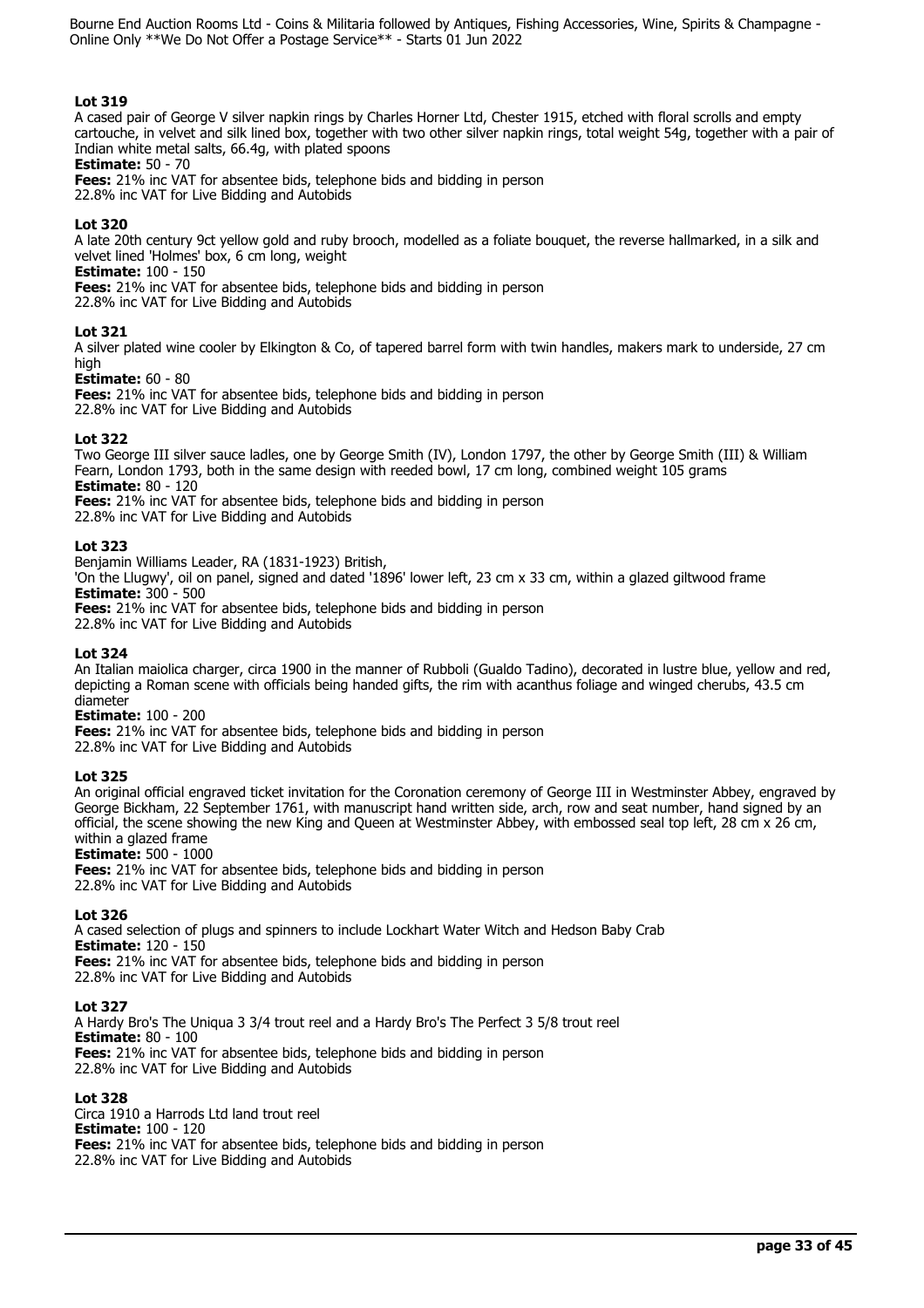### Lot 319

A cased pair of George V silver napkin rings by Charles Horner Ltd, Chester 1915, etched with floral scrolls and empty cartouche, in velvet and silk lined box, together with two other silver napkin rings, total weight 54g, together with a pair of Indian white metal salts, 66.4g, with plated spoons

**Estimate:** 50 - 70

**Fees:** 21% inc VAT for absentee bids, telephone bids and bidding in person
22.8% inc VAT for Live Bidding and Autobids

### Lot 320

A late 20th century 9ct yellow gold and ruby brooch, modelled as a foliate bouquet, the reverse hallmarked, in a silk and velvet lined 'Holmes' box, 6 cm long, weight

**Estimate:** 100 - 150

**Fees:** 21% inc VAT for absentee bids, telephone bids and bidding in person
22.8% inc VAT for Live Bidding and Autobids

### Lot 321

A silver plated wine cooler by Elkington & Co, of tapered barrel form with twin handles, makers mark to underside, 27 cm high

**Estimate:** 60 - 80

**Fees:** 21% inc VAT for absentee bids, telephone bids and bidding in person
22.8% inc VAT for Live Bidding and Autobids

### Lot 322

Two George III silver sauce ladles, one by George Smith (IV), London 1797, the other by George Smith (III) & William Fearn, London 1793, both in the same design with reeded bowl, 17 cm long, combined weight 105 grams

**Estimate:** 80 - 120

**Fees:** 21% inc VAT for absentee bids, telephone bids and bidding in person
22.8% inc VAT for Live Bidding and Autobids

### Lot 323

Benjamin Williams Leader, RA (1831-1923) British,
'On the Llugwy', oil on panel, signed and dated '1896' lower left, 23 cm x 33 cm, within a glazed giltwood frame

**Estimate:** 300 - 500

**Fees:** 21% inc VAT for absentee bids, telephone bids and bidding in person
22.8% inc VAT for Live Bidding and Autobids

### Lot 324

An Italian maiolica charger, circa 1900 in the manner of Rubboli (Gualdo Tadino), decorated in lustre blue, yellow and red, depicting a Roman scene with officials being handed gifts, the rim with acanthus foliage and winged cherubs, 43.5 cm diameter

**Estimate:** 100 - 200

**Fees:** 21% inc VAT for absentee bids, telephone bids and bidding in person
22.8% inc VAT for Live Bidding and Autobids

### Lot 325

An original official engraved ticket invitation for the Coronation ceremony of George III in Westminster Abbey, engraved by George Bickham, 22 September 1761, with manuscript hand written side, arch, row and seat number, hand signed by an official, the scene showing the new King and Queen at Westminster Abbey, with embossed seal top left, 28 cm x 26 cm, within a glazed frame

**Estimate:** 500 - 1000

**Fees:** 21% inc VAT for absentee bids, telephone bids and bidding in person
22.8% inc VAT for Live Bidding and Autobids

### Lot 326

A cased selection of plugs and spinners to include Lockhart Water Witch and Hedson Baby Crab

**Estimate:** 120 - 150

**Fees:** 21% inc VAT for absentee bids, telephone bids and bidding in person
22.8% inc VAT for Live Bidding and Autobids

### Lot 327

A Hardy Bro's The Uniqua 3 3/4 trout reel and a Hardy Bro's The Perfect 3 5/8 trout reel

**Estimate:** 80 - 100

**Fees:** 21% inc VAT for absentee bids, telephone bids and bidding in person
22.8% inc VAT for Live Bidding and Autobids

### Lot 328

Circa 1910 a Harrods Ltd land trout reel

**Estimate:** 100 - 120

**Fees:** 21% inc VAT for absentee bids, telephone bids and bidding in person
22.8% inc VAT for Live Bidding and Autobids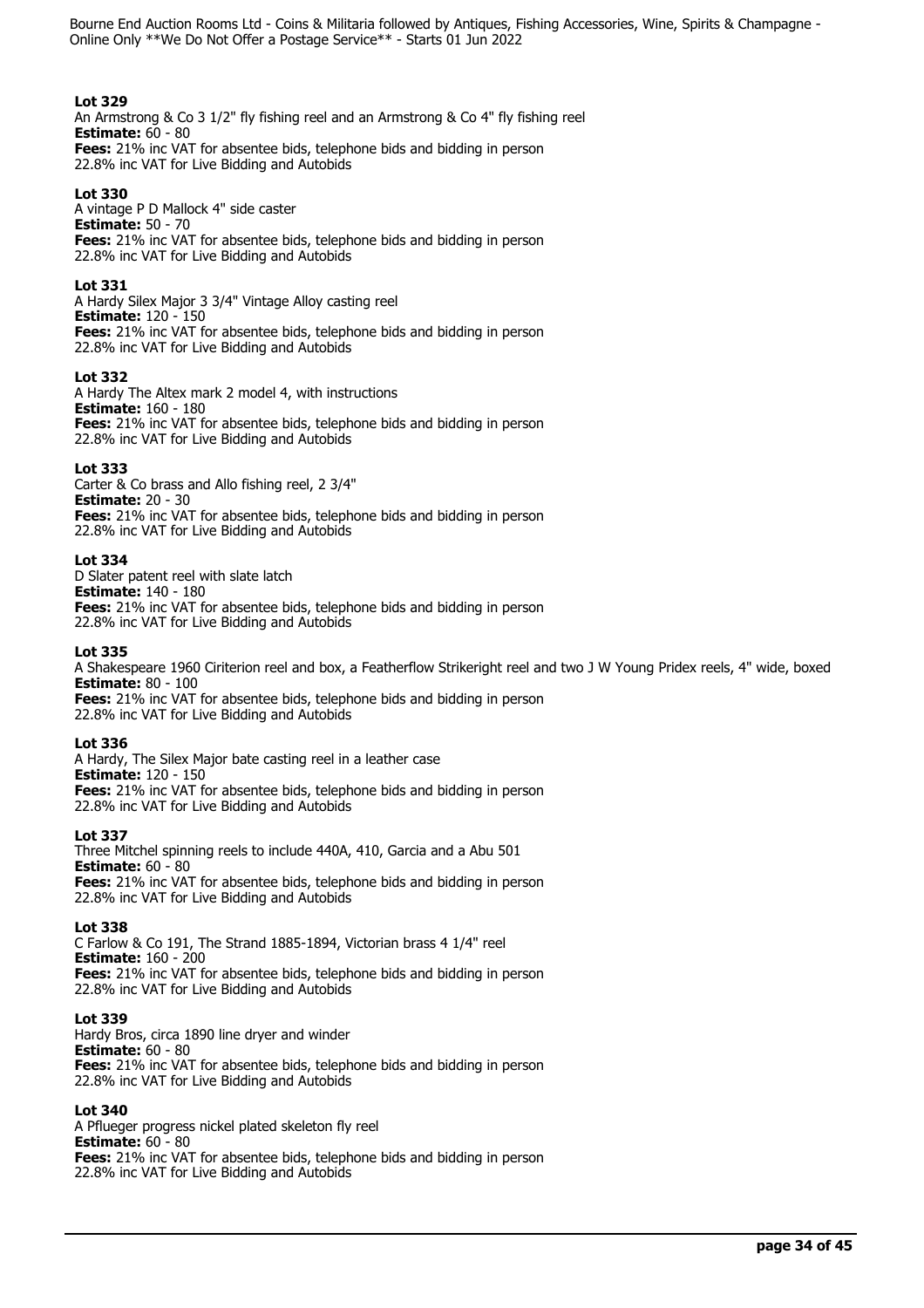### Lot 329
An Armstrong & Co 3 1/2" fly fishing reel and an Armstrong & Co 4" fly fishing reel
**Estimate:** 60 - 80
**Fees:** 21% inc VAT for absentee bids, telephone bids and bidding in person
22.8% inc VAT for Live Bidding and Autobids

### Lot 330
A vintage P D Mallock 4" side caster
**Estimate:** 50 - 70
**Fees:** 21% inc VAT for absentee bids, telephone bids and bidding in person
22.8% inc VAT for Live Bidding and Autobids

### Lot 331
A Hardy Silex Major 3 3/4" Vintage Alloy casting reel
**Estimate:** 120 - 150
**Fees:** 21% inc VAT for absentee bids, telephone bids and bidding in person
22.8% inc VAT for Live Bidding and Autobids

### Lot 332
A Hardy The Altex mark 2 model 4, with instructions
**Estimate:** 160 - 180
**Fees:** 21% inc VAT for absentee bids, telephone bids and bidding in person
22.8% inc VAT for Live Bidding and Autobids

### Lot 333
Carter & Co brass and Allo fishing reel, 2 3/4"
**Estimate:** 20 - 30
**Fees:** 21% inc VAT for absentee bids, telephone bids and bidding in person
22.8% inc VAT for Live Bidding and Autobids

### Lot 334
D Slater patent reel with slate latch
**Estimate:** 140 - 180
**Fees:** 21% inc VAT for absentee bids, telephone bids and bidding in person
22.8% inc VAT for Live Bidding and Autobids

### Lot 335
A Shakespeare 1960 Ciriterion reel and box, a Featherflow Strikeright reel and two J W Young Pridex reels, 4" wide, boxed
**Estimate:** 80 - 100
**Fees:** 21% inc VAT for absentee bids, telephone bids and bidding in person
22.8% inc VAT for Live Bidding and Autobids

### Lot 336
A Hardy, The Silex Major bate casting reel in a leather case
**Estimate:** 120 - 150
**Fees:** 21% inc VAT for absentee bids, telephone bids and bidding in person
22.8% inc VAT for Live Bidding and Autobids

### Lot 337
Three Mitchel spinning reels to include 440A, 410, Garcia and a Abu 501
**Estimate:** 60 - 80
**Fees:** 21% inc VAT for absentee bids, telephone bids and bidding in person
22.8% inc VAT for Live Bidding and Autobids

### Lot 338
C Farlow & Co 191, The Strand 1885-1894, Victorian brass 4 1/4" reel
**Estimate:** 160 - 200
**Fees:** 21% inc VAT for absentee bids, telephone bids and bidding in person
22.8% inc VAT for Live Bidding and Autobids

### Lot 339
Hardy Bros, circa 1890 line dryer and winder
**Estimate:** 60 - 80
**Fees:** 21% inc VAT for absentee bids, telephone bids and bidding in person
22.8% inc VAT for Live Bidding and Autobids

### Lot 340
A Pflueger progress nickel plated skeleton fly reel
**Estimate:** 60 - 80
**Fees:** 21% inc VAT for absentee bids, telephone bids and bidding in person
22.8% inc VAT for Live Bidding and Autobids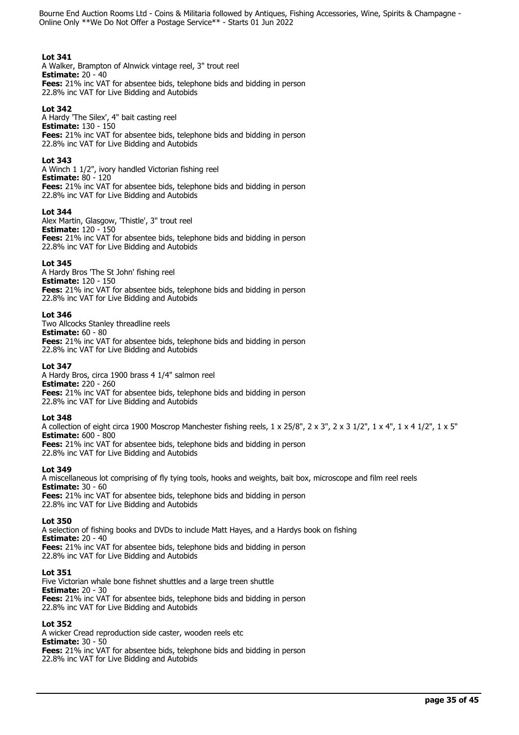**Lot 341**
A Walker, Brampton of Alnwick vintage reel, 3" trout reel
**Estimate:** 20 - 40
**Fees:** 21% inc VAT for absentee bids, telephone bids and bidding in person
22.8% inc VAT for Live Bidding and Autobids

**Lot 342**
A Hardy 'The Silex', 4" bait casting reel
**Estimate:** 130 - 150
**Fees:** 21% inc VAT for absentee bids, telephone bids and bidding in person
22.8% inc VAT for Live Bidding and Autobids

**Lot 343**
A Winch 1 1/2", ivory handled Victorian fishing reel
**Estimate:** 80 - 120
**Fees:** 21% inc VAT for absentee bids, telephone bids and bidding in person
22.8% inc VAT for Live Bidding and Autobids

**Lot 344**
Alex Martin, Glasgow, 'Thistle', 3" trout reel
**Estimate:** 120 - 150
**Fees:** 21% inc VAT for absentee bids, telephone bids and bidding in person
22.8% inc VAT for Live Bidding and Autobids

**Lot 345**
A Hardy Bros 'The St John' fishing reel
**Estimate:** 120 - 150
**Fees:** 21% inc VAT for absentee bids, telephone bids and bidding in person
22.8% inc VAT for Live Bidding and Autobids

**Lot 346**
Two Allcocks Stanley threadline reels
**Estimate:** 60 - 80
**Fees:** 21% inc VAT for absentee bids, telephone bids and bidding in person
22.8% inc VAT for Live Bidding and Autobids

**Lot 347**
A Hardy Bros, circa 1900 brass 4 1/4" salmon reel
**Estimate:** 220 - 260
**Fees:** 21% inc VAT for absentee bids, telephone bids and bidding in person
22.8% inc VAT for Live Bidding and Autobids

**Lot 348**
A collection of eight circa 1900 Moscrop Manchester fishing reels, 1 x 25/8", 2 x 3", 2 x 3 1/2", 1 x 4", 1 x 4 1/2", 1 x 5"
**Estimate:** 600 - 800
**Fees:** 21% inc VAT for absentee bids, telephone bids and bidding in person
22.8% inc VAT for Live Bidding and Autobids

**Lot 349**
A miscellaneous lot comprising of fly tying tools, hooks and weights, bait box, microscope and film reel reels
**Estimate:** 30 - 60
**Fees:** 21% inc VAT for absentee bids, telephone bids and bidding in person
22.8% inc VAT for Live Bidding and Autobids

**Lot 350**
A selection of fishing books and DVDs to include Matt Hayes, and a Hardys book on fishing
**Estimate:** 20 - 40
**Fees:** 21% inc VAT for absentee bids, telephone bids and bidding in person
22.8% inc VAT for Live Bidding and Autobids

**Lot 351**
Five Victorian whale bone fishnet shuttles and a large treen shuttle
**Estimate:** 20 - 30
**Fees:** 21% inc VAT for absentee bids, telephone bids and bidding in person
22.8% inc VAT for Live Bidding and Autobids

**Lot 352**
A wicker Cread reproduction side caster, wooden reels etc
**Estimate:** 30 - 50
**Fees:** 21% inc VAT for absentee bids, telephone bids and bidding in person
22.8% inc VAT for Live Bidding and Autobids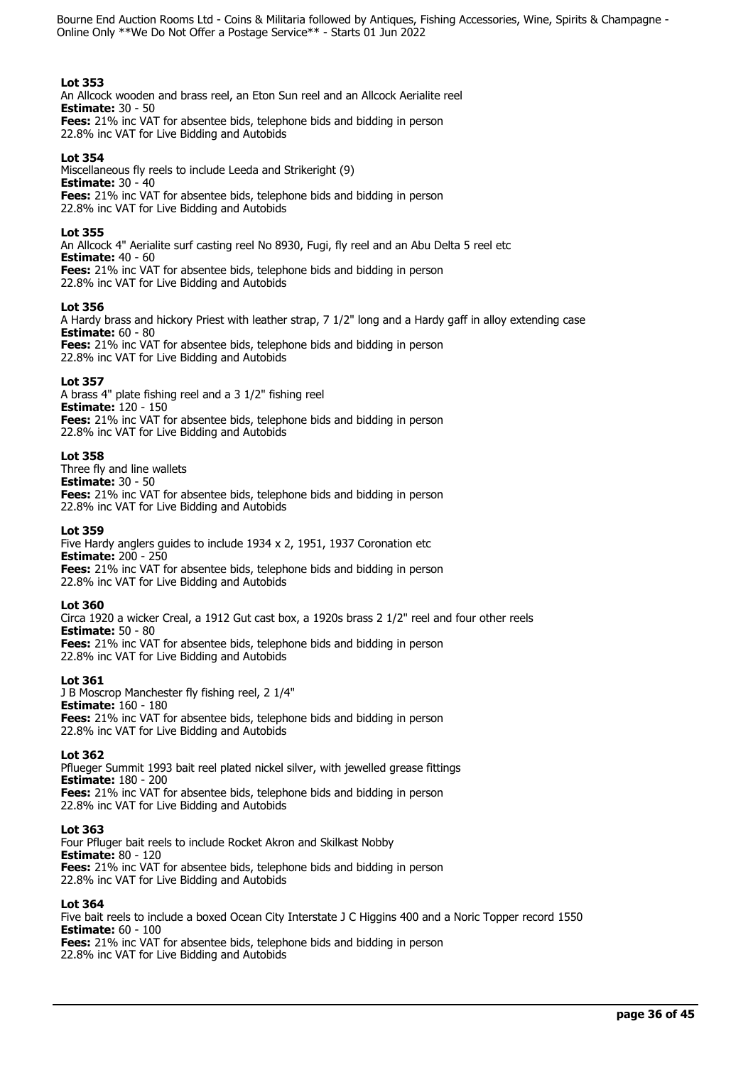**Lot 353**
An Allcock wooden and brass reel, an Eton Sun reel and an Allcock Aerialite reel
**Estimate:** 30 - 50
**Fees:** 21% inc VAT for absentee bids, telephone bids and bidding in person
22.8% inc VAT for Live Bidding and Autobids

**Lot 354**
Miscellaneous fly reels to include Leeda and Strikeright (9)
**Estimate:** 30 - 40
**Fees:** 21% inc VAT for absentee bids, telephone bids and bidding in person
22.8% inc VAT for Live Bidding and Autobids

**Lot 355**
An Allcock 4" Aerialite surf casting reel No 8930, Fugi, fly reel and an Abu Delta 5 reel etc
**Estimate:** 40 - 60
**Fees:** 21% inc VAT for absentee bids, telephone bids and bidding in person
22.8% inc VAT for Live Bidding and Autobids

**Lot 356**
A Hardy brass and hickory Priest with leather strap, 7 1/2" long and a Hardy gaff in alloy extending case
**Estimate:** 60 - 80
**Fees:** 21% inc VAT for absentee bids, telephone bids and bidding in person
22.8% inc VAT for Live Bidding and Autobids

**Lot 357**
A brass 4" plate fishing reel and a 3 1/2" fishing reel
**Estimate:** 120 - 150
**Fees:** 21% inc VAT for absentee bids, telephone bids and bidding in person
22.8% inc VAT for Live Bidding and Autobids

**Lot 358**
Three fly and line wallets
**Estimate:** 30 - 50
**Fees:** 21% inc VAT for absentee bids, telephone bids and bidding in person
22.8% inc VAT for Live Bidding and Autobids

**Lot 359**
Five Hardy anglers guides to include 1934 x 2, 1951, 1937 Coronation etc
**Estimate:** 200 - 250
**Fees:** 21% inc VAT for absentee bids, telephone bids and bidding in person
22.8% inc VAT for Live Bidding and Autobids

**Lot 360**
Circa 1920 a wicker Creal, a 1912 Gut cast box, a 1920s brass 2 1/2" reel and four other reels
**Estimate:** 50 - 80
**Fees:** 21% inc VAT for absentee bids, telephone bids and bidding in person
22.8% inc VAT for Live Bidding and Autobids

**Lot 361**
J B Moscrop Manchester fly fishing reel, 2 1/4"
**Estimate:** 160 - 180
**Fees:** 21% inc VAT for absentee bids, telephone bids and bidding in person
22.8% inc VAT for Live Bidding and Autobids

**Lot 362**
Pflueger Summit 1993 bait reel plated nickel silver, with jewelled grease fittings
**Estimate:** 180 - 200
**Fees:** 21% inc VAT for absentee bids, telephone bids and bidding in person
22.8% inc VAT for Live Bidding and Autobids

**Lot 363**
Four Pfluger bait reels to include Rocket Akron and Skilkast Nobby
**Estimate:** 80 - 120
**Fees:** 21% inc VAT for absentee bids, telephone bids and bidding in person
22.8% inc VAT for Live Bidding and Autobids

**Lot 364**
Five bait reels to include a boxed Ocean City Interstate J C Higgins 400 and a Noric Topper record 1550
**Estimate:** 60 - 100
**Fees:** 21% inc VAT for absentee bids, telephone bids and bidding in person
22.8% inc VAT for Live Bidding and Autobids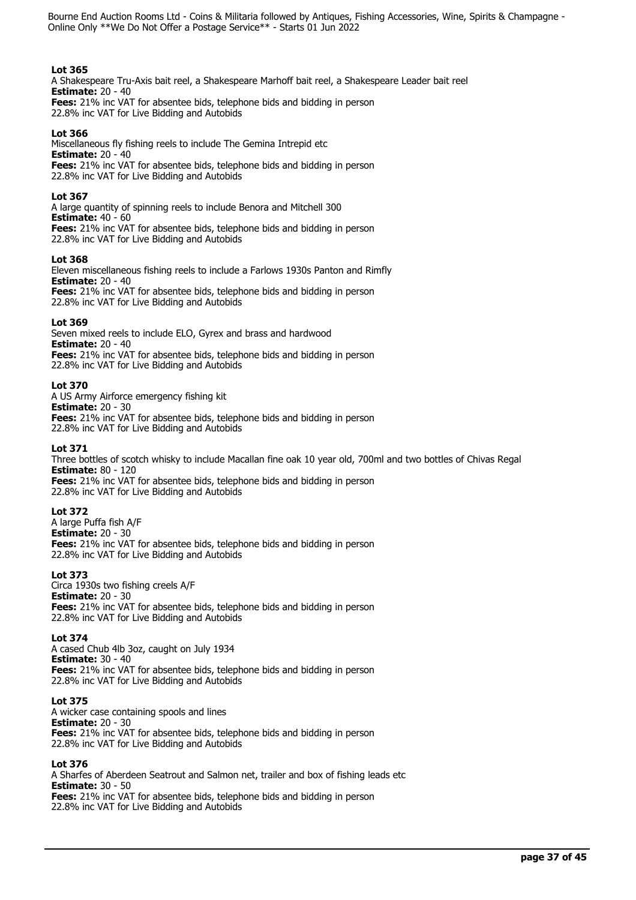**Lot 365**
A Shakespeare Tru-Axis bait reel, a Shakespeare Marhoff bait reel, a Shakespeare Leader bait reel
**Estimate:** 20 - 40
**Fees:** 21% inc VAT for absentee bids, telephone bids and bidding in person
22.8% inc VAT for Live Bidding and Autobids

**Lot 366**
Miscellaneous fly fishing reels to include The Gemina Intrepid etc
**Estimate:** 20 - 40
**Fees:** 21% inc VAT for absentee bids, telephone bids and bidding in person
22.8% inc VAT for Live Bidding and Autobids

**Lot 367**
A large quantity of spinning reels to include Benora and Mitchell 300
**Estimate:** 40 - 60
**Fees:** 21% inc VAT for absentee bids, telephone bids and bidding in person
22.8% inc VAT for Live Bidding and Autobids

**Lot 368**
Eleven miscellaneous fishing reels to include a Farlows 1930s Panton and Rimfly
**Estimate:** 20 - 40
**Fees:** 21% inc VAT for absentee bids, telephone bids and bidding in person
22.8% inc VAT for Live Bidding and Autobids

**Lot 369**
Seven mixed reels to include ELO, Gyrex and brass and hardwood
**Estimate:** 20 - 40
**Fees:** 21% inc VAT for absentee bids, telephone bids and bidding in person
22.8% inc VAT for Live Bidding and Autobids

**Lot 370**
A US Army Airforce emergency fishing kit
**Estimate:** 20 - 30
**Fees:** 21% inc VAT for absentee bids, telephone bids and bidding in person
22.8% inc VAT for Live Bidding and Autobids

**Lot 371**
Three bottles of scotch whisky to include Macallan fine oak 10 year old, 700ml and two bottles of Chivas Regal
**Estimate:** 80 - 120
**Fees:** 21% inc VAT for absentee bids, telephone bids and bidding in person
22.8% inc VAT for Live Bidding and Autobids

**Lot 372**
A large Puffa fish A/F
**Estimate:** 20 - 30
**Fees:** 21% inc VAT for absentee bids, telephone bids and bidding in person
22.8% inc VAT for Live Bidding and Autobids

**Lot 373**
Circa 1930s two fishing creels A/F
**Estimate:** 20 - 30
**Fees:** 21% inc VAT for absentee bids, telephone bids and bidding in person
22.8% inc VAT for Live Bidding and Autobids

**Lot 374**
A cased Chub 4lb 3oz, caught on July 1934
**Estimate:** 30 - 40
**Fees:** 21% inc VAT for absentee bids, telephone bids and bidding in person
22.8% inc VAT for Live Bidding and Autobids

**Lot 375**
A wicker case containing spools and lines
**Estimate:** 20 - 30
**Fees:** 21% inc VAT for absentee bids, telephone bids and bidding in person
22.8% inc VAT for Live Bidding and Autobids

**Lot 376**
A Sharfes of Aberdeen Seatrout and Salmon net, trailer and box of fishing leads etc
**Estimate:** 30 - 50
**Fees:** 21% inc VAT for absentee bids, telephone bids and bidding in person
22.8% inc VAT for Live Bidding and Autobids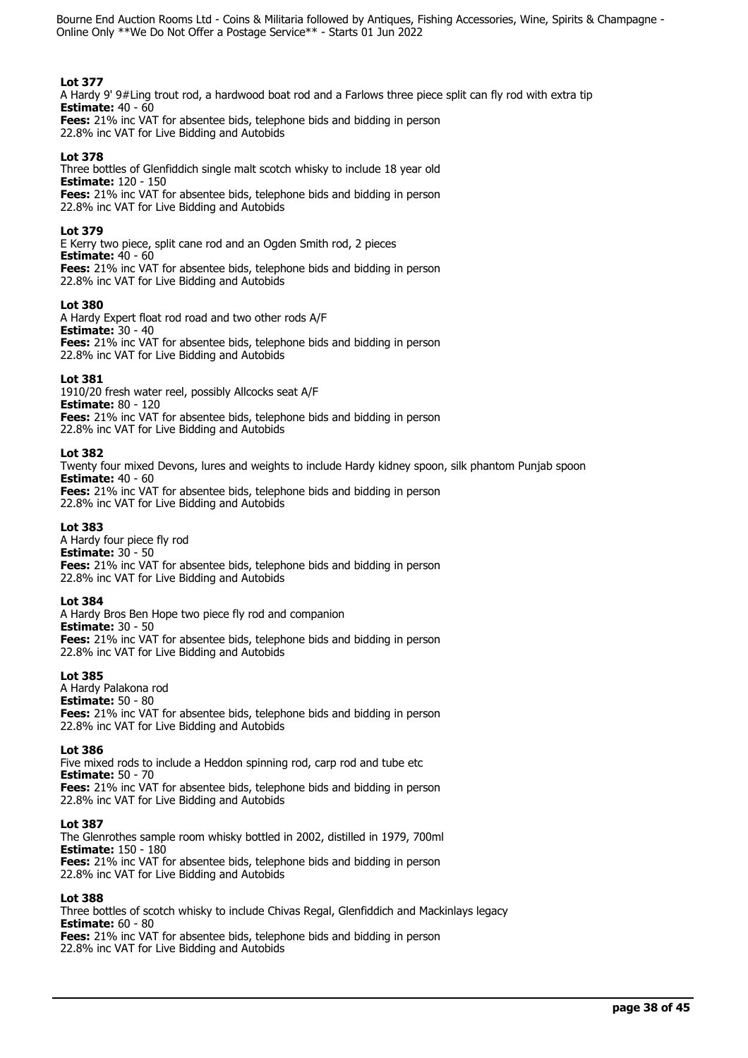**Lot 377**
A Hardy 9' 9#Ling trout rod, a hardwood boat rod and a Farlows three piece split can fly rod with extra tip
**Estimate:** 40 - 60
**Fees:** 21% inc VAT for absentee bids, telephone bids and bidding in person
22.8% inc VAT for Live Bidding and Autobids

**Lot 378**
Three bottles of Glenfiddich single malt scotch whisky to include 18 year old
**Estimate:** 120 - 150
**Fees:** 21% inc VAT for absentee bids, telephone bids and bidding in person
22.8% inc VAT for Live Bidding and Autobids

**Lot 379**
E Kerry two piece, split cane rod and an Ogden Smith rod, 2 pieces
**Estimate:** 40 - 60
**Fees:** 21% inc VAT for absentee bids, telephone bids and bidding in person
22.8% inc VAT for Live Bidding and Autobids

**Lot 380**
A Hardy Expert float rod road and two other rods A/F
**Estimate:** 30 - 40
**Fees:** 21% inc VAT for absentee bids, telephone bids and bidding in person
22.8% inc VAT for Live Bidding and Autobids

**Lot 381**
1910/20 fresh water reel, possibly Allcocks seat A/F
**Estimate:** 80 - 120
**Fees:** 21% inc VAT for absentee bids, telephone bids and bidding in person
22.8% inc VAT for Live Bidding and Autobids

**Lot 382**
Twenty four mixed Devons, lures and weights to include Hardy kidney spoon, silk phantom Punjab spoon
**Estimate:** 40 - 60
**Fees:** 21% inc VAT for absentee bids, telephone bids and bidding in person
22.8% inc VAT for Live Bidding and Autobids

**Lot 383**
A Hardy four piece fly rod
**Estimate:** 30 - 50
**Fees:** 21% inc VAT for absentee bids, telephone bids and bidding in person
22.8% inc VAT for Live Bidding and Autobids

**Lot 384**
A Hardy Bros Ben Hope two piece fly rod and companion
**Estimate:** 30 - 50
**Fees:** 21% inc VAT for absentee bids, telephone bids and bidding in person
22.8% inc VAT for Live Bidding and Autobids

**Lot 385**
A Hardy Palakona rod
**Estimate:** 50 - 80
**Fees:** 21% inc VAT for absentee bids, telephone bids and bidding in person
22.8% inc VAT for Live Bidding and Autobids

**Lot 386**
Five mixed rods to include a Heddon spinning rod, carp rod and tube etc
**Estimate:** 50 - 70
**Fees:** 21% inc VAT for absentee bids, telephone bids and bidding in person
22.8% inc VAT for Live Bidding and Autobids

**Lot 387**
The Glenrothes sample room whisky bottled in 2002, distilled in 1979, 700ml
**Estimate:** 150 - 180
**Fees:** 21% inc VAT for absentee bids, telephone bids and bidding in person
22.8% inc VAT for Live Bidding and Autobids

**Lot 388**
Three bottles of scotch whisky to include Chivas Regal, Glenfiddich and Mackinlays legacy
**Estimate:** 60 - 80
**Fees:** 21% inc VAT for absentee bids, telephone bids and bidding in person
22.8% inc VAT for Live Bidding and Autobids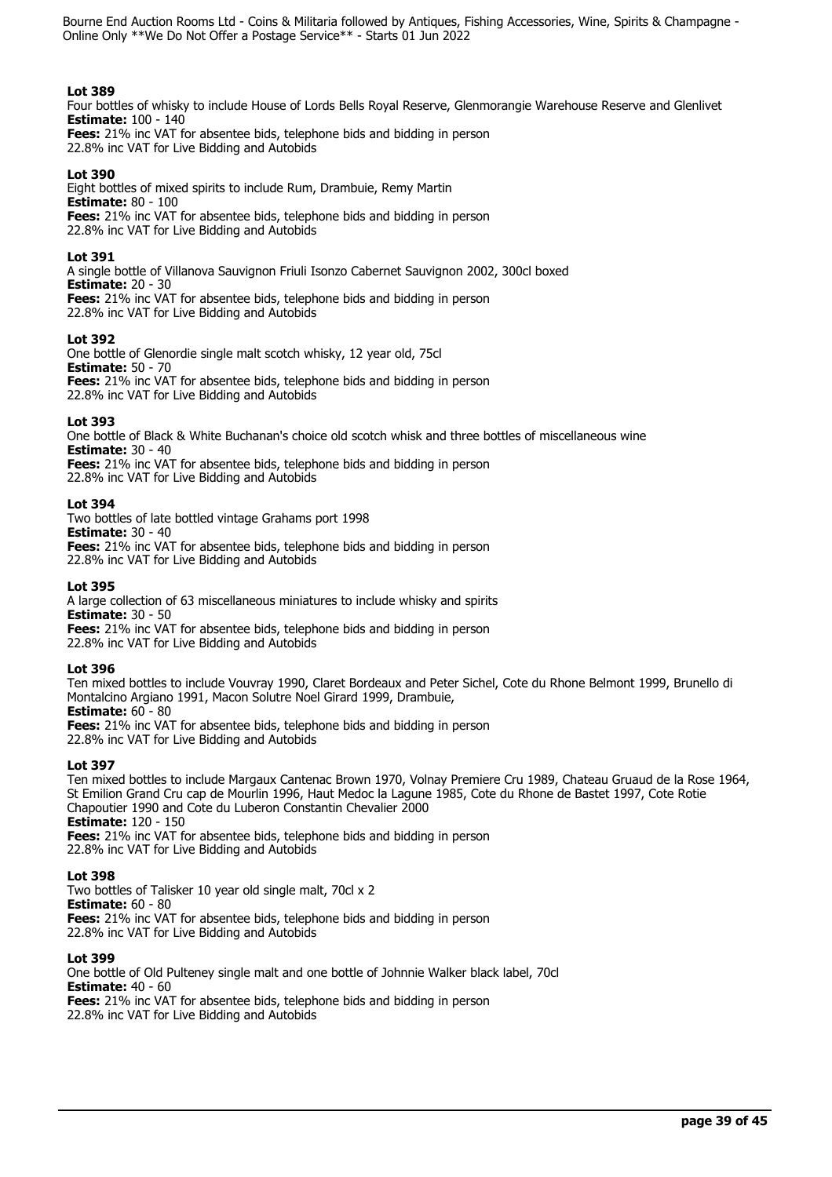**Lot 389**
Four bottles of whisky to include House of Lords Bells Royal Reserve, Glenmorangie Warehouse Reserve and Glenlivet
**Estimate:** 100 - 140
**Fees:** 21% inc VAT for absentee bids, telephone bids and bidding in person
22.8% inc VAT for Live Bidding and Autobids

**Lot 390**
Eight bottles of mixed spirits to include Rum, Drambuie, Remy Martin
**Estimate:** 80 - 100
**Fees:** 21% inc VAT for absentee bids, telephone bids and bidding in person
22.8% inc VAT for Live Bidding and Autobids

**Lot 391**
A single bottle of Villanova Sauvignon Friuli Isonzo Cabernet Sauvignon 2002, 300cl boxed
**Estimate:** 20 - 30
**Fees:** 21% inc VAT for absentee bids, telephone bids and bidding in person
22.8% inc VAT for Live Bidding and Autobids

**Lot 392**
One bottle of Glenordie single malt scotch whisky, 12 year old, 75cl
**Estimate:** 50 - 70
**Fees:** 21% inc VAT for absentee bids, telephone bids and bidding in person
22.8% inc VAT for Live Bidding and Autobids

**Lot 393**
One bottle of Black & White Buchanan's choice old scotch whisk and three bottles of miscellaneous wine
**Estimate:** 30 - 40
**Fees:** 21% inc VAT for absentee bids, telephone bids and bidding in person
22.8% inc VAT for Live Bidding and Autobids

**Lot 394**
Two bottles of late bottled vintage Grahams port 1998
**Estimate:** 30 - 40
**Fees:** 21% inc VAT for absentee bids, telephone bids and bidding in person
22.8% inc VAT for Live Bidding and Autobids

**Lot 395**
A large collection of 63 miscellaneous miniatures to include whisky and spirits
**Estimate:** 30 - 50
**Fees:** 21% inc VAT for absentee bids, telephone bids and bidding in person
22.8% inc VAT for Live Bidding and Autobids

**Lot 396**
Ten mixed bottles to include Vouvray 1990, Claret Bordeaux and Peter Sichel, Cote du Rhone Belmont 1999, Brunello di Montalcino Argiano 1991, Macon Solutre Noel Girard 1999, Drambuie,
**Estimate:** 60 - 80
**Fees:** 21% inc VAT for absentee bids, telephone bids and bidding in person
22.8% inc VAT for Live Bidding and Autobids

**Lot 397**
Ten mixed bottles to include Margaux Cantenac Brown 1970, Volnay Premiere Cru 1989, Chateau Gruaud de la Rose 1964, St Emilion Grand Cru cap de Mourlin 1996, Haut Medoc la Lagune 1985, Cote du Rhone de Bastet 1997, Cote Rotie Chapoutier 1990 and Cote du Luberon Constantin Chevalier 2000
**Estimate:** 120 - 150
**Fees:** 21% inc VAT for absentee bids, telephone bids and bidding in person
22.8% inc VAT for Live Bidding and Autobids

**Lot 398**
Two bottles of Talisker 10 year old single malt, 70cl x 2
**Estimate:** 60 - 80
**Fees:** 21% inc VAT for absentee bids, telephone bids and bidding in person
22.8% inc VAT for Live Bidding and Autobids

**Lot 399**
One bottle of Old Pulteney single malt and one bottle of Johnnie Walker black label, 70cl
**Estimate:** 40 - 60
**Fees:** 21% inc VAT for absentee bids, telephone bids and bidding in person
22.8% inc VAT for Live Bidding and Autobids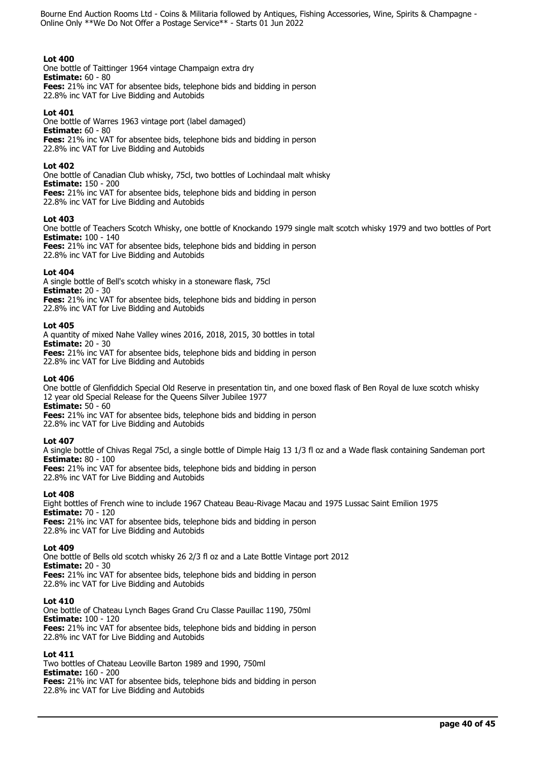**Lot 400**
One bottle of Taittinger 1964 vintage Champaign extra dry
**Estimate:** 60 - 80
**Fees:** 21% inc VAT for absentee bids, telephone bids and bidding in person
22.8% inc VAT for Live Bidding and Autobids

**Lot 401**
One bottle of Warres 1963 vintage port (label damaged)
**Estimate:** 60 - 80
**Fees:** 21% inc VAT for absentee bids, telephone bids and bidding in person
22.8% inc VAT for Live Bidding and Autobids

**Lot 402**
One bottle of Canadian Club whisky, 75cl, two bottles of Lochindaal malt whisky
**Estimate:** 150 - 200
**Fees:** 21% inc VAT for absentee bids, telephone bids and bidding in person
22.8% inc VAT for Live Bidding and Autobids

**Lot 403**
One bottle of Teachers Scotch Whisky, one bottle of Knockando 1979 single malt scotch whisky 1979 and two bottles of Port
**Estimate:** 100 - 140
**Fees:** 21% inc VAT for absentee bids, telephone bids and bidding in person
22.8% inc VAT for Live Bidding and Autobids

**Lot 404**
A single bottle of Bell's scotch whisky in a stoneware flask, 75cl
**Estimate:** 20 - 30
**Fees:** 21% inc VAT for absentee bids, telephone bids and bidding in person
22.8% inc VAT for Live Bidding and Autobids

**Lot 405**
A quantity of mixed Nahe Valley wines 2016, 2018, 2015, 30 bottles in total
**Estimate:** 20 - 30
**Fees:** 21% inc VAT for absentee bids, telephone bids and bidding in person
22.8% inc VAT for Live Bidding and Autobids

**Lot 406**
One bottle of Glenfiddich Special Old Reserve in presentation tin, and one boxed flask of Ben Royal de luxe scotch whisky 12 year old Special Release for the Queens Silver Jubilee 1977
**Estimate:** 50 - 60
**Fees:** 21% inc VAT for absentee bids, telephone bids and bidding in person
22.8% inc VAT for Live Bidding and Autobids

**Lot 407**
A single bottle of Chivas Regal 75cl, a single bottle of Dimple Haig 13 1/3 fl oz and a Wade flask containing Sandeman port
**Estimate:** 80 - 100
**Fees:** 21% inc VAT for absentee bids, telephone bids and bidding in person
22.8% inc VAT for Live Bidding and Autobids

**Lot 408**
Eight bottles of French wine to include 1967 Chateau Beau-Rivage Macau and 1975 Lussac Saint Emilion 1975
**Estimate:** 70 - 120
**Fees:** 21% inc VAT for absentee bids, telephone bids and bidding in person
22.8% inc VAT for Live Bidding and Autobids

**Lot 409**
One bottle of Bells old scotch whisky 26 2/3 fl oz and a Late Bottle Vintage port 2012
**Estimate:** 20 - 30
**Fees:** 21% inc VAT for absentee bids, telephone bids and bidding in person
22.8% inc VAT for Live Bidding and Autobids

**Lot 410**
One bottle of Chateau Lynch Bages Grand Cru Classe Pauillac 1190, 750ml
**Estimate:** 100 - 120
**Fees:** 21% inc VAT for absentee bids, telephone bids and bidding in person
22.8% inc VAT for Live Bidding and Autobids

**Lot 411**
Two bottles of Chateau Leoville Barton 1989 and 1990, 750ml
**Estimate:** 160 - 200
**Fees:** 21% inc VAT for absentee bids, telephone bids and bidding in person
22.8% inc VAT for Live Bidding and Autobids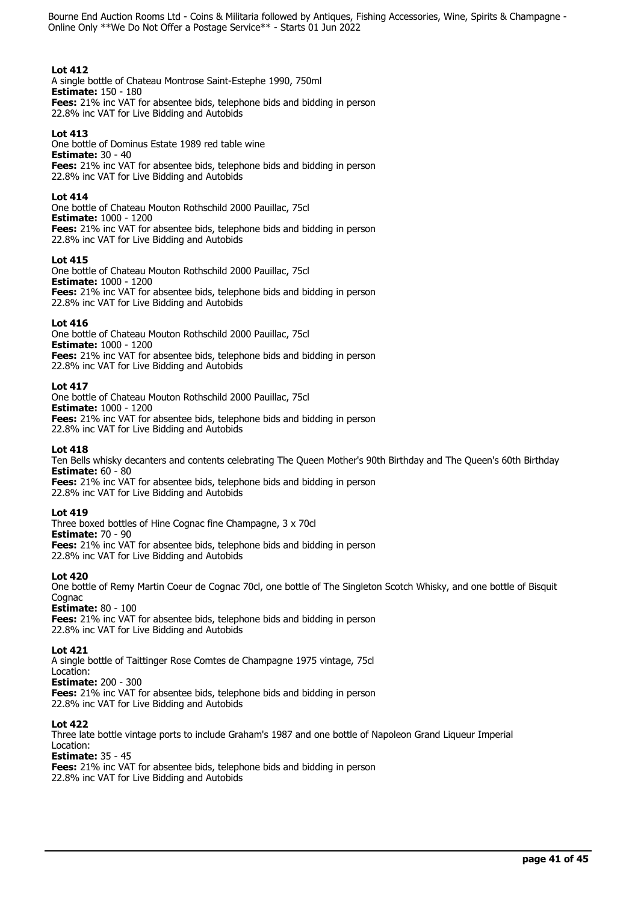**Lot 412**
A single bottle of Chateau Montrose Saint-Estephe 1990, 750ml
**Estimate:** 150 - 180
**Fees:** 21% inc VAT for absentee bids, telephone bids and bidding in person
22.8% inc VAT for Live Bidding and Autobids

**Lot 413**
One bottle of Dominus Estate 1989 red table wine
**Estimate:** 30 - 40
**Fees:** 21% inc VAT for absentee bids, telephone bids and bidding in person
22.8% inc VAT for Live Bidding and Autobids

**Lot 414**
One bottle of Chateau Mouton Rothschild 2000 Pauillac, 75cl
**Estimate:** 1000 - 1200
**Fees:** 21% inc VAT for absentee bids, telephone bids and bidding in person
22.8% inc VAT for Live Bidding and Autobids

**Lot 415**
One bottle of Chateau Mouton Rothschild 2000 Pauillac, 75cl
**Estimate:** 1000 - 1200
**Fees:** 21% inc VAT for absentee bids, telephone bids and bidding in person
22.8% inc VAT for Live Bidding and Autobids

**Lot 416**
One bottle of Chateau Mouton Rothschild 2000 Pauillac, 75cl
**Estimate:** 1000 - 1200
**Fees:** 21% inc VAT for absentee bids, telephone bids and bidding in person
22.8% inc VAT for Live Bidding and Autobids

**Lot 417**
One bottle of Chateau Mouton Rothschild 2000 Pauillac, 75cl
**Estimate:** 1000 - 1200
**Fees:** 21% inc VAT for absentee bids, telephone bids and bidding in person
22.8% inc VAT for Live Bidding and Autobids

**Lot 418**
Ten Bells whisky decanters and contents celebrating The Queen Mother's 90th Birthday and The Queen's 60th Birthday
**Estimate:** 60 - 80
**Fees:** 21% inc VAT for absentee bids, telephone bids and bidding in person
22.8% inc VAT for Live Bidding and Autobids

**Lot 419**
Three boxed bottles of Hine Cognac fine Champagne, 3 x 70cl
**Estimate:** 70 - 90
**Fees:** 21% inc VAT for absentee bids, telephone bids and bidding in person
22.8% inc VAT for Live Bidding and Autobids

**Lot 420**
One bottle of Remy Martin Coeur de Cognac 70cl, one bottle of The Singleton Scotch Whisky, and one bottle of Bisquit Cognac
**Estimate:** 80 - 100
**Fees:** 21% inc VAT for absentee bids, telephone bids and bidding in person
22.8% inc VAT for Live Bidding and Autobids

**Lot 421**
A single bottle of Taittinger Rose Comtes de Champagne 1975 vintage, 75cl
Location:
**Estimate:** 200 - 300
**Fees:** 21% inc VAT for absentee bids, telephone bids and bidding in person
22.8% inc VAT for Live Bidding and Autobids

**Lot 422**
Three late bottle vintage ports to include Graham's 1987 and one bottle of Napoleon Grand Liqueur Imperial
Location:
**Estimate:** 35 - 45
**Fees:** 21% inc VAT for absentee bids, telephone bids and bidding in person
22.8% inc VAT for Live Bidding and Autobids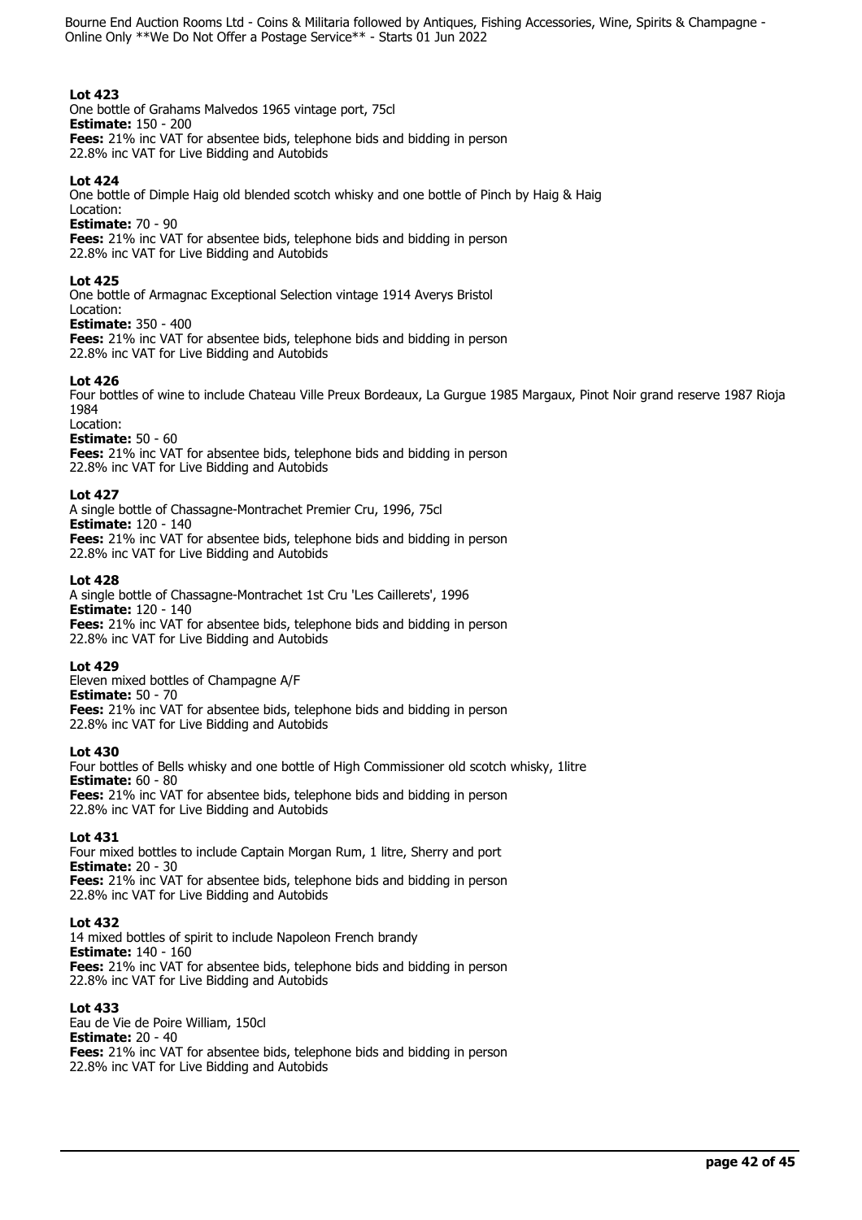**Lot 423**
One bottle of Grahams Malvedos 1965 vintage port, 75cl
**Estimate:** 150 - 200
**Fees:** 21% inc VAT for absentee bids, telephone bids and bidding in person
22.8% inc VAT for Live Bidding and Autobids

**Lot 424**
One bottle of Dimple Haig old blended scotch whisky and one bottle of Pinch by Haig & Haig
Location:
**Estimate:** 70 - 90
**Fees:** 21% inc VAT for absentee bids, telephone bids and bidding in person
22.8% inc VAT for Live Bidding and Autobids

**Lot 425**
One bottle of Armagnac Exceptional Selection vintage 1914 Averys Bristol
Location:
**Estimate:** 350 - 400
**Fees:** 21% inc VAT for absentee bids, telephone bids and bidding in person
22.8% inc VAT for Live Bidding and Autobids

**Lot 426**
Four bottles of wine to include Chateau Ville Preux Bordeaux, La Gurgue 1985 Margaux, Pinot Noir grand reserve 1987 Rioja 1984
Location:
**Estimate:** 50 - 60
**Fees:** 21% inc VAT for absentee bids, telephone bids and bidding in person
22.8% inc VAT for Live Bidding and Autobids

**Lot 427**
A single bottle of Chassagne-Montrachet Premier Cru, 1996, 75cl
**Estimate:** 120 - 140
**Fees:** 21% inc VAT for absentee bids, telephone bids and bidding in person
22.8% inc VAT for Live Bidding and Autobids

**Lot 428**
A single bottle of Chassagne-Montrachet 1st Cru 'Les Caillerets', 1996
**Estimate:** 120 - 140
**Fees:** 21% inc VAT for absentee bids, telephone bids and bidding in person
22.8% inc VAT for Live Bidding and Autobids

**Lot 429**
Eleven mixed bottles of Champagne A/F
**Estimate:** 50 - 70
**Fees:** 21% inc VAT for absentee bids, telephone bids and bidding in person
22.8% inc VAT for Live Bidding and Autobids

**Lot 430**
Four bottles of Bells whisky and one bottle of High Commissioner old scotch whisky, 1litre
**Estimate:** 60 - 80
**Fees:** 21% inc VAT for absentee bids, telephone bids and bidding in person
22.8% inc VAT for Live Bidding and Autobids

**Lot 431**
Four mixed bottles to include Captain Morgan Rum, 1 litre, Sherry and port
**Estimate:** 20 - 30
**Fees:** 21% inc VAT for absentee bids, telephone bids and bidding in person
22.8% inc VAT for Live Bidding and Autobids

**Lot 432**
14 mixed bottles of spirit to include Napoleon French brandy
**Estimate:** 140 - 160
**Fees:** 21% inc VAT for absentee bids, telephone bids and bidding in person
22.8% inc VAT for Live Bidding and Autobids

**Lot 433**
Eau de Vie de Poire William, 150cl
**Estimate:** 20 - 40
**Fees:** 21% inc VAT for absentee bids, telephone bids and bidding in person
22.8% inc VAT for Live Bidding and Autobids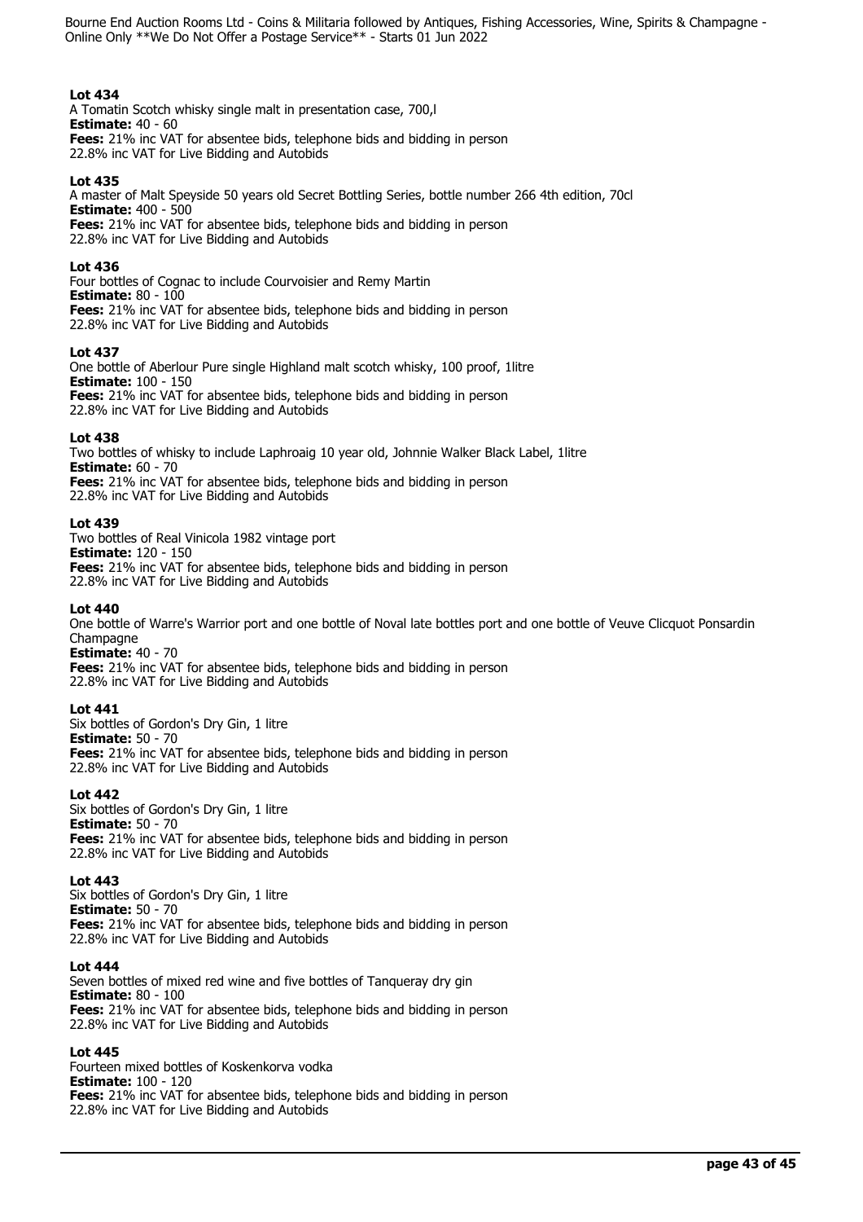**Lot 434**
A Tomatin Scotch whisky single malt in presentation case, 700,l
**Estimate:** 40 - 60
**Fees:** 21% inc VAT for absentee bids, telephone bids and bidding in person
22.8% inc VAT for Live Bidding and Autobids

**Lot 435**
A master of Malt Speyside 50 years old Secret Bottling Series, bottle number 266 4th edition, 70cl
**Estimate:** 400 - 500
**Fees:** 21% inc VAT for absentee bids, telephone bids and bidding in person
22.8% inc VAT for Live Bidding and Autobids

**Lot 436**
Four bottles of Cognac to include Courvoisier and Remy Martin
**Estimate:** 80 - 100
**Fees:** 21% inc VAT for absentee bids, telephone bids and bidding in person
22.8% inc VAT for Live Bidding and Autobids

**Lot 437**
One bottle of Aberlour Pure single Highland malt scotch whisky, 100 proof, 1litre
**Estimate:** 100 - 150
**Fees:** 21% inc VAT for absentee bids, telephone bids and bidding in person
22.8% inc VAT for Live Bidding and Autobids

**Lot 438**
Two bottles of whisky to include Laphroaig 10 year old, Johnnie Walker Black Label, 1litre
**Estimate:** 60 - 70
**Fees:** 21% inc VAT for absentee bids, telephone bids and bidding in person
22.8% inc VAT for Live Bidding and Autobids

**Lot 439**
Two bottles of Real Vinicola 1982 vintage port
**Estimate:** 120 - 150
**Fees:** 21% inc VAT for absentee bids, telephone bids and bidding in person
22.8% inc VAT for Live Bidding and Autobids

**Lot 440**
One bottle of Warre's Warrior port and one bottle of Noval late bottles port and one bottle of Veuve Clicquot Ponsardin Champagne
**Estimate:** 40 - 70
**Fees:** 21% inc VAT for absentee bids, telephone bids and bidding in person
22.8% inc VAT for Live Bidding and Autobids

**Lot 441**
Six bottles of Gordon's Dry Gin, 1 litre
**Estimate:** 50 - 70
**Fees:** 21% inc VAT for absentee bids, telephone bids and bidding in person
22.8% inc VAT for Live Bidding and Autobids

**Lot 442**
Six bottles of Gordon's Dry Gin, 1 litre
**Estimate:** 50 - 70
**Fees:** 21% inc VAT for absentee bids, telephone bids and bidding in person
22.8% inc VAT for Live Bidding and Autobids

**Lot 443**
Six bottles of Gordon's Dry Gin, 1 litre
**Estimate:** 50 - 70
**Fees:** 21% inc VAT for absentee bids, telephone bids and bidding in person
22.8% inc VAT for Live Bidding and Autobids

**Lot 444**
Seven bottles of mixed red wine and five bottles of Tanqueray dry gin
**Estimate:** 80 - 100
**Fees:** 21% inc VAT for absentee bids, telephone bids and bidding in person
22.8% inc VAT for Live Bidding and Autobids

**Lot 445**
Fourteen mixed bottles of Koskenkorva vodka
**Estimate:** 100 - 120
**Fees:** 21% inc VAT for absentee bids, telephone bids and bidding in person
22.8% inc VAT for Live Bidding and Autobids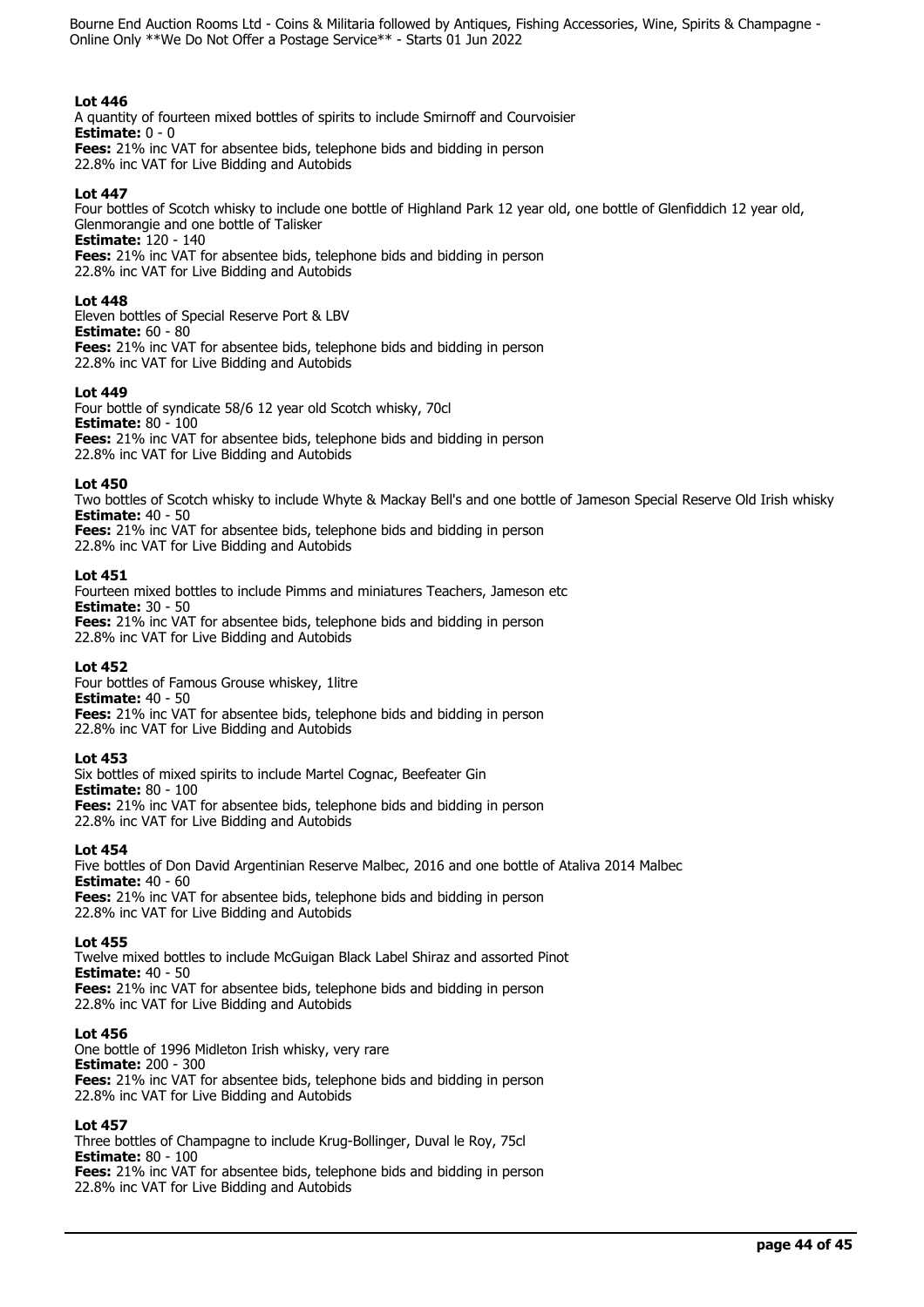**Lot 446**
A quantity of fourteen mixed bottles of spirits to include Smirnoff and Courvoisier
**Estimate:** 0 - 0
**Fees:** 21% inc VAT for absentee bids, telephone bids and bidding in person
22.8% inc VAT for Live Bidding and Autobids

**Lot 447**
Four bottles of Scotch whisky to include one bottle of Highland Park 12 year old, one bottle of Glenfiddich 12 year old, Glenmorangie and one bottle of Talisker
**Estimate:** 120 - 140
**Fees:** 21% inc VAT for absentee bids, telephone bids and bidding in person
22.8% inc VAT for Live Bidding and Autobids

**Lot 448**
Eleven bottles of Special Reserve Port & LBV
**Estimate:** 60 - 80
**Fees:** 21% inc VAT for absentee bids, telephone bids and bidding in person
22.8% inc VAT for Live Bidding and Autobids

**Lot 449**
Four bottle of syndicate 58/6 12 year old Scotch whisky, 70cl
**Estimate:** 80 - 100
**Fees:** 21% inc VAT for absentee bids, telephone bids and bidding in person
22.8% inc VAT for Live Bidding and Autobids

**Lot 450**
Two bottles of Scotch whisky to include Whyte & Mackay Bell's and one bottle of Jameson Special Reserve Old Irish whisky
**Estimate:** 40 - 50
**Fees:** 21% inc VAT for absentee bids, telephone bids and bidding in person
22.8% inc VAT for Live Bidding and Autobids

**Lot 451**
Fourteen mixed bottles to include Pimms and miniatures Teachers, Jameson etc
**Estimate:** 30 - 50
**Fees:** 21% inc VAT for absentee bids, telephone bids and bidding in person
22.8% inc VAT for Live Bidding and Autobids

**Lot 452**
Four bottles of Famous Grouse whiskey, 1litre
**Estimate:** 40 - 50
**Fees:** 21% inc VAT for absentee bids, telephone bids and bidding in person
22.8% inc VAT for Live Bidding and Autobids

**Lot 453**
Six bottles of mixed spirits to include Martel Cognac, Beefeater Gin
**Estimate:** 80 - 100
**Fees:** 21% inc VAT for absentee bids, telephone bids and bidding in person
22.8% inc VAT for Live Bidding and Autobids

**Lot 454**
Five bottles of Don David Argentinian Reserve Malbec, 2016 and one bottle of Ataliva 2014 Malbec
**Estimate:** 40 - 60
**Fees:** 21% inc VAT for absentee bids, telephone bids and bidding in person
22.8% inc VAT for Live Bidding and Autobids

**Lot 455**
Twelve mixed bottles to include McGuigan Black Label Shiraz and assorted Pinot
**Estimate:** 40 - 50
**Fees:** 21% inc VAT for absentee bids, telephone bids and bidding in person
22.8% inc VAT for Live Bidding and Autobids

**Lot 456**
One bottle of 1996 Midleton Irish whisky, very rare
**Estimate:** 200 - 300
**Fees:** 21% inc VAT for absentee bids, telephone bids and bidding in person
22.8% inc VAT for Live Bidding and Autobids

**Lot 457**
Three bottles of Champagne to include Krug-Bollinger, Duval le Roy, 75cl
**Estimate:** 80 - 100
**Fees:** 21% inc VAT for absentee bids, telephone bids and bidding in person
22.8% inc VAT for Live Bidding and Autobids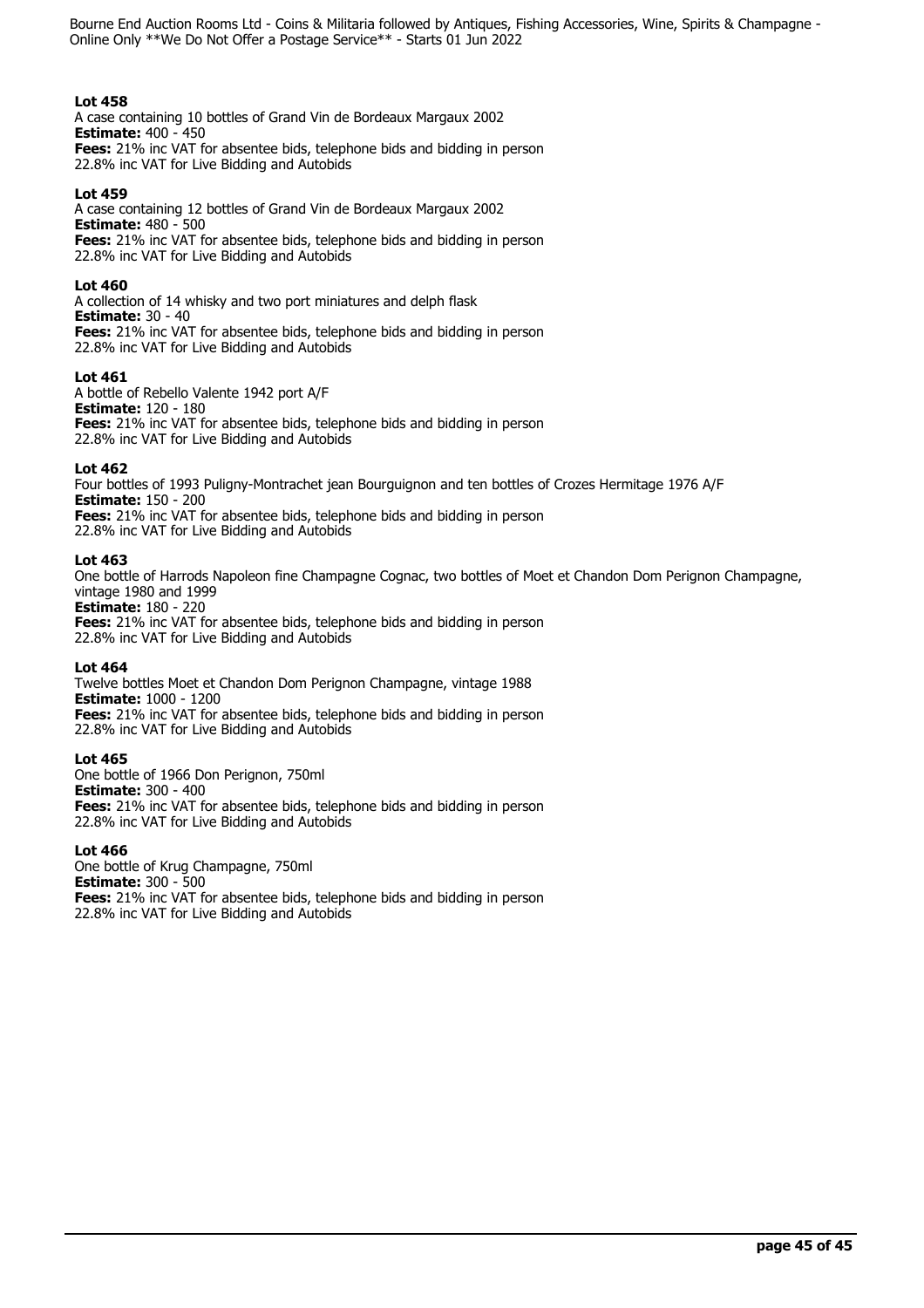**Lot 458**
A case containing 10 bottles of Grand Vin de Bordeaux Margaux 2002
**Estimate:** 400 - 450
**Fees:** 21% inc VAT for absentee bids, telephone bids and bidding in person
22.8% inc VAT for Live Bidding and Autobids

**Lot 459**
A case containing 12 bottles of Grand Vin de Bordeaux Margaux 2002
**Estimate:** 480 - 500
**Fees:** 21% inc VAT for absentee bids, telephone bids and bidding in person
22.8% inc VAT for Live Bidding and Autobids

**Lot 460**
A collection of 14 whisky and two port miniatures and delph flask
**Estimate:** 30 - 40
**Fees:** 21% inc VAT for absentee bids, telephone bids and bidding in person
22.8% inc VAT for Live Bidding and Autobids

**Lot 461**
A bottle of Rebello Valente 1942 port A/F
**Estimate:** 120 - 180
**Fees:** 21% inc VAT for absentee bids, telephone bids and bidding in person
22.8% inc VAT for Live Bidding and Autobids

**Lot 462**
Four bottles of 1993 Puligny-Montrachet jean Bourguignon and ten bottles of Crozes Hermitage 1976 A/F
**Estimate:** 150 - 200
**Fees:** 21% inc VAT for absentee bids, telephone bids and bidding in person
22.8% inc VAT for Live Bidding and Autobids

**Lot 463**
One bottle of Harrods Napoleon fine Champagne Cognac, two bottles of Moet et Chandon Dom Perignon Champagne, vintage 1980 and 1999
**Estimate:** 180 - 220
**Fees:** 21% inc VAT for absentee bids, telephone bids and bidding in person
22.8% inc VAT for Live Bidding and Autobids

**Lot 464**
Twelve bottles Moet et Chandon Dom Perignon Champagne, vintage 1988
**Estimate:** 1000 - 1200
**Fees:** 21% inc VAT for absentee bids, telephone bids and bidding in person
22.8% inc VAT for Live Bidding and Autobids

**Lot 465**
One bottle of 1966 Don Perignon, 750ml
**Estimate:** 300 - 400
**Fees:** 21% inc VAT for absentee bids, telephone bids and bidding in person
22.8% inc VAT for Live Bidding and Autobids

**Lot 466**
One bottle of Krug Champagne, 750ml
**Estimate:** 300 - 500
**Fees:** 21% inc VAT for absentee bids, telephone bids and bidding in person
22.8% inc VAT for Live Bidding and Autobids